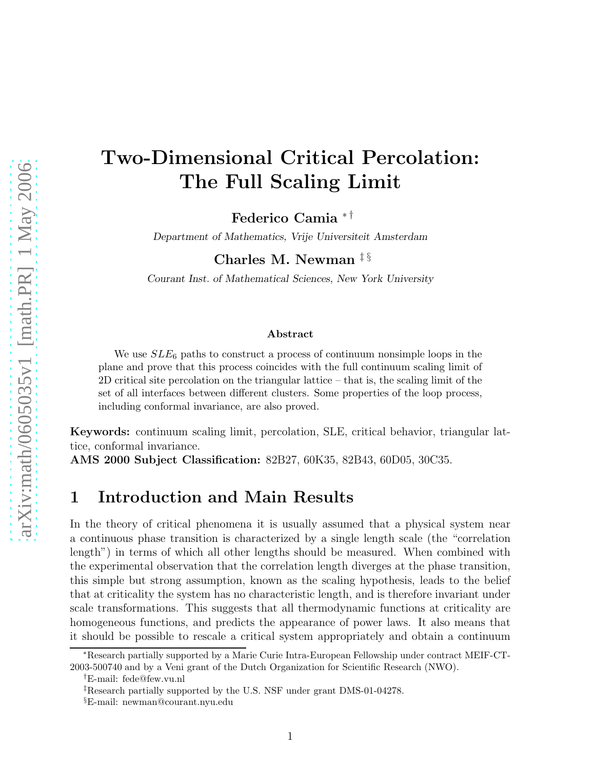# Two-Dimensional Critical Percolation: The Full Scaling Limit

**Federico Camia** [*] [†]

*Department of Mathematics, Vrije Universiteit Amsterdam*

**Charles M. Newman** [‡] [§]

*Courant Inst. of Mathematical Sciences, New York University*

### Abstract

We use $SLE_6$ paths to construct a process of continuum nonsimple loops in the plane and prove that this process coincides with the full continuum scaling limit of 2D critical site percolation on the triangular lattice – that is, the scaling limit of the set of all interfaces between different clusters. Some properties of the loop process, including conformal invariance, are also proved.

**Keywords:** continuum scaling limit, percolation, SLE, critical behavior, triangular lattice, conformal invariance.

**AMS 2000 Subject Classification:** 82B27, 60K35, 82B43, 60D05, 30C35.

## 1 Introduction and Main Results

In the theory of critical phenomena it is usually assumed that a physical system near a continuous phase transition is characterized by a single length scale (the "correlation length") in terms of which all other lengths should be measured. When combined with the experimental observation that the correlation length diverges at the phase transition, this simple but strong assumption, known as the scaling hypothesis, leads to the belief that at criticality the system has no characteristic length, and is therefore invariant under scale transformations. This suggests that all thermodynamic functions at criticality are homogeneous functions, and predicts the appearance of power laws. It also means that it should be possible to rescale a critical system appropriately and obtain a continuum

[*] Research partially supported by a Marie Curie Intra-European Fellowship under contract MEIF-CT-2003-500740 and by a Veni grant of the Dutch Organization for Scientific Research (NWO).

[†] E-mail: fede@few.vu.nl

[‡] Research partially supported by the U.S. NSF under grant DMS-01-04278.

[§] E-mail: newman@courant.nyu.edu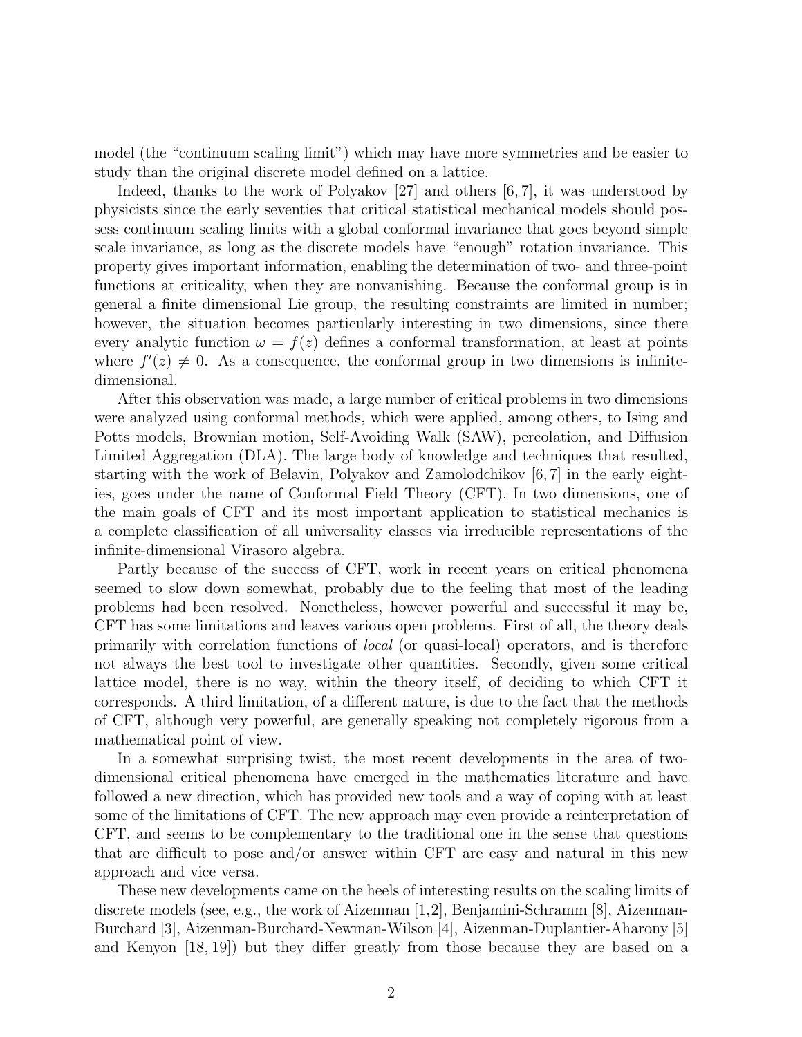model (the "continuum scaling limit") which may have more symmetries and be easier to study than the original discrete model defined on a lattice.

Indeed, thanks to the work of Polyakov [27] and others [6, 7], it was understood by physicists since the early seventies that critical statistical mechanical models should possess continuum scaling limits with a global conformal invariance that goes beyond simple scale invariance, as long as the discrete models have "enough" rotation invariance. This property gives important information, enabling the determination of two- and three-point functions at criticality, when they are nonvanishing. Because the conformal group is in general a finite dimensional Lie group, the resulting constraints are limited in number; however, the situation becomes particularly interesting in two dimensions, since there every analytic function $\omega = f(z)$ defines a conformal transformation, at least at points where $f'(z) \neq 0$. As a consequence, the conformal group in two dimensions is infinite-dimensional.

After this observation was made, a large number of critical problems in two dimensions were analyzed using conformal methods, which were applied, among others, to Ising and Potts models, Brownian motion, Self-Avoiding Walk (SAW), percolation, and Diffusion Limited Aggregation (DLA). The large body of knowledge and techniques that resulted, starting with the work of Belavin, Polyakov and Zamolodchikov [6, 7] in the early eighties, goes under the name of Conformal Field Theory (CFT). In two dimensions, one of the main goals of CFT and its most important application to statistical mechanics is a complete classification of all universality classes via irreducible representations of the infinite-dimensional Virasoro algebra.

Partly because of the success of CFT, work in recent years on critical phenomena seemed to slow down somewhat, probably due to the feeling that most of the leading problems had been resolved. Nonetheless, however powerful and successful it may be, CFT has some limitations and leaves various open problems. First of all, the theory deals primarily with correlation functions of *local* (or quasi-local) operators, and is therefore not always the best tool to investigate other quantities. Secondly, given some critical lattice model, there is no way, within the theory itself, of deciding to which CFT it corresponds. A third limitation, of a different nature, is due to the fact that the methods of CFT, although very powerful, are generally speaking not completely rigorous from a mathematical point of view.

In a somewhat surprising twist, the most recent developments in the area of two-dimensional critical phenomena have emerged in the mathematics literature and have followed a new direction, which has provided new tools and a way of coping with at least some of the limitations of CFT. The new approach may even provide a reinterpretation of CFT, and seems to be complementary to the traditional one in the sense that questions that are difficult to pose and/or answer within CFT are easy and natural in this new approach and vice versa.

These new developments came on the heels of interesting results on the scaling limits of discrete models (see, e.g., the work of Aizenman [1,2], Benjamini-Schramm [8], Aizenman-Burchard [3], Aizenman-Burchard-Newman-Wilson [4], Aizenman-Duplantier-Aharony [5] and Kenyon [18, 19]) but they differ greatly from those because they are based on a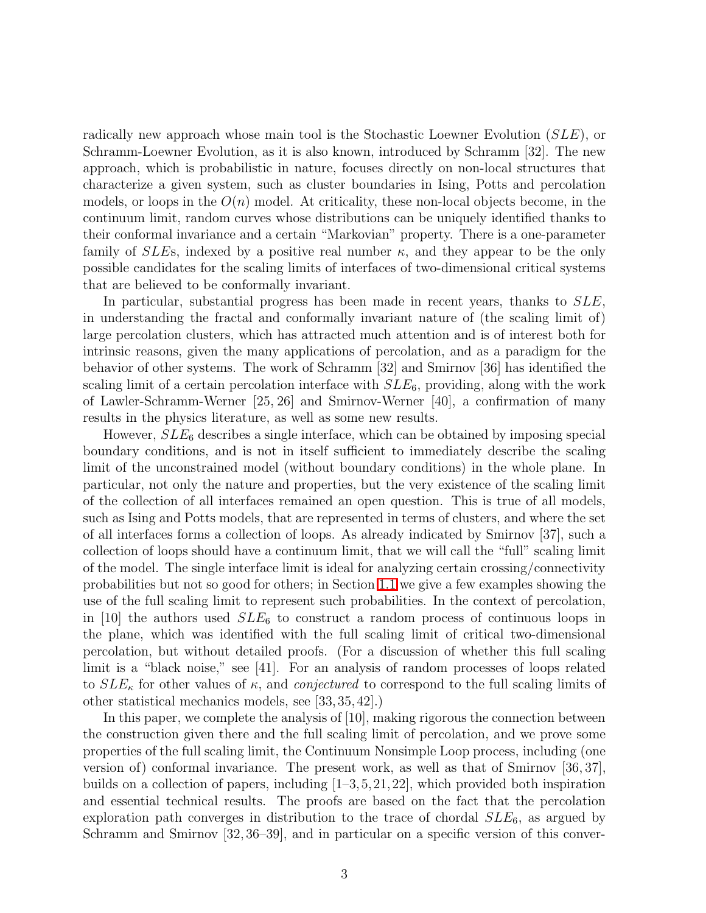radically new approach whose main tool is the Stochastic Loewner Evolution ($SLE$), or Schramm-Loewner Evolution, as it is also known, introduced by Schramm [32]. The new approach, which is probabilistic in nature, focuses directly on non-local structures that characterize a given system, such as cluster boundaries in Ising, Potts and percolation models, or loops in the $O(n)$ model. At criticality, these non-local objects become, in the continuum limit, random curves whose distributions can be uniquely identified thanks to their conformal invariance and a certain "Markovian" property. There is a one-parameter family of $SLE$s, indexed by a positive real number $\kappa$, and they appear to be the only possible candidates for the scaling limits of interfaces of two-dimensional critical systems that are believed to be conformally invariant.

In particular, substantial progress has been made in recent years, thanks to $SLE$, in understanding the fractal and conformally invariant nature of (the scaling limit of) large percolation clusters, which has attracted much attention and is of interest both for intrinsic reasons, given the many applications of percolation, and as a paradigm for the behavior of other systems. The work of Schramm [32] and Smirnov [36] has identified the scaling limit of a certain percolation interface with $SLE_6$, providing, along with the work of Lawler-Schramm-Werner [25, 26] and Smirnov-Werner [40], a confirmation of many results in the physics literature, as well as some new results.

However, $SLE_6$ describes a single interface, which can be obtained by imposing special boundary conditions, and is not in itself sufficient to immediately describe the scaling limit of the unconstrained model (without boundary conditions) in the whole plane. In particular, not only the nature and properties, but the very existence of the scaling limit of the collection of all interfaces remained an open question. This is true of all models, such as Ising and Potts models, that are represented in terms of clusters, and where the set of all interfaces forms a collection of loops. As already indicated by Smirnov [37], such a collection of loops should have a continuum limit, that we will call the "full" scaling limit of the model. The single interface limit is ideal for analyzing certain crossing/connectivity probabilities but not so good for others; in Section 1.1 we give a few examples showing the use of the full scaling limit to represent such probabilities. In the context of percolation, in [10] the authors used $SLE_6$ to construct a random process of continuous loops in the plane, which was identified with the full scaling limit of critical two-dimensional percolation, but without detailed proofs. (For a discussion of whether this full scaling limit is a "black noise," see [41]. For an analysis of random processes of loops related to $SLE_\kappa$ for other values of $\kappa$, and *conjectured* to correspond to the full scaling limits of other statistical mechanics models, see [33, 35, 42].)

In this paper, we complete the analysis of [10], making rigorous the connection between the construction given there and the full scaling limit of percolation, and we prove some properties of the full scaling limit, the Continuum Nonsimple Loop process, including (one version of) conformal invariance. The present work, as well as that of Smirnov [36, 37], builds on a collection of papers, including [1–3, 5, 21, 22], which provided both inspiration and essential technical results. The proofs are based on the fact that the percolation exploration path converges in distribution to the trace of chordal $SLE_6$, as argued by Schramm and Smirnov [32, 36–39], and in particular on a specific version of this conver-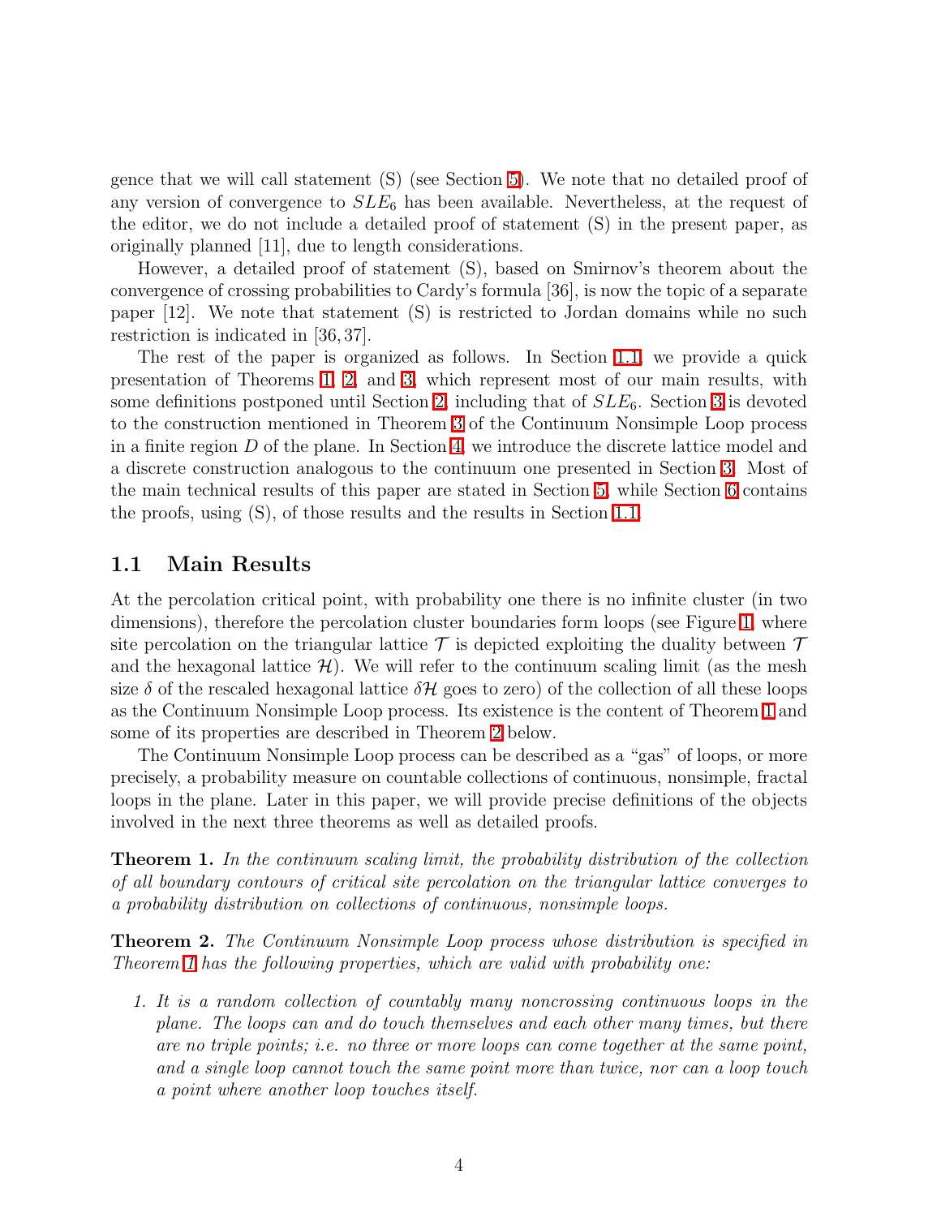gence that we will call statement (S) (see Section 5). We note that no detailed proof of any version of convergence to $SLE_6$ has been available. Nevertheless, at the request of the editor, we do not include a detailed proof of statement (S) in the present paper, as originally planned [11], due to length considerations.

However, a detailed proof of statement (S), based on Smirnov's theorem about the convergence of crossing probabilities to Cardy's formula [36], is now the topic of a separate paper [12]. We note that statement (S) is restricted to Jordan domains while no such restriction is indicated in [36, 37].

The rest of the paper is organized as follows. In Section 1.1, we provide a quick presentation of Theorems 1, 2, and 3, which represent most of our main results, with some definitions postponed until Section 2, including that of $SLE_6$. Section 3 is devoted to the construction mentioned in Theorem 3 of the Continuum Nonsimple Loop process in a finite region $D$ of the plane. In Section 4, we introduce the discrete lattice model and a discrete construction analogous to the continuum one presented in Section 3. Most of the main technical results of this paper are stated in Section 5, while Section 6 contains the proofs, using (S), of those results and the results in Section 1.1.

## 1.1 Main Results

At the percolation critical point, with probability one there is no infinite cluster (in two dimensions), therefore the percolation cluster boundaries form loops (see Figure 1, where site percolation on the triangular lattice $\mathcal{T}$ is depicted exploiting the duality between $\mathcal{T}$ and the hexagonal lattice $\mathcal{H}$). We will refer to the continuum scaling limit (as the mesh size $\delta$ of the rescaled hexagonal lattice $\delta\mathcal{H}$ goes to zero) of the collection of all these loops as the Continuum Nonsimple Loop process. Its existence is the content of Theorem 1 and some of its properties are described in Theorem 2 below.

The Continuum Nonsimple Loop process can be described as a "gas" of loops, or more precisely, a probability measure on countable collections of continuous, nonsimple, fractal loops in the plane. Later in this paper, we will provide precise definitions of the objects involved in the next three theorems as well as detailed proofs.

**Theorem 1.** *In the continuum scaling limit, the probability distribution of the collection of all boundary contours of critical site percolation on the triangular lattice converges to a probability distribution on collections of continuous, nonsimple loops.*

**Theorem 2.** *The Continuum Nonsimple Loop process whose distribution is specified in Theorem 1 has the following properties, which are valid with probability one:*

1. *It is a random collection of countably many noncrossing continuous loops in the plane. The loops can and do touch themselves and each other many times, but there are no triple points; i.e. no three or more loops can come together at the same point, and a single loop cannot touch the same point more than twice, nor can a loop touch a point where another loop touches itself.*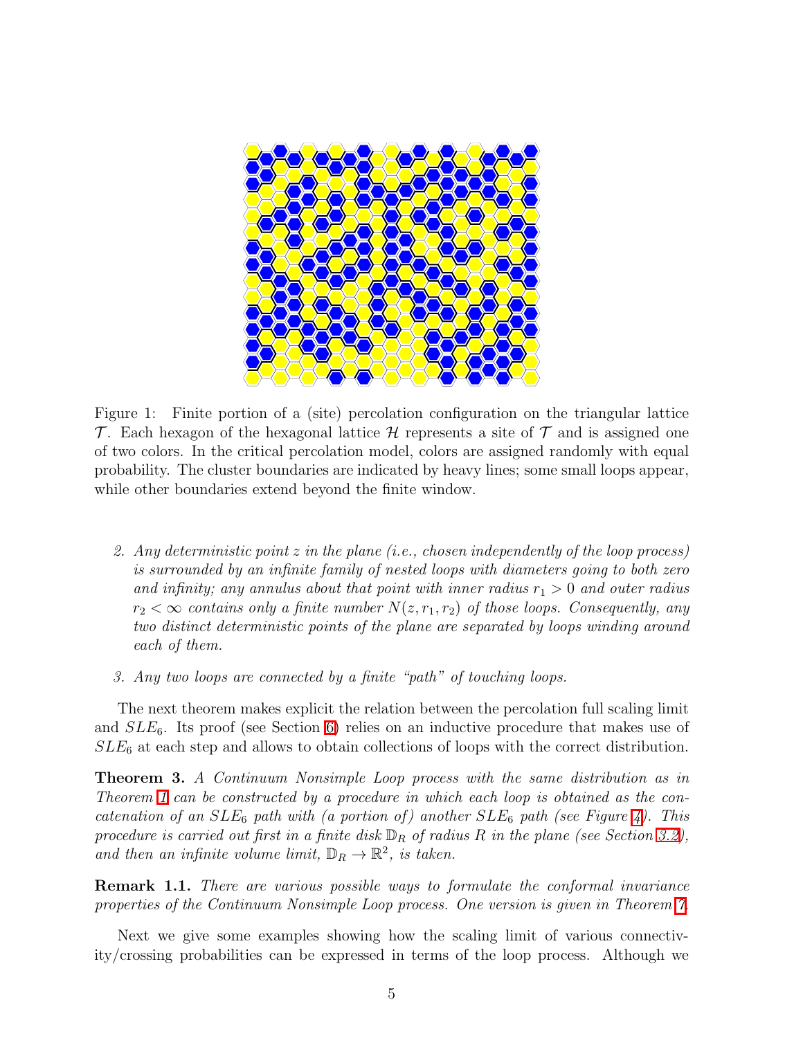Figure 1: Finite portion of a (site) percolation configuration on the triangular lattice $\mathcal{T}$. Each hexagon of the hexagonal lattice $\mathcal{H}$ represents a site of $\mathcal{T}$ and is assigned one of two colors. In the critical percolation model, colors are assigned randomly with equal probability. The cluster boundaries are indicated by heavy lines; some small loops appear, while other boundaries extend beyond the finite window.

2. *Any deterministic point $z$ in the plane (i.e., chosen independently of the loop process) is surrounded by an infinite family of nested loops with diameters going to both zero and infinity; any annulus about that point with inner radius $r_1 > 0$ and outer radius $r_2 < \infty$ contains only a finite number $N(z, r_1, r_2)$ of those loops. Consequently, any two distinct deterministic points of the plane are separated by loops winding around each of them.*

3. *Any two loops are connected by a finite "path" of touching loops.*

The next theorem makes explicit the relation between the percolation full scaling limit and $SLE_6$. Its proof (see Section 6) relies on an inductive procedure that makes use of $SLE_6$ at each step and allows to obtain collections of loops with the correct distribution.

**Theorem 3.** *A Continuum Nonsimple Loop process with the same distribution as in Theorem 1 can be constructed by a procedure in which each loop is obtained as the concatenation of an $SLE_6$ path with (a portion of) another $SLE_6$ path (see Figure 4). This procedure is carried out first in a finite disk $\mathbb{D}_R$ of radius $R$ in the plane (see Section 3.2), and then an infinite volume limit, $\mathbb{D}_R \to \mathbb{R}^2$, is taken.*

**Remark 1.1.** *There are various possible ways to formulate the conformal invariance properties of the Continuum Nonsimple Loop process. One version is given in Theorem 7.*

Next we give some examples showing how the scaling limit of various connectivity/crossing probabilities can be expressed in terms of the loop process. Although we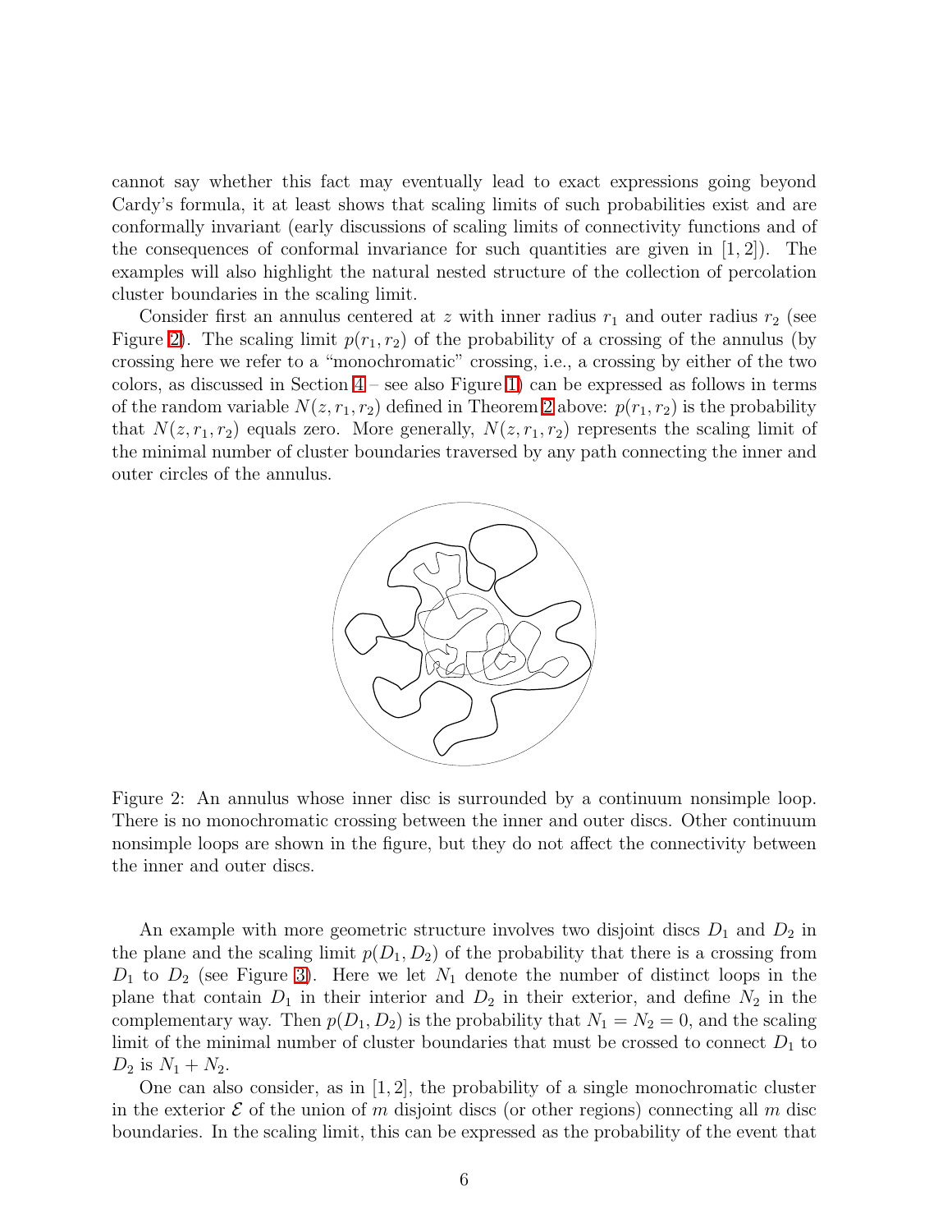cannot say whether this fact may eventually lead to exact expressions going beyond Cardy's formula, it at least shows that scaling limits of such probabilities exist and are conformally invariant (early discussions of scaling limits of connectivity functions and of the consequences of conformal invariance for such quantities are given in [1, 2]). The examples will also highlight the natural nested structure of the collection of percolation cluster boundaries in the scaling limit.

Consider first an annulus centered at $z$ with inner radius $r_1$ and outer radius $r_2$ (see Figure 2). The scaling limit $p(r_1, r_2)$ of the probability of a crossing of the annulus (by crossing here we refer to a "monochromatic" crossing, i.e., a crossing by either of the two colors, as discussed in Section 4 – see also Figure 1) can be expressed as follows in terms of the random variable $N(z, r_1, r_2)$ defined in Theorem 2 above: $p(r_1, r_2)$ is the probability that $N(z, r_1, r_2)$ equals zero. More generally, $N(z, r_1, r_2)$ represents the scaling limit of the minimal number of cluster boundaries traversed by any path connecting the inner and outer circles of the annulus.

Figure 2: An annulus whose inner disc is surrounded by a continuum nonsimple loop. There is no monochromatic crossing between the inner and outer discs. Other continuum nonsimple loops are shown in the figure, but they do not affect the connectivity between the inner and outer discs.

An example with more geometric structure involves two disjoint discs $D_1$ and $D_2$ in the plane and the scaling limit $p(D_1, D_2)$ of the probability that there is a crossing from $D_1$ to $D_2$ (see Figure 3). Here we let $N_1$ denote the number of distinct loops in the plane that contain $D_1$ in their interior and $D_2$ in their exterior, and define $N_2$ in the complementary way. Then $p(D_1, D_2)$ is the probability that $N_1 = N_2 = 0$, and the scaling limit of the minimal number of cluster boundaries that must be crossed to connect $D_1$ to $D_2$ is $N_1 + N_2$.

One can also consider, as in [1, 2], the probability of a single monochromatic cluster in the exterior $\mathcal{E}$ of the union of $m$ disjoint discs (or other regions) connecting all $m$ disc boundaries. In the scaling limit, this can be expressed as the probability of the event that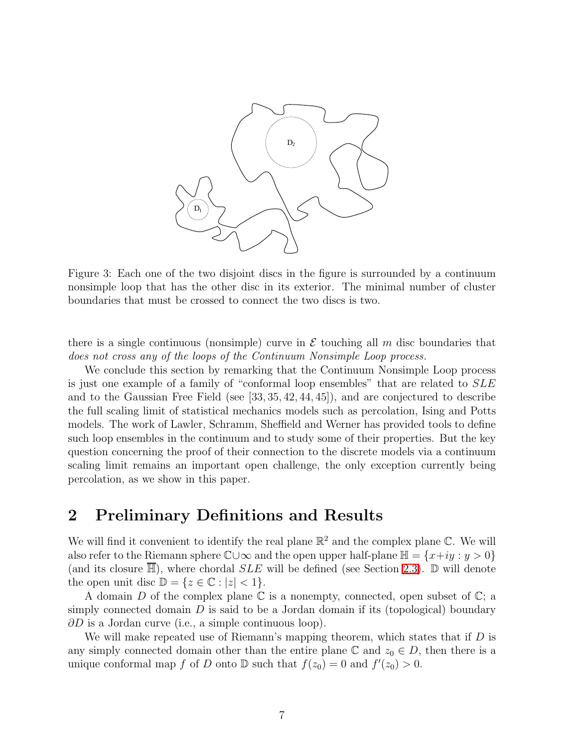Figure 3: Each one of the two disjoint discs in the figure is surrounded by a continuum nonsimple loop that has the other disc in its exterior. The minimal number of cluster boundaries that must be crossed to connect the two discs is two.

there is a single continuous (nonsimple) curve in $\mathcal{E}$ touching all $m$ disc boundaries that *does not cross any of the loops of the Continuum Nonsimple Loop process.*

We conclude this section by remarking that the Continuum Nonsimple Loop process is just one example of a family of "conformal loop ensembles" that are related to $SLE$ and to the Gaussian Free Field (see [33, 35, 42, 44, 45]), and are conjectured to describe the full scaling limit of statistical mechanics models such as percolation, Ising and Potts models. The work of Lawler, Schramm, Sheffield and Werner has provided tools to define such loop ensembles in the continuum and to study some of their properties. But the key question concerning the proof of their connection to the discrete models via a continuum scaling limit remains an important open challenge, the only exception currently being percolation, as we show in this paper.

## 2 Preliminary Definitions and Results

We will find it convenient to identify the real plane $\mathbb{R}^2$ and the complex plane $\mathbb{C}$. We will also refer to the Riemann sphere $\mathbb{C} \cup \infty$ and the open upper half-plane $\mathbb{H} = \{x+iy : y > 0\}$ (and its closure $\overline{\mathbb{H}}$), where chordal $SLE$ will be defined (see Section 2.3). $\mathbb{D}$ will denote the open unit disc $\mathbb{D} = \{z \in \mathbb{C} : |z| < 1\}$.

A domain $D$ of the complex plane $\mathbb{C}$ is a nonempty, connected, open subset of $\mathbb{C}$; a simply connected domain $D$ is said to be a Jordan domain if its (topological) boundary $\partial D$ is a Jordan curve (i.e., a simple continuous loop).

We will make repeated use of Riemann's mapping theorem, which states that if $D$ is any simply connected domain other than the entire plane $\mathbb{C}$ and $z_0 \in D$, then there is a unique conformal map $f$ of $D$ onto $\mathbb{D}$ such that $f(z_0) = 0$ and $f'(z_0) > 0$.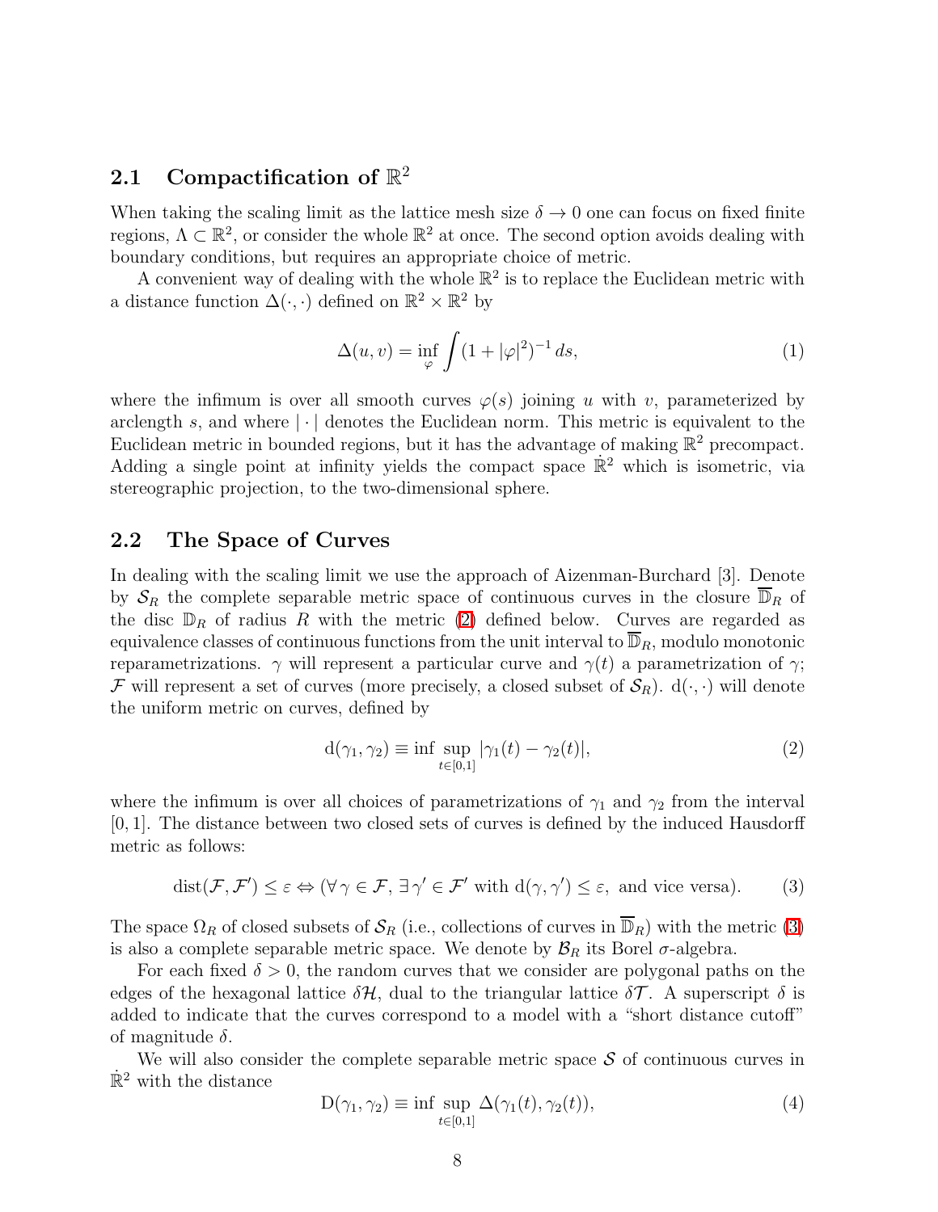### 2.1 Compactification of $\mathbb{R}^2$

When taking the scaling limit as the lattice mesh size $\delta \to 0$ one can focus on fixed finite regions, $\Lambda \subset \mathbb{R}^2$, or consider the whole $\mathbb{R}^2$ at once. The second option avoids dealing with boundary conditions, but requires an appropriate choice of metric.

A convenient way of dealing with the whole $\mathbb{R}^2$ is to replace the Euclidean metric with a distance function $\Delta(\cdot, \cdot)$ defined on $\mathbb{R}^2 \times \mathbb{R}^2$ by

$$\Delta(u, v) = \inf_{\varphi} \int (1 + |\varphi|^2)^{-1} \, ds, \tag{1}$$

where the infimum is over all smooth curves $\varphi(s)$ joining $u$ with $v$, parameterized by arclength $s$, and where $| \cdot |$ denotes the Euclidean norm. This metric is equivalent to the Euclidean metric in bounded regions, but it has the advantage of making $\mathbb{R}^2$ precompact. Adding a single point at infinity yields the compact space $\dot{\mathbb{R}}^2$ which is isometric, via stereographic projection, to the two-dimensional sphere.

### 2.2 The Space of Curves

In dealing with the scaling limit we use the approach of Aizenman-Burchard [3]. Denote by $\mathcal{S}_R$ the complete separable metric space of continuous curves in the closure $\overline{\mathbb{D}}_R$ of the disc $\mathbb{D}_R$ of radius $R$ with the metric (2) defined below. Curves are regarded as equivalence classes of continuous functions from the unit interval to $\overline{\mathbb{D}}_R$, modulo monotonic reparametrizations. $\gamma$ will represent a particular curve and $\gamma(t)$ a parametrization of $\gamma$; $\mathcal{F}$ will represent a set of curves (more precisely, a closed subset of $\mathcal{S}_R$). $\mathrm{d}(\cdot, \cdot)$ will denote the uniform metric on curves, defined by

$$\mathrm{d}(\gamma_1, \gamma_2) \equiv \inf \sup_{t \in [0,1]} |\gamma_1(t) - \gamma_2(t)|, \tag{2}$$

where the infimum is over all choices of parametrizations of $\gamma_1$ and $\gamma_2$ from the interval $[0, 1]$. The distance between two closed sets of curves is defined by the induced Hausdorff metric as follows:

$$\mathrm{dist}(\mathcal{F}, \mathcal{F}') \leq \varepsilon \Leftrightarrow (\forall \, \gamma \in \mathcal{F}, \, \exists \, \gamma' \in \mathcal{F}' \text{ with } \mathrm{d}(\gamma, \gamma') \leq \varepsilon, \text{ and vice versa}). \tag{3}$$

The space $\Omega_R$ of closed subsets of $\mathcal{S}_R$ (i.e., collections of curves in $\overline{\mathbb{D}}_R$) with the metric (3) is also a complete separable metric space. We denote by $\mathcal{B}_R$ its Borel $\sigma$-algebra.

For each fixed $\delta > 0$, the random curves that we consider are polygonal paths on the edges of the hexagonal lattice $\delta\mathcal{H}$, dual to the triangular lattice $\delta\mathcal{T}$. A superscript $\delta$ is added to indicate that the curves correspond to a model with a "short distance cutoff" of magnitude $\delta$.

We will also consider the complete separable metric space $\mathcal{S}$ of continuous curves in $\dot{\mathbb{R}}^2$ with the distance

$$\mathrm{D}(\gamma_1, \gamma_2) \equiv \inf \sup_{t \in [0,1]} \Delta(\gamma_1(t), \gamma_2(t)), \tag{4}$$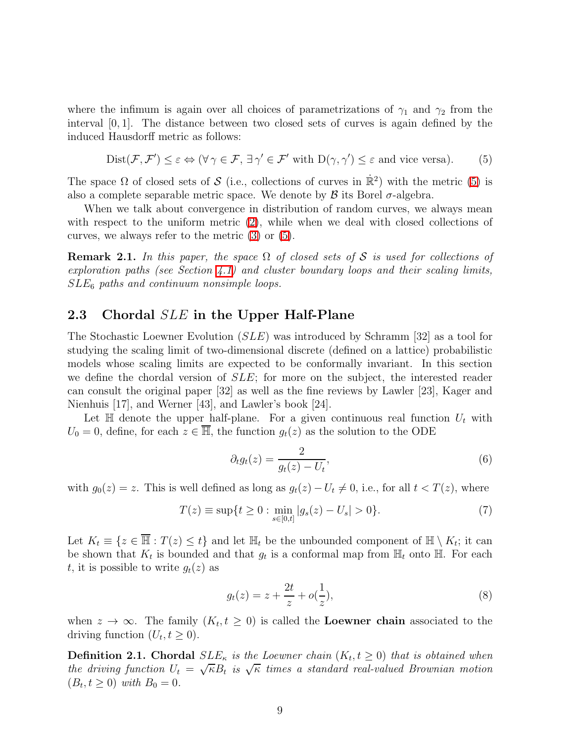where the infimum is again over all choices of parametrizations of $\gamma_1$ and $\gamma_2$ from the interval $[0,1]$. The distance between two closed sets of curves is again defined by the induced Hausdorff metric as follows:

$$\mathrm{Dist}(\mathcal{F},\mathcal{F}') \le \varepsilon \Leftrightarrow (\forall\, \gamma \in \mathcal{F},\, \exists\, \gamma' \in \mathcal{F}' \text{ with } \mathrm{D}(\gamma,\gamma') \le \varepsilon \text{ and vice versa}). \tag{5}$$

The space $\Omega$ of closed sets of $\mathcal{S}$ (i.e., collections of curves in $\dot{\mathbb{R}}^2$) with the metric (5) is also a complete separable metric space. We denote by $\mathcal{B}$ its Borel $\sigma$-algebra.

When we talk about convergence in distribution of random curves, we always mean with respect to the uniform metric (2), while when we deal with closed collections of curves, we always refer to the metric (3) or (5).

**Remark 2.1.** *In this paper, the space $\Omega$ of closed sets of $\mathcal{S}$ is used for collections of exploration paths (see Section 4.1) and cluster boundary loops and their scaling limits, $SLE_6$ paths and continuum nonsimple loops.*

## 2.3 Chordal $SLE$ in the Upper Half-Plane

The Stochastic Loewner Evolution ($SLE$) was introduced by Schramm [32] as a tool for studying the scaling limit of two-dimensional discrete (defined on a lattice) probabilistic models whose scaling limits are expected to be conformally invariant. In this section we define the chordal version of $SLE$; for more on the subject, the interested reader can consult the original paper [32] as well as the fine reviews by Lawler [23], Kager and Nienhuis [17], and Werner [43], and Lawler's book [24].

Let $\mathbb{H}$ denote the upper half-plane. For a given continuous real function $U_t$ with $U_0 = 0$, define, for each $z \in \overline{\mathbb{H}}$, the function $g_t(z)$ as the solution to the ODE

$$\partial_t g_t(z) = \frac{2}{g_t(z) - U_t}, \tag{6}$$

with $g_0(z) = z$. This is well defined as long as $g_t(z) - U_t \neq 0$, i.e., for all $t < T(z)$, where

$$T(z) \equiv \sup\{t \ge 0 : \min_{s\in[0,t]} |g_s(z) - U_s| > 0\}. \tag{7}$$

Let $K_t \equiv \{z \in \overline{\mathbb{H}} : T(z) \le t\}$ and let $\mathbb{H}_t$ be the unbounded component of $\mathbb{H} \setminus K_t$; it can be shown that $K_t$ is bounded and that $g_t$ is a conformal map from $\mathbb{H}_t$ onto $\mathbb{H}$. For each $t$, it is possible to write $g_t(z)$ as

$$g_t(z) = z + \frac{2t}{z} + o(\frac{1}{z}), \tag{8}$$

when $z \to \infty$. The family $(K_t, t \ge 0)$ is called the **Loewner chain** associated to the driving function $(U_t, t \ge 0)$.

**Definition 2.1. Chordal** *$SLE_\kappa$ is the Loewner chain $(K_t, t \ge 0)$ that is obtained when the driving function $U_t = \sqrt{\kappa} B_t$ is $\sqrt{\kappa}$ times a standard real-valued Brownian motion $(B_t, t \ge 0)$ with $B_0 = 0$.*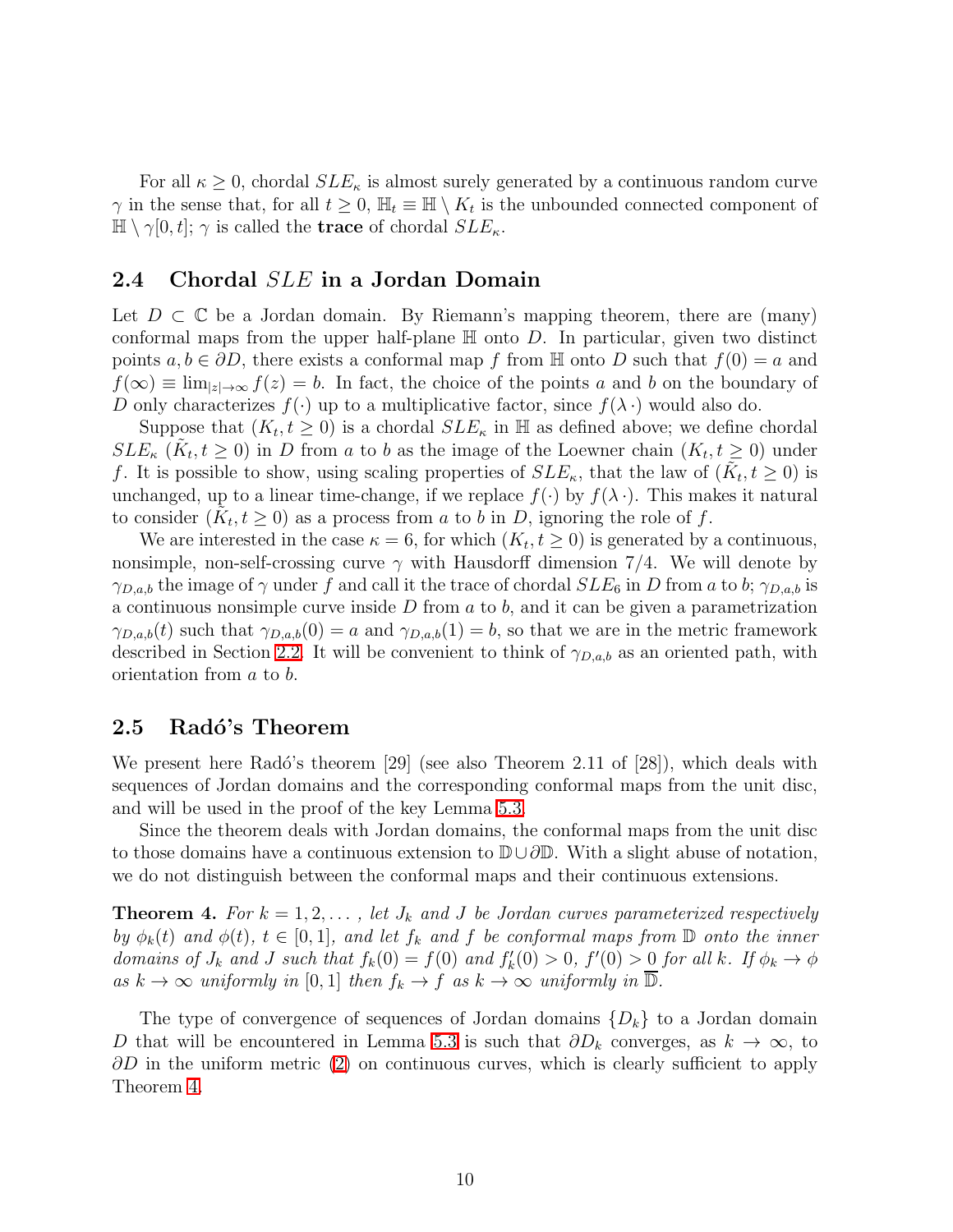For all $\kappa \geq 0$, chordal $SLE_\kappa$ is almost surely generated by a continuous random curve $\gamma$ in the sense that, for all $t \geq 0$, $\mathbb{H}_t \equiv \mathbb{H} \setminus K_t$ is the unbounded connected component of $\mathbb{H} \setminus \gamma[0,t]$; $\gamma$ is called the **trace** of chordal $SLE_\kappa$.

## 2.4 Chordal $SLE$ in a Jordan Domain

Let $D \subset \mathbb{C}$ be a Jordan domain. By Riemann's mapping theorem, there are (many) conformal maps from the upper half-plane $\mathbb{H}$ onto $D$. In particular, given two distinct points $a, b \in \partial D$, there exists a conformal map $f$ from $\mathbb{H}$ onto $D$ such that $f(0) = a$ and $f(\infty) \equiv \lim_{|z| \to \infty} f(z) = b$. In fact, the choice of the points $a$ and $b$ on the boundary of $D$ only characterizes $f(\cdot)$ up to a multiplicative factor, since $f(\lambda \cdot)$ would also do.

Suppose that $(K_t, t \geq 0)$ is a chordal $SLE_\kappa$ in $\mathbb{H}$ as defined above; we define chordal $SLE_\kappa$ $(\tilde{K}_t, t \geq 0)$ in $D$ from $a$ to $b$ as the image of the Loewner chain $(K_t, t \geq 0)$ under $f$. It is possible to show, using scaling properties of $SLE_\kappa$, that the law of $(\tilde{K}_t, t \geq 0)$ is unchanged, up to a linear time-change, if we replace $f(\cdot)$ by $f(\lambda \cdot)$. This makes it natural to consider $(\tilde{K}_t, t \geq 0)$ as a process from $a$ to $b$ in $D$, ignoring the role of $f$.

We are interested in the case $\kappa = 6$, for which $(K_t, t \geq 0)$ is generated by a continuous, nonsimple, non-self-crossing curve $\gamma$ with Hausdorff dimension $7/4$. We will denote by $\gamma_{D,a,b}$ the image of $\gamma$ under $f$ and call it the trace of chordal $SLE_6$ in $D$ from $a$ to $b$; $\gamma_{D,a,b}$ is a continuous nonsimple curve inside $D$ from $a$ to $b$, and it can be given a parametrization $\gamma_{D,a,b}(t)$ such that $\gamma_{D,a,b}(0) = a$ and $\gamma_{D,a,b}(1) = b$, so that we are in the metric framework described in Section 2.2. It will be convenient to think of $\gamma_{D,a,b}$ as an oriented path, with orientation from $a$ to $b$.

## 2.5 Radó's Theorem

We present here Radó's theorem [29] (see also Theorem 2.11 of [28]), which deals with sequences of Jordan domains and the corresponding conformal maps from the unit disc, and will be used in the proof of the key Lemma 5.3.

Since the theorem deals with Jordan domains, the conformal maps from the unit disc to those domains have a continuous extension to $\mathbb{D} \cup \partial \mathbb{D}$. With a slight abuse of notation, we do not distinguish between the conformal maps and their continuous extensions.

**Theorem 4.** *For $k = 1, 2, \dots$, let $J_k$ and $J$ be Jordan curves parameterized respectively by $\phi_k(t)$ and $\phi(t)$, $t \in [0,1]$, and let $f_k$ and $f$ be conformal maps from $\mathbb{D}$ onto the inner domains of $J_k$ and $J$ such that $f_k(0) = f(0)$ and $f'_k(0) > 0$, $f'(0) > 0$ for all $k$. If $\phi_k \to \phi$ as $k \to \infty$ uniformly in $[0,1]$ then $f_k \to f$ as $k \to \infty$ uniformly in $\overline{\mathbb{D}}$.*

The type of convergence of sequences of Jordan domains $\{D_k\}$ to a Jordan domain $D$ that will be encountered in Lemma 5.3 is such that $\partial D_k$ converges, as $k \to \infty$, to $\partial D$ in the uniform metric (2) on continuous curves, which is clearly sufficient to apply Theorem 4.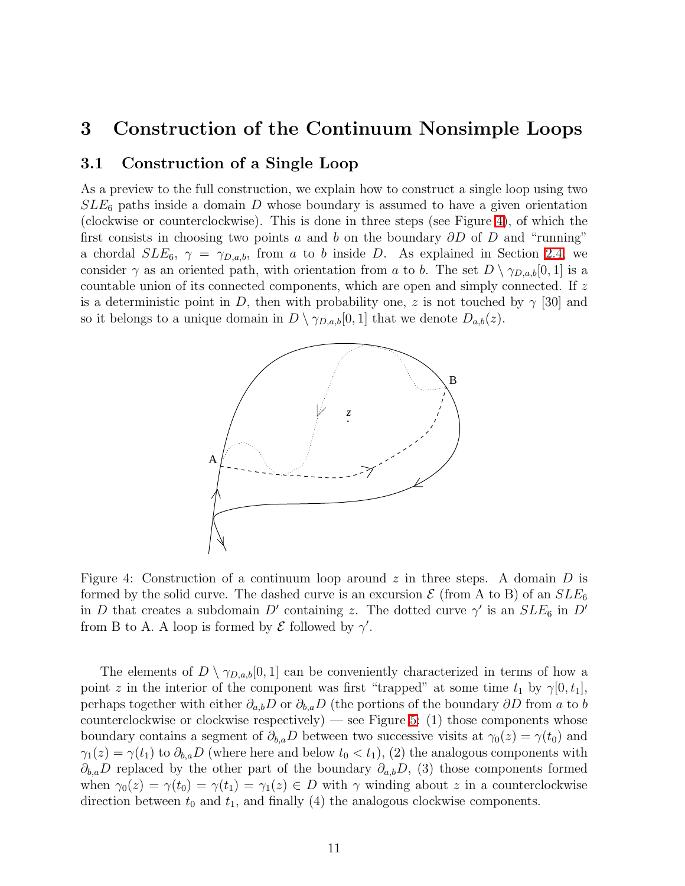# 3 Construction of the Continuum Nonsimple Loops

## 3.1 Construction of a Single Loop

As a preview to the full construction, we explain how to construct a single loop using two $SLE_6$ paths inside a domain $D$ whose boundary is assumed to have a given orientation (clockwise or counterclockwise). This is done in three steps (see Figure 4), of which the first consists in choosing two points $a$ and $b$ on the boundary $\partial D$ of $D$ and "running" a chordal $SLE_6$, $\gamma = \gamma_{D,a,b}$, from $a$ to $b$ inside $D$. As explained in Section 2.4, we consider $\gamma$ as an oriented path, with orientation from $a$ to $b$. The set $D \setminus \gamma_{D,a,b}[0,1]$ is a countable union of its connected components, which are open and simply connected. If $z$ is a deterministic point in $D$, then with probability one, $z$ is not touched by $\gamma$ [30] and so it belongs to a unique domain in $D \setminus \gamma_{D,a,b}[0,1]$ that we denote $D_{a,b}(z)$.

Figure 4: Construction of a continuum loop around $z$ in three steps. A domain $D$ is formed by the solid curve. The dashed curve is an excursion $\mathcal{E}$ (from A to B) of an $SLE_6$ in $D$ that creates a subdomain $D'$ containing $z$. The dotted curve $\gamma'$ is an $SLE_6$ in $D'$ from B to A. A loop is formed by $\mathcal{E}$ followed by $\gamma'$.

The elements of $D \setminus \gamma_{D,a,b}[0,1]$ can be conveniently characterized in terms of how a point $z$ in the interior of the component was first "trapped" at some time $t_1$ by $\gamma[0,t_1]$, perhaps together with either $\partial_{a,b}D$ or $\partial_{b,a}D$ (the portions of the boundary $\partial D$ from $a$ to $b$ counterclockwise or clockwise respectively) — see Figure 5: (1) those components whose boundary contains a segment of $\partial_{b,a}D$ between two successive visits at $\gamma_0(z) = \gamma(t_0)$ and $\gamma_1(z) = \gamma(t_1)$ to $\partial_{b,a}D$ (where here and below $t_0 < t_1$), (2) the analogous components with $\partial_{b,a}D$ replaced by the other part of the boundary $\partial_{a,b}D$, (3) those components formed when $\gamma_0(z) = \gamma(t_0) = \gamma(t_1) = \gamma_1(z) \in D$ with $\gamma$ winding about $z$ in a counterclockwise direction between $t_0$ and $t_1$, and finally (4) the analogous clockwise components.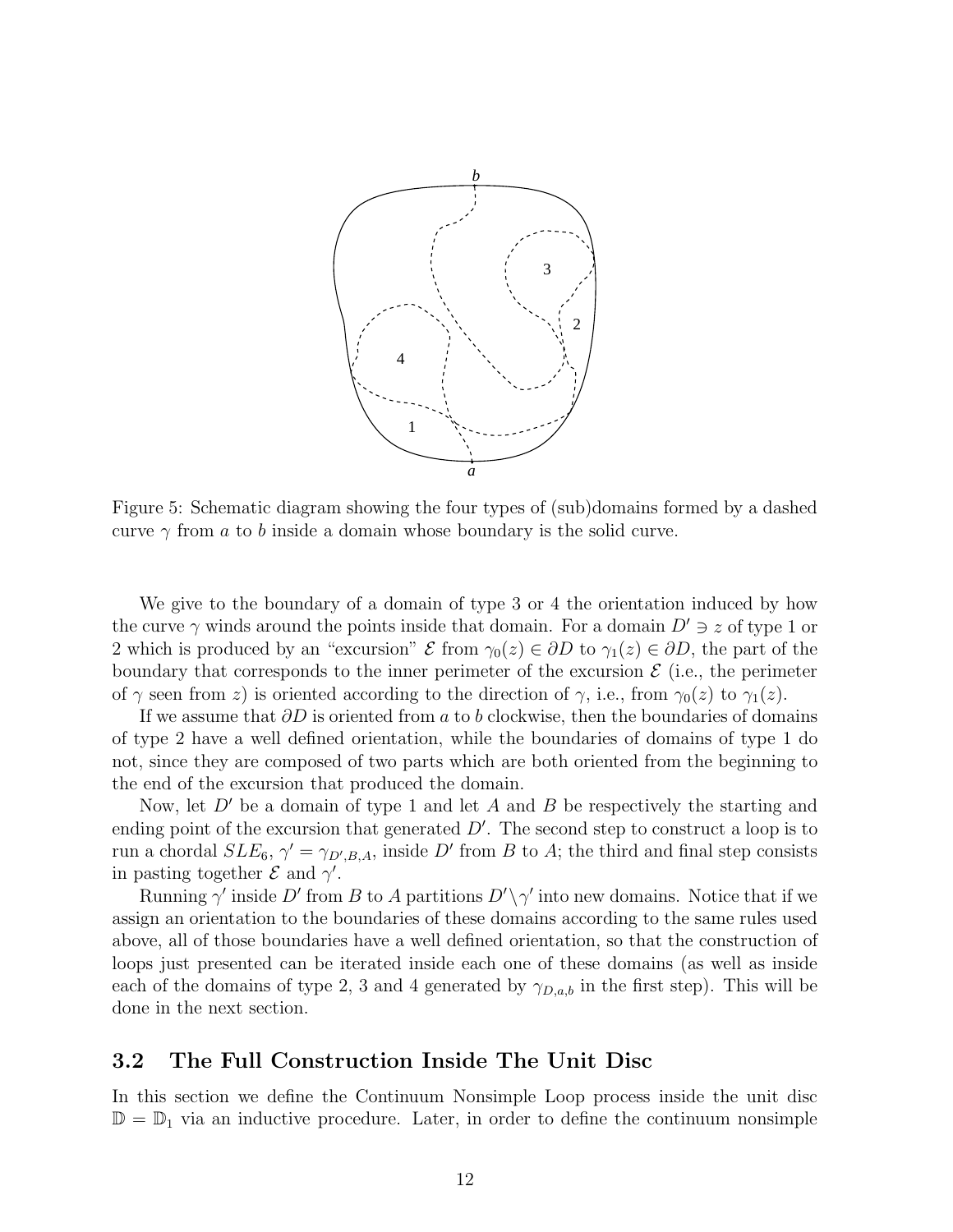Figure 5: Schematic diagram showing the four types of (sub)domains formed by a dashed curve $\gamma$ from $a$ to $b$ inside a domain whose boundary is the solid curve.

We give to the boundary of a domain of type 3 or 4 the orientation induced by how the curve $\gamma$ winds around the points inside that domain. For a domain $D' \ni z$ of type 1 or 2 which is produced by an "excursion" $\mathcal{E}$ from $\gamma_0(z) \in \partial D$ to $\gamma_1(z) \in \partial D$, the part of the boundary that corresponds to the inner perimeter of the excursion $\mathcal{E}$ (i.e., the perimeter of $\gamma$ seen from $z$) is oriented according to the direction of $\gamma$, i.e., from $\gamma_0(z)$ to $\gamma_1(z)$.

If we assume that $\partial D$ is oriented from $a$ to $b$ clockwise, then the boundaries of domains of type 2 have a well defined orientation, while the boundaries of domains of type 1 do not, since they are composed of two parts which are both oriented from the beginning to the end of the excursion that produced the domain.

Now, let $D'$ be a domain of type 1 and let $A$ and $B$ be respectively the starting and ending point of the excursion that generated $D'$. The second step to construct a loop is to run a chordal $SLE_6$, $\gamma' = \gamma_{D',B,A}$, inside $D'$ from $B$ to $A$; the third and final step consists in pasting together $\mathcal{E}$ and $\gamma'$.

Running $\gamma'$ inside $D'$ from $B$ to $A$ partitions $D' \setminus \gamma'$ into new domains. Notice that if we assign an orientation to the boundaries of these domains according to the same rules used above, all of those boundaries have a well defined orientation, so that the construction of loops just presented can be iterated inside each one of these domains (as well as inside each of the domains of type 2, 3 and 4 generated by $\gamma_{D,a,b}$ in the first step). This will be done in the next section.

## 3.2 The Full Construction Inside The Unit Disc

In this section we define the Continuum Nonsimple Loop process inside the unit disc $\mathbb{D} = \mathbb{D}_1$ via an inductive procedure. Later, in order to define the continuum nonsimple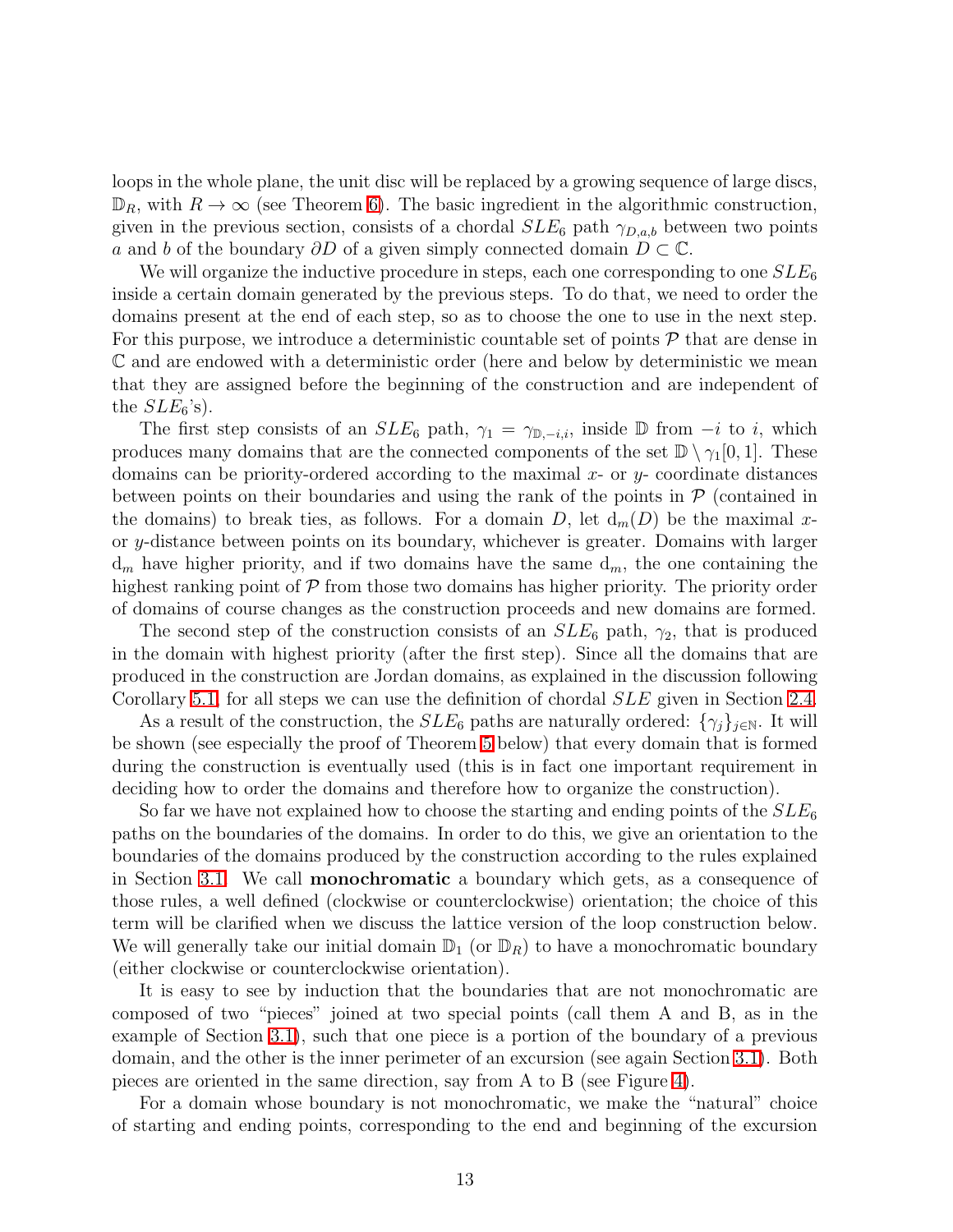loops in the whole plane, the unit disc will be replaced by a growing sequence of large discs, $\mathbb{D}_R$, with $R \to \infty$ (see Theorem 6). The basic ingredient in the algorithmic construction, given in the previous section, consists of a chordal $SLE_6$ path $\gamma_{D,a,b}$ between two points $a$ and $b$ of the boundary $\partial D$ of a given simply connected domain $D \subset \mathbb{C}$.

We will organize the inductive procedure in steps, each one corresponding to one $SLE_6$ inside a certain domain generated by the previous steps. To do that, we need to order the domains present at the end of each step, so as to choose the one to use in the next step. For this purpose, we introduce a deterministic countable set of points $\mathcal{P}$ that are dense in $\mathbb{C}$ and are endowed with a deterministic order (here and below by deterministic we mean that they are assigned before the beginning of the construction and are independent of the $SLE_6$'s).

The first step consists of an $SLE_6$ path, $\gamma_1 = \gamma_{\mathbb{D},-i,i}$, inside $\mathbb{D}$ from $-i$ to $i$, which produces many domains that are the connected components of the set $\mathbb{D} \setminus \gamma_1[0,1]$. These domains can be priority-ordered according to the maximal $x$- or $y$- coordinate distances between points on their boundaries and using the rank of the points in $\mathcal{P}$ (contained in the domains) to break ties, as follows. For a domain $D$, let $\mathrm{d}_m(D)$ be the maximal $x$- or $y$-distance between points on its boundary, whichever is greater. Domains with larger $\mathrm{d}_m$ have higher priority, and if two domains have the same $\mathrm{d}_m$, the one containing the highest ranking point of $\mathcal{P}$ from those two domains has higher priority. The priority order of domains of course changes as the construction proceeds and new domains are formed.

The second step of the construction consists of an $SLE_6$ path, $\gamma_2$, that is produced in the domain with highest priority (after the first step). Since all the domains that are produced in the construction are Jordan domains, as explained in the discussion following Corollary 5.1, for all steps we can use the definition of chordal $SLE$ given in Section 2.4.

As a result of the construction, the $SLE_6$ paths are naturally ordered: $\{\gamma_j\}_{j \in \mathbb{N}}$. It will be shown (see especially the proof of Theorem 5 below) that every domain that is formed during the construction is eventually used (this is in fact one important requirement in deciding how to order the domains and therefore how to organize the construction).

So far we have not explained how to choose the starting and ending points of the $SLE_6$ paths on the boundaries of the domains. In order to do this, we give an orientation to the boundaries of the domains produced by the construction according to the rules explained in Section 3.1. We call **monochromatic** a boundary which gets, as a consequence of those rules, a well defined (clockwise or counterclockwise) orientation; the choice of this term will be clarified when we discuss the lattice version of the loop construction below. We will generally take our initial domain $\mathbb{D}_1$ (or $\mathbb{D}_R$) to have a monochromatic boundary (either clockwise or counterclockwise orientation).

It is easy to see by induction that the boundaries that are not monochromatic are composed of two "pieces" joined at two special points (call them A and B, as in the example of Section 3.1), such that one piece is a portion of the boundary of a previous domain, and the other is the inner perimeter of an excursion (see again Section 3.1). Both pieces are oriented in the same direction, say from A to B (see Figure 4).

For a domain whose boundary is not monochromatic, we make the "natural" choice of starting and ending points, corresponding to the end and beginning of the excursion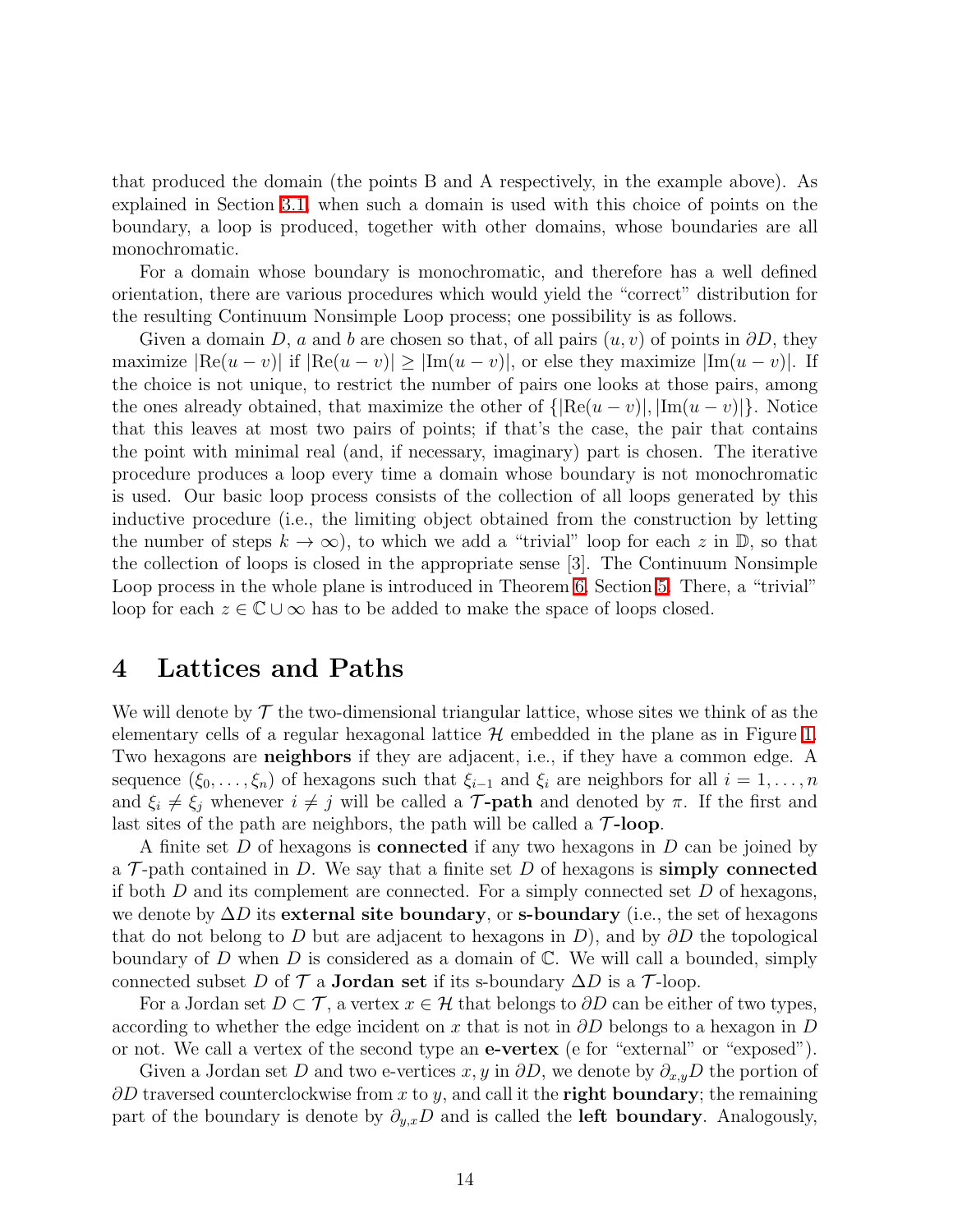that produced the domain (the points B and A respectively, in the example above). As explained in Section 3.1, when such a domain is used with this choice of points on the boundary, a loop is produced, together with other domains, whose boundaries are all monochromatic.

For a domain whose boundary is monochromatic, and therefore has a well defined orientation, there are various procedures which would yield the "correct" distribution for the resulting Continuum Nonsimple Loop process; one possibility is as follows.

Given a domain $D$, $a$ and $b$ are chosen so that, of all pairs $(u, v)$ of points in $\partial D$, they maximize $|\text{Re}(u - v)|$ if $|\text{Re}(u - v)| \geq |\text{Im}(u - v)|$, or else they maximize $|\text{Im}(u - v)|$. If the choice is not unique, to restrict the number of pairs one looks at those pairs, among the ones already obtained, that maximize the other of $\{|\text{Re}(u - v)|, |\text{Im}(u - v)|\}$. Notice that this leaves at most two pairs of points; if that's the case, the pair that contains the point with minimal real (and, if necessary, imaginary) part is chosen. The iterative procedure produces a loop every time a domain whose boundary is not monochromatic is used. Our basic loop process consists of the collection of all loops generated by this inductive procedure (i.e., the limiting object obtained from the construction by letting the number of steps $k \to \infty$), to which we add a "trivial" loop for each $z$ in $\mathbb{D}$, so that the collection of loops is closed in the appropriate sense [3]. The Continuum Nonsimple Loop process in the whole plane is introduced in Theorem 6, Section 5. There, a "trivial" loop for each $z \in \mathbb{C} \cup \infty$ has to be added to make the space of loops closed.

# 4 Lattices and Paths

We will denote by $\mathcal{T}$ the two-dimensional triangular lattice, whose sites we think of as the elementary cells of a regular hexagonal lattice $\mathcal{H}$ embedded in the plane as in Figure 1. Two hexagons are **neighbors** if they are adjacent, i.e., if they have a common edge. A sequence $(\xi_0, \ldots, \xi_n)$ of hexagons such that $\xi_{i-1}$ and $\xi_i$ are neighbors for all $i = 1, \ldots, n$ and $\xi_i \neq \xi_j$ whenever $i \neq j$ will be called a **$\mathcal{T}$-path** and denoted by $\pi$. If the first and last sites of the path are neighbors, the path will be called a **$\mathcal{T}$-loop**.

A finite set $D$ of hexagons is **connected** if any two hexagons in $D$ can be joined by a $\mathcal{T}$-path contained in $D$. We say that a finite set $D$ of hexagons is **simply connected** if both $D$ and its complement are connected. For a simply connected set $D$ of hexagons, we denote by $\Delta D$ its **external site boundary**, or **s-boundary** (i.e., the set of hexagons that do not belong to $D$ but are adjacent to hexagons in $D$), and by $\partial D$ the topological boundary of $D$ when $D$ is considered as a domain of $\mathbb{C}$. We will call a bounded, simply connected subset $D$ of $\mathcal{T}$ a **Jordan set** if its s-boundary $\Delta D$ is a $\mathcal{T}$-loop.

For a Jordan set $D \subset \mathcal{T}$, a vertex $x \in \mathcal{H}$ that belongs to $\partial D$ can be either of two types, according to whether the edge incident on $x$ that is not in $\partial D$ belongs to a hexagon in $D$ or not. We call a vertex of the second type an **e-vertex** (e for "external" or "exposed").

Given a Jordan set $D$ and two e-vertices $x, y$ in $\partial D$, we denote by $\partial_{x,y} D$ the portion of $\partial D$ traversed counterclockwise from $x$ to $y$, and call it the **right boundary**; the remaining part of the boundary is denote by $\partial_{y,x} D$ and is called the **left boundary**. Analogously,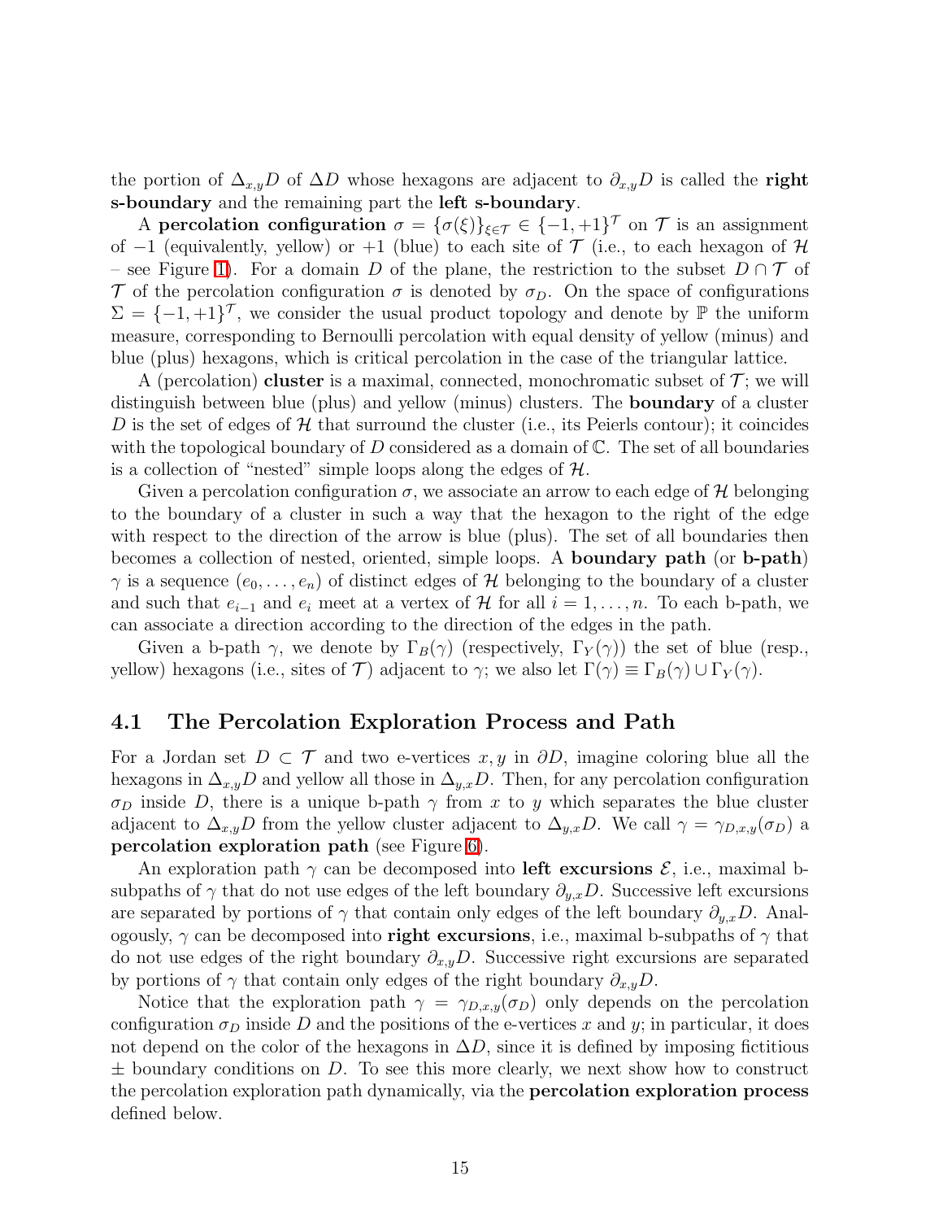the portion of $\Delta_{x,y}D$ of $\Delta D$ whose hexagons are adjacent to $\partial_{x,y}D$ is called the **right s-boundary** and the remaining part the **left s-boundary**.

A **percolation configuration** $\sigma = \{\sigma(\xi)\}_{\xi \in \mathcal{T}} \in \{-1,+1\}^{\mathcal{T}}$ on $\mathcal{T}$ is an assignment of $-1$ (equivalently, yellow) or $+1$ (blue) to each site of $\mathcal{T}$ (i.e., to each hexagon of $\mathcal{H}$ – see Figure 1). For a domain $D$ of the plane, the restriction to the subset $D \cap \mathcal{T}$ of $\mathcal{T}$ of the percolation configuration $\sigma$ is denoted by $\sigma_D$. On the space of configurations $\Sigma = \{-1,+1\}^{\mathcal{T}}$, we consider the usual product topology and denote by $\mathbb{P}$ the uniform measure, corresponding to Bernoulli percolation with equal density of yellow (minus) and blue (plus) hexagons, which is critical percolation in the case of the triangular lattice.

A (percolation) **cluster** is a maximal, connected, monochromatic subset of $\mathcal{T}$; we will distinguish between blue (plus) and yellow (minus) clusters. The **boundary** of a cluster $D$ is the set of edges of $\mathcal{H}$ that surround the cluster (i.e., its Peierls contour); it coincides with the topological boundary of $D$ considered as a domain of $\mathbb{C}$. The set of all boundaries is a collection of "nested" simple loops along the edges of $\mathcal{H}$.

Given a percolation configuration $\sigma$, we associate an arrow to each edge of $\mathcal{H}$ belonging to the boundary of a cluster in such a way that the hexagon to the right of the edge with respect to the direction of the arrow is blue (plus). The set of all boundaries then becomes a collection of nested, oriented, simple loops. A **boundary path** (or **b-path**) $\gamma$ is a sequence $(e_0, \ldots, e_n)$ of distinct edges of $\mathcal{H}$ belonging to the boundary of a cluster and such that $e_{i-1}$ and $e_i$ meet at a vertex of $\mathcal{H}$ for all $i = 1, \ldots, n$. To each b-path, we can associate a direction according to the direction of the edges in the path.

Given a b-path $\gamma$, we denote by $\Gamma_B(\gamma)$ (respectively, $\Gamma_Y(\gamma)$) the set of blue (resp., yellow) hexagons (i.e., sites of $\mathcal{T}$) adjacent to $\gamma$; we also let $\Gamma(\gamma) \equiv \Gamma_B(\gamma) \cup \Gamma_Y(\gamma)$.

## 4.1 The Percolation Exploration Process and Path

For a Jordan set $D \subset \mathcal{T}$ and two e-vertices $x, y$ in $\partial D$, imagine coloring blue all the hexagons in $\Delta_{x,y}D$ and yellow all those in $\Delta_{y,x}D$. Then, for any percolation configuration $\sigma_D$ inside $D$, there is a unique b-path $\gamma$ from $x$ to $y$ which separates the blue cluster adjacent to $\Delta_{x,y}D$ from the yellow cluster adjacent to $\Delta_{y,x}D$. We call $\gamma = \gamma_{D,x,y}(\sigma_D)$ a **percolation exploration path** (see Figure 6).

An exploration path $\gamma$ can be decomposed into **left excursions** $\mathcal{E}$, i.e., maximal b-subpaths of $\gamma$ that do not use edges of the left boundary $\partial_{y,x}D$. Successive left excursions are separated by portions of $\gamma$ that contain only edges of the left boundary $\partial_{y,x}D$. Analogously, $\gamma$ can be decomposed into **right excursions**, i.e., maximal b-subpaths of $\gamma$ that do not use edges of the right boundary $\partial_{x,y}D$. Successive right excursions are separated by portions of $\gamma$ that contain only edges of the right boundary $\partial_{x,y}D$.

Notice that the exploration path $\gamma = \gamma_{D,x,y}(\sigma_D)$ only depends on the percolation configuration $\sigma_D$ inside $D$ and the positions of the e-vertices $x$ and $y$; in particular, it does not depend on the color of the hexagons in $\Delta D$, since it is defined by imposing fictitious $\pm$ boundary conditions on $D$. To see this more clearly, we next show how to construct the percolation exploration path dynamically, via the **percolation exploration process** defined below.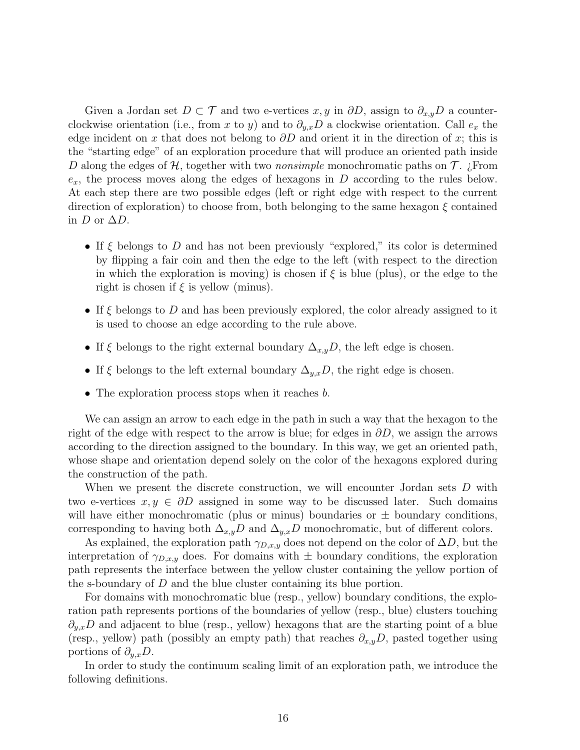Given a Jordan set $D \subset \mathcal{T}$ and two e-vertices $x, y$ in $\partial D$, assign to $\partial_{x,y}D$ a counterclockwise orientation (i.e., from $x$ to $y$) and to $\partial_{y,x}D$ a clockwise orientation. Call $e_x$ the edge incident on $x$ that does not belong to $\partial D$ and orient it in the direction of $x$; this is the "starting edge" of an exploration procedure that will produce an oriented path inside $D$ along the edges of $\mathcal{H}$, together with two *nonsimple* monochromatic paths on $\mathcal{T}$. ¿From $e_x$, the process moves along the edges of hexagons in $D$ according to the rules below. At each step there are two possible edges (left or right edge with respect to the current direction of exploration) to choose from, both belonging to the same hexagon $\xi$ contained in $D$ or $\Delta D$.

- If $\xi$ belongs to $D$ and has not been previously "explored," its color is determined by flipping a fair coin and then the edge to the left (with respect to the direction in which the exploration is moving) is chosen if $\xi$ is blue (plus), or the edge to the right is chosen if $\xi$ is yellow (minus).
- If $\xi$ belongs to $D$ and has been previously explored, the color already assigned to it is used to choose an edge according to the rule above.
- If $\xi$ belongs to the right external boundary $\Delta_{x,y}D$, the left edge is chosen.
- If $\xi$ belongs to the left external boundary $\Delta_{y,x}D$, the right edge is chosen.
- The exploration process stops when it reaches $b$.

We can assign an arrow to each edge in the path in such a way that the hexagon to the right of the edge with respect to the arrow is blue; for edges in $\partial D$, we assign the arrows according to the direction assigned to the boundary. In this way, we get an oriented path, whose shape and orientation depend solely on the color of the hexagons explored during the construction of the path.

When we present the discrete construction, we will encounter Jordan sets $D$ with two e-vertices $x, y \in \partial D$ assigned in some way to be discussed later. Such domains will have either monochromatic (plus or minus) boundaries or $\pm$ boundary conditions, corresponding to having both $\Delta_{x,y}D$ and $\Delta_{y,x}D$ monochromatic, but of different colors.

As explained, the exploration path $\gamma_{D,x,y}$ does not depend on the color of $\Delta D$, but the interpretation of $\gamma_{D,x,y}$ does. For domains with $\pm$ boundary conditions, the exploration path represents the interface between the yellow cluster containing the yellow portion of the s-boundary of $D$ and the blue cluster containing its blue portion.

For domains with monochromatic blue (resp., yellow) boundary conditions, the exploration path represents portions of the boundaries of yellow (resp., blue) clusters touching $\partial_{y,x}D$ and adjacent to blue (resp., yellow) hexagons that are the starting point of a blue (resp., yellow) path (possibly an empty path) that reaches $\partial_{x,y}D$, pasted together using portions of $\partial_{y,x}D$.

In order to study the continuum scaling limit of an exploration path, we introduce the following definitions.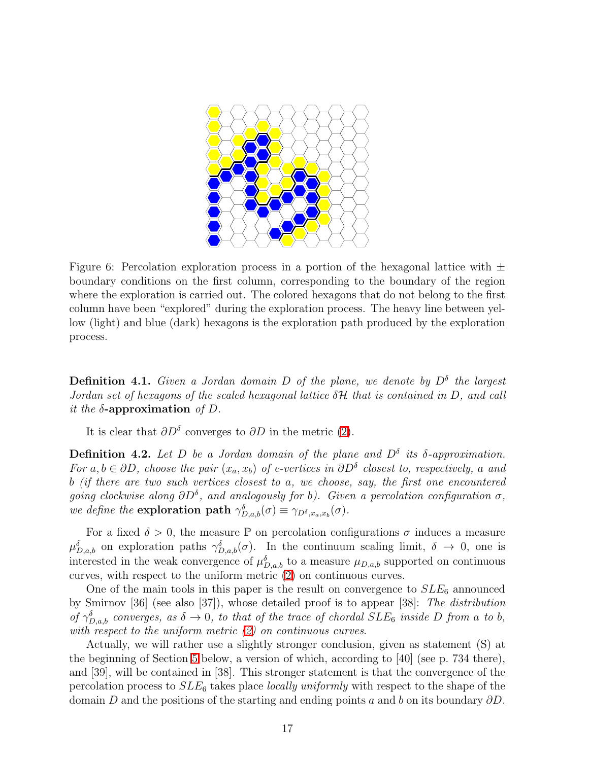Figure 6: Percolation exploration process in a portion of the hexagonal lattice with $\pm$ boundary conditions on the first column, corresponding to the boundary of the region where the exploration is carried out. The colored hexagons that do not belong to the first column have been "explored" during the exploration process. The heavy line between yellow (light) and blue (dark) hexagons is the exploration path produced by the exploration process.

**Definition 4.1.** *Given a Jordan domain $D$ of the plane, we denote by $D^\delta$ the largest Jordan set of hexagons of the scaled hexagonal lattice $\delta\mathcal{H}$ that is contained in $D$, and call it the* **$\delta$-approximation** *of $D$.*

It is clear that $\partial D^\delta$ converges to $\partial D$ in the metric (2).

**Definition 4.2.** *Let $D$ be a Jordan domain of the plane and $D^\delta$ its $\delta$-approximation. For $a, b \in \partial D$, choose the pair $(x_a, x_b)$ of e-vertices in $\partial D^\delta$ closest to, respectively, $a$ and $b$ (if there are two such vertices closest to $a$, we choose, say, the first one encountered going clockwise along $\partial D^\delta$, and analogously for $b$). Given a percolation configuration $\sigma$, we define the* **exploration path** *$\gamma^\delta_{D,a,b}(\sigma) \equiv \gamma_{D^\delta,x_a,x_b}(\sigma)$.*

For a fixed $\delta > 0$, the measure $\mathbb{P}$ on percolation configurations $\sigma$ induces a measure $\mu^\delta_{D,a,b}$ on exploration paths $\gamma^\delta_{D,a,b}(\sigma)$. In the continuum scaling limit, $\delta \to 0$, one is interested in the weak convergence of $\mu^\delta_{D,a,b}$ to a measure $\mu_{D,a,b}$ supported on continuous curves, with respect to the uniform metric (2) on continuous curves.

One of the main tools in this paper is the result on convergence to $SLE_6$ announced by Smirnov [36] (see also [37]), whose detailed proof is to appear [38]: *The distribution of $\gamma^\delta_{D,a,b}$ converges, as $\delta \to 0$, to that of the trace of chordal $SLE_6$ inside $D$ from $a$ to $b$, with respect to the uniform metric (2) on continuous curves.*

Actually, we will rather use a slightly stronger conclusion, given as statement (S) at the beginning of Section 5 below, a version of which, according to [40] (see p. 734 there), and [39], will be contained in [38]. This stronger statement is that the convergence of the percolation process to $SLE_6$ takes place *locally uniformly* with respect to the shape of the domain $D$ and the positions of the starting and ending points $a$ and $b$ on its boundary $\partial D$.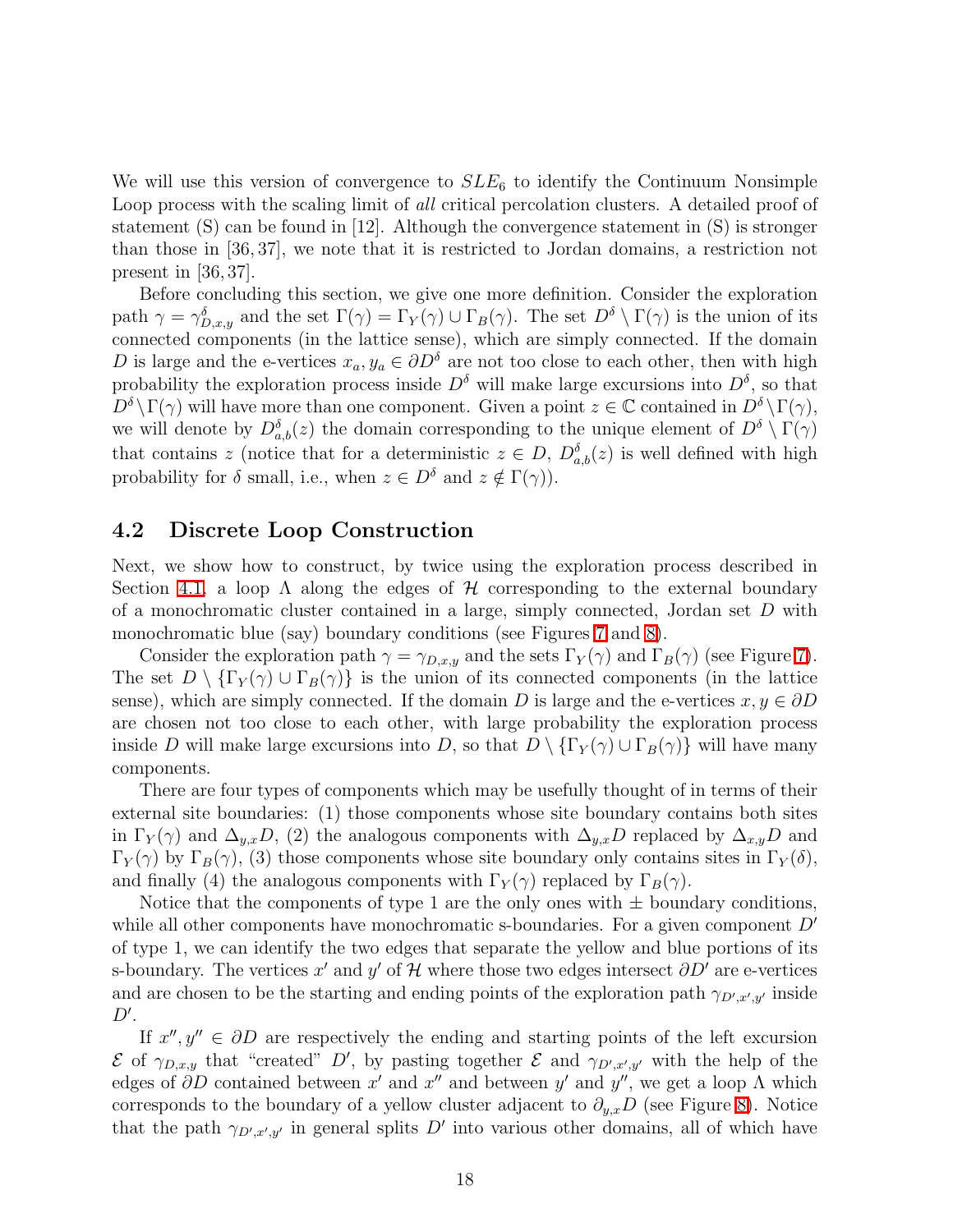We will use this version of convergence to $SLE_6$ to identify the Continuum Nonsimple Loop process with the scaling limit of *all* critical percolation clusters. A detailed proof of statement (S) can be found in [12]. Although the convergence statement in (S) is stronger than those in [36, 37], we note that it is restricted to Jordan domains, a restriction not present in [36, 37].

Before concluding this section, we give one more definition. Consider the exploration path $\gamma = \gamma^{\delta}_{D,x,y}$ and the set $\Gamma(\gamma) = \Gamma_Y(\gamma) \cup \Gamma_B(\gamma)$. The set $D^{\delta} \setminus \Gamma(\gamma)$ is the union of its connected components (in the lattice sense), which are simply connected. If the domain $D$ is large and the e-vertices $x_a, y_a \in \partial D^{\delta}$ are not too close to each other, then with high probability the exploration process inside $D^{\delta}$ will make large excursions into $D^{\delta}$, so that $D^{\delta} \setminus \Gamma(\gamma)$ will have more than one component. Given a point $z \in \mathbb{C}$ contained in $D^{\delta} \setminus \Gamma(\gamma)$, we will denote by $D^{\delta}_{a,b}(z)$ the domain corresponding to the unique element of $D^{\delta} \setminus \Gamma(\gamma)$ that contains $z$ (notice that for a deterministic $z \in D$, $D^{\delta}_{a,b}(z)$ is well defined with high probability for $\delta$ small, i.e., when $z \in D^{\delta}$ and $z \notin \Gamma(\gamma)$).

## 4.2 Discrete Loop Construction

Next, we show how to construct, by twice using the exploration process described in Section 4.1, a loop $\Lambda$ along the edges of $\mathcal{H}$ corresponding to the external boundary of a monochromatic cluster contained in a large, simply connected, Jordan set $D$ with monochromatic blue (say) boundary conditions (see Figures 7 and 8).

Consider the exploration path $\gamma = \gamma_{D,x,y}$ and the sets $\Gamma_Y(\gamma)$ and $\Gamma_B(\gamma)$ (see Figure 7). The set $D \setminus \{\Gamma_Y(\gamma) \cup \Gamma_B(\gamma)\}$ is the union of its connected components (in the lattice sense), which are simply connected. If the domain $D$ is large and the e-vertices $x, y \in \partial D$ are chosen not too close to each other, with large probability the exploration process inside $D$ will make large excursions into $D$, so that $D \setminus \{\Gamma_Y(\gamma) \cup \Gamma_B(\gamma)\}$ will have many components.

There are four types of components which may be usefully thought of in terms of their external site boundaries: (1) those components whose site boundary contains both sites in $\Gamma_Y(\gamma)$ and $\Delta_{y,x}D$, (2) the analogous components with $\Delta_{y,x}D$ replaced by $\Delta_{x,y}D$ and $\Gamma_Y(\gamma)$ by $\Gamma_B(\gamma)$, (3) those components whose site boundary only contains sites in $\Gamma_Y(\delta)$, and finally (4) the analogous components with $\Gamma_Y(\gamma)$ replaced by $\Gamma_B(\gamma)$.

Notice that the components of type 1 are the only ones with $\pm$ boundary conditions, while all other components have monochromatic s-boundaries. For a given component $D'$ of type 1, we can identify the two edges that separate the yellow and blue portions of its s-boundary. The vertices $x'$ and $y'$ of $\mathcal{H}$ where those two edges intersect $\partial D'$ are e-vertices and are chosen to be the starting and ending points of the exploration path $\gamma_{D',x',y'}$ inside $D'$.

If $x'', y'' \in \partial D$ are respectively the ending and starting points of the left excursion $\mathcal{E}$ of $\gamma_{D,x,y}$ that "created" $D'$, by pasting together $\mathcal{E}$ and $\gamma_{D',x',y'}$ with the help of the edges of $\partial D$ contained between $x'$ and $x''$ and between $y'$ and $y''$, we get a loop $\Lambda$ which corresponds to the boundary of a yellow cluster adjacent to $\partial_{y,x}D$ (see Figure 8). Notice that the path $\gamma_{D',x',y'}$ in general splits $D'$ into various other domains, all of which have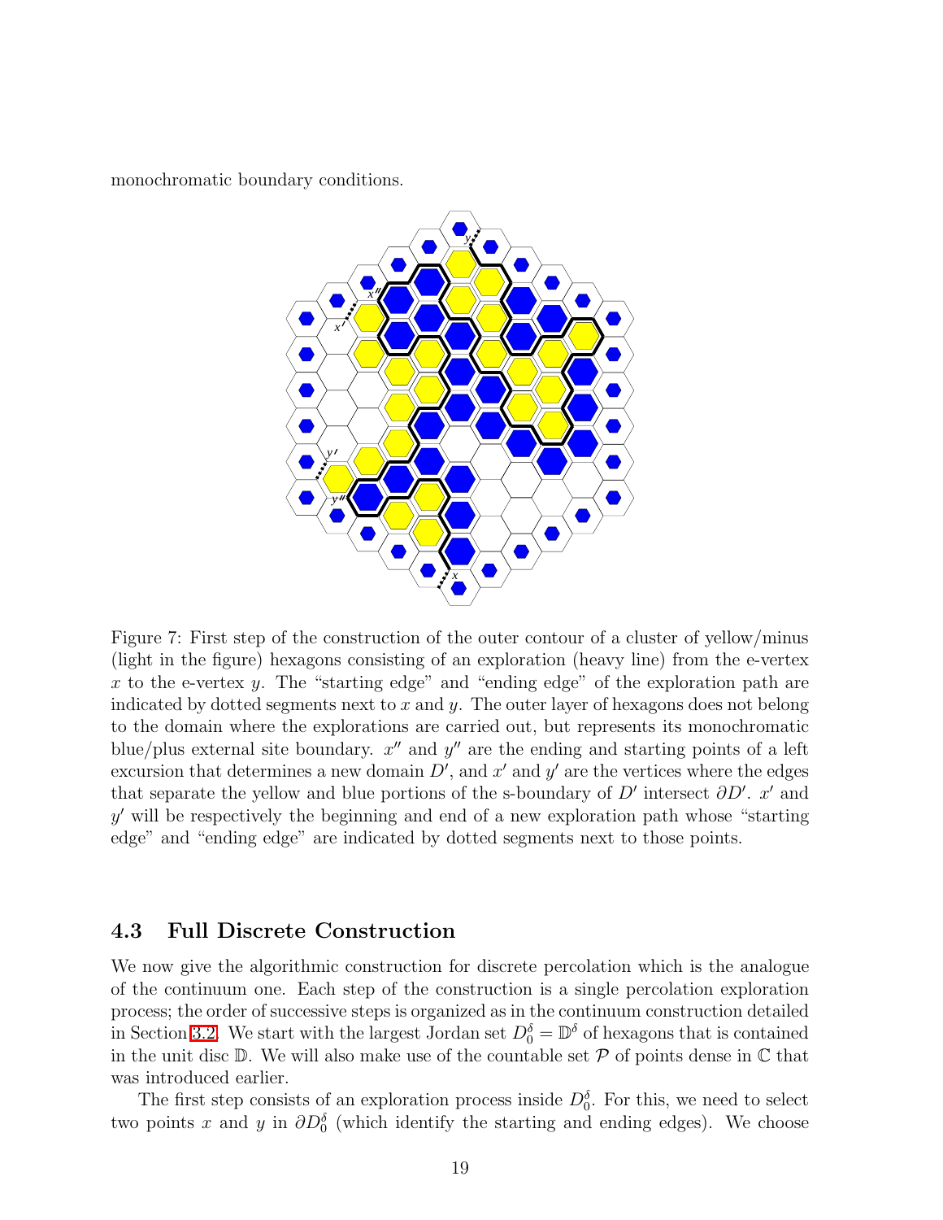monochromatic boundary conditions.

Figure 7: First step of the construction of the outer contour of a cluster of yellow/minus (light in the figure) hexagons consisting of an exploration (heavy line) from the e-vertex $x$ to the e-vertex $y$. The "starting edge" and "ending edge" of the exploration path are indicated by dotted segments next to $x$ and $y$. The outer layer of hexagons does not belong to the domain where the explorations are carried out, but represents its monochromatic blue/plus external site boundary. $x''$ and $y''$ are the ending and starting points of a left excursion that determines a new domain $D'$, and $x'$ and $y'$ are the vertices where the edges that separate the yellow and blue portions of the s-boundary of $D'$ intersect $\partial D'$. $x'$ and $y'$ will be respectively the beginning and end of a new exploration path whose "starting edge" and "ending edge" are indicated by dotted segments next to those points.

### 4.3 Full Discrete Construction

We now give the algorithmic construction for discrete percolation which is the analogue of the continuum one. Each step of the construction is a single percolation exploration process; the order of successive steps is organized as in the continuum construction detailed in Section 3.2. We start with the largest Jordan set $D_0^\delta = \mathbb{D}^\delta$ of hexagons that is contained in the unit disc $\mathbb{D}$. We will also make use of the countable set $\mathcal{P}$ of points dense in $\mathbb{C}$ that was introduced earlier.

The first step consists of an exploration process inside $D_0^\delta$. For this, we need to select two points $x$ and $y$ in $\partial D_0^\delta$ (which identify the starting and ending edges). We choose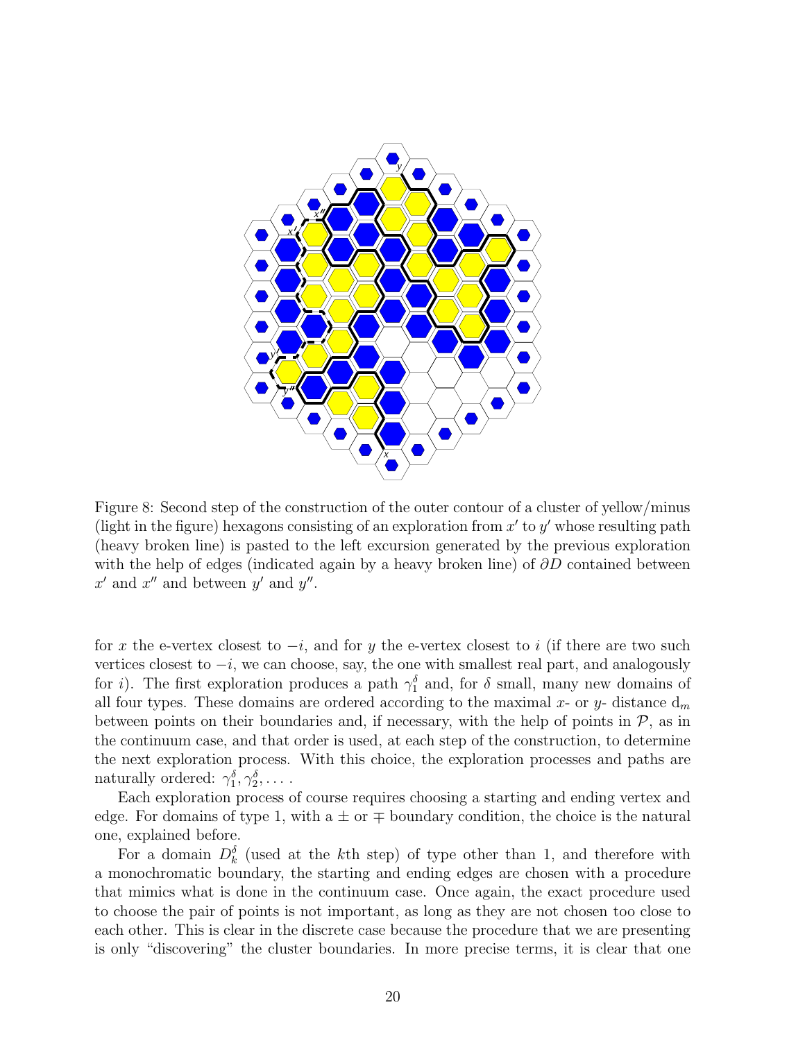Figure 8: Second step of the construction of the outer contour of a cluster of yellow/minus (light in the figure) hexagons consisting of an exploration from $x'$ to $y'$ whose resulting path (heavy broken line) is pasted to the left excursion generated by the previous exploration with the help of edges (indicated again by a heavy broken line) of $\partial D$ contained between $x'$ and $x''$ and between $y'$ and $y''$.

for $x$ the e-vertex closest to $-i$, and for $y$ the e-vertex closest to $i$ (if there are two such vertices closest to $-i$, we can choose, say, the one with smallest real part, and analogously for $i$). The first exploration produces a path $\gamma_1^\delta$ and, for $\delta$ small, many new domains of all four types. These domains are ordered according to the maximal $x$- or $y$- distance $\mathrm{d}_m$ between points on their boundaries and, if necessary, with the help of points in $\mathcal{P}$, as in the continuum case, and that order is used, at each step of the construction, to determine the next exploration process. With this choice, the exploration processes and paths are naturally ordered: $\gamma_1^\delta, \gamma_2^\delta, \dots$ .

Each exploration process of course requires choosing a starting and ending vertex and edge. For domains of type 1, with a $\pm$ or $\mp$ boundary condition, the choice is the natural one, explained before.

For a domain $D_k^\delta$ (used at the $k$th step) of type other than 1, and therefore with a monochromatic boundary, the starting and ending edges are chosen with a procedure that mimics what is done in the continuum case. Once again, the exact procedure used to choose the pair of points is not important, as long as they are not chosen too close to each other. This is clear in the discrete case because the procedure that we are presenting is only "discovering" the cluster boundaries. In more precise terms, it is clear that one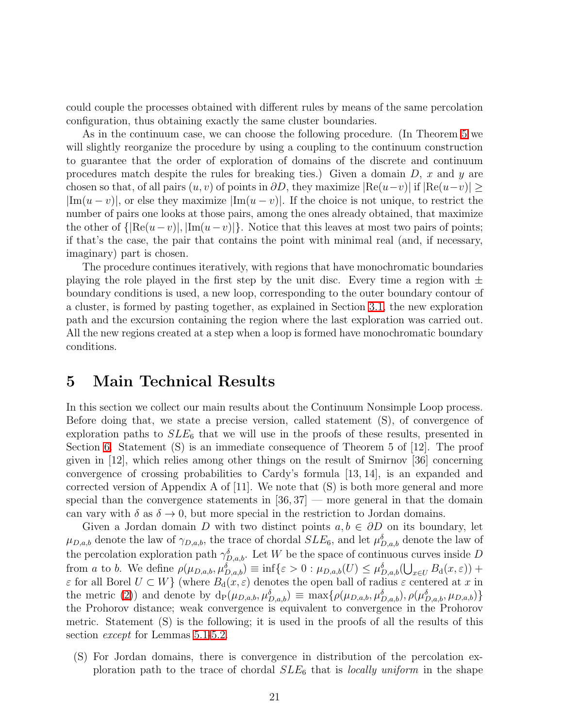could couple the processes obtained with different rules by means of the same percolation configuration, thus obtaining exactly the same cluster boundaries.

As in the continuum case, we can choose the following procedure. (In Theorem 5 we will slightly reorganize the procedure by using a coupling to the continuum construction to guarantee that the order of exploration of domains of the discrete and continuum procedures match despite the rules for breaking ties.) Given a domain $D$, $x$ and $y$ are chosen so that, of all pairs $(u, v)$ of points in $\partial D$, they maximize $|\mathrm{Re}(u-v)|$ if $|\mathrm{Re}(u-v)| \geq |\mathrm{Im}(u-v)|$, or else they maximize $|\mathrm{Im}(u-v)|$. If the choice is not unique, to restrict the number of pairs one looks at those pairs, among the ones already obtained, that maximize the other of $\{|\mathrm{Re}(u-v)|, |\mathrm{Im}(u-v)|\}$. Notice that this leaves at most two pairs of points; if that's the case, the pair that contains the point with minimal real (and, if necessary, imaginary) part is chosen.

The procedure continues iteratively, with regions that have monochromatic boundaries playing the role played in the first step by the unit disc. Every time a region with $\pm$ boundary conditions is used, a new loop, corresponding to the outer boundary contour of a cluster, is formed by pasting together, as explained in Section 3.1, the new exploration path and the excursion containing the region where the last exploration was carried out. All the new regions created at a step when a loop is formed have monochromatic boundary conditions.

# 5 Main Technical Results

In this section we collect our main results about the Continuum Nonsimple Loop process. Before doing that, we state a precise version, called statement (S), of convergence of exploration paths to $SLE_6$ that we will use in the proofs of these results, presented in Section 6. Statement (S) is an immediate consequence of Theorem 5 of [12]. The proof given in [12], which relies among other things on the result of Smirnov [36] concerning convergence of crossing probabilities to Cardy's formula [13, 14], is an expanded and corrected version of Appendix A of [11]. We note that (S) is both more general and more special than the convergence statements in [36, 37] — more general in that the domain can vary with $\delta$ as $\delta \to 0$, but more special in the restriction to Jordan domains.

Given a Jordan domain $D$ with two distinct points $a, b \in \partial D$ on its boundary, let $\mu_{D,a,b}$ denote the law of $\gamma_{D,a,b}$, the trace of chordal $SLE_6$, and let $\mu^{\delta}_{D,a,b}$ denote the law of the percolation exploration path $\gamma^{\delta}_{D,a,b}$. Let $W$ be the space of continuous curves inside $D$ from $a$ to $b$. We define $\rho(\mu_{D,a,b}, \mu^{\delta}_{D,a,b}) \equiv \inf\{\varepsilon > 0 : \mu_{D,a,b}(U) \leq \mu^{\delta}_{D,a,b}(\bigcup_{x \in U} B_{\mathrm{d}}(x, \varepsilon)) + \varepsilon$ for all Borel $U \subset W\}$ (where $B_{\mathrm{d}}(x, \varepsilon)$ denotes the open ball of radius $\varepsilon$ centered at $x$ in the metric (2)) and denote by $\mathrm{d_P}(\mu_{D,a,b}, \mu^{\delta}_{D,a,b}) \equiv \max\{\rho(\mu_{D,a,b}, \mu^{\delta}_{D,a,b}), \rho(\mu^{\delta}_{D,a,b}, \mu_{D,a,b})\}$ the Prohorov distance; weak convergence is equivalent to convergence in the Prohorov metric. Statement (S) is the following; it is used in the proofs of all the results of this section *except* for Lemmas 5.1-5.2.

(S) For Jordan domains, there is convergence in distribution of the percolation exploration path to the trace of chordal $SLE_6$ that is *locally uniform* in the shape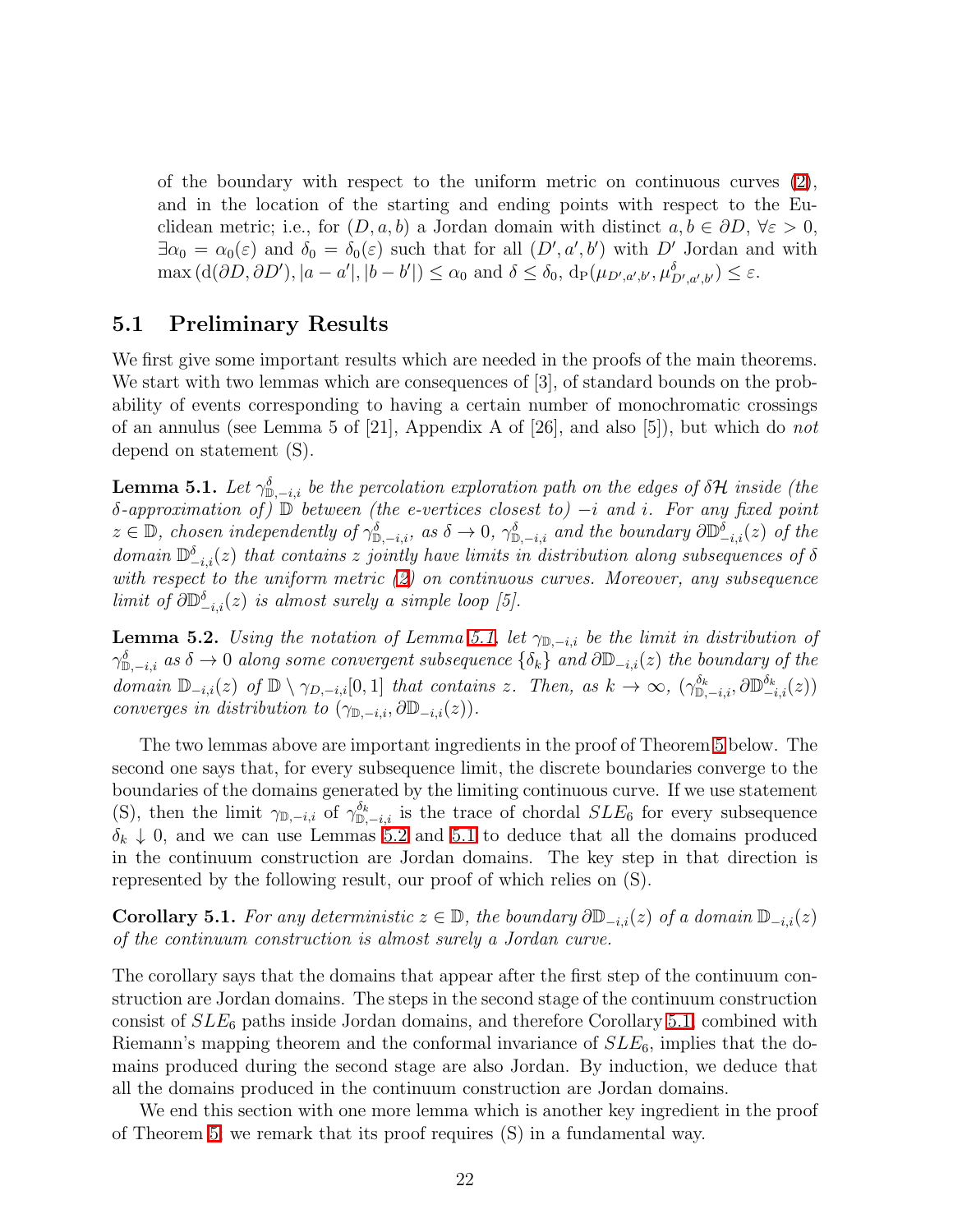of the boundary with respect to the uniform metric on continuous curves (2), and in the location of the starting and ending points with respect to the Euclidean metric; i.e., for $(D, a, b)$ a Jordan domain with distinct $a, b \in \partial D$, $\forall \varepsilon > 0$, $\exists \alpha_0 = \alpha_0(\varepsilon)$ and $\delta_0 = \delta_0(\varepsilon)$ such that for all $(D', a', b')$ with $D'$ Jordan and with $\max\left(\mathrm{d}(\partial D, \partial D'), |a - a'|, |b - b'|\right) \leq \alpha_0$ and $\delta \leq \delta_0$, $\mathrm{d}_{\mathrm{P}}(\mu_{D',a',b'}, \mu^{\delta}_{D',a',b'}) \leq \varepsilon$.

## 5.1 Preliminary Results

We first give some important results which are needed in the proofs of the main theorems. We start with two lemmas which are consequences of [3], of standard bounds on the probability of events corresponding to having a certain number of monochromatic crossings of an annulus (see Lemma 5 of [21], Appendix A of [26], and also [5]), but which do *not* depend on statement (S).

**Lemma 5.1.** *Let $\gamma^{\delta}_{\mathbb{D},-i,i}$ be the percolation exploration path on the edges of $\delta\mathcal{H}$ inside (the $\delta$-approximation of) $\mathbb{D}$ between (the e-vertices closest to) $-i$ and $i$. For any fixed point $z \in \mathbb{D}$, chosen independently of $\gamma^{\delta}_{\mathbb{D},-i,i}$, as $\delta \to 0$, $\gamma^{\delta}_{\mathbb{D},-i,i}$ and the boundary $\partial\mathbb{D}^{\delta}_{-i,i}(z)$ of the domain $\mathbb{D}^{\delta}_{-i,i}(z)$ that contains $z$ jointly have limits in distribution along subsequences of $\delta$ with respect to the uniform metric (2) on continuous curves. Moreover, any subsequence limit of $\partial\mathbb{D}^{\delta}_{-i,i}(z)$ is almost surely a simple loop [5].*

**Lemma 5.2.** *Using the notation of Lemma 5.1, let $\gamma_{\mathbb{D},-i,i}$ be the limit in distribution of $\gamma^{\delta}_{\mathbb{D},-i,i}$ as $\delta \to 0$ along some convergent subsequence $\{\delta_k\}$ and $\partial\mathbb{D}_{-i,i}(z)$ the boundary of the domain $\mathbb{D}_{-i,i}(z)$ of $\mathbb{D} \setminus \gamma_{D,-i,i}[0,1]$ that contains $z$. Then, as $k \to \infty$, $(\gamma^{\delta_k}_{\mathbb{D},-i,i}, \partial\mathbb{D}^{\delta_k}_{-i,i}(z))$ converges in distribution to $(\gamma_{\mathbb{D},-i,i}, \partial\mathbb{D}_{-i,i}(z))$.*

The two lemmas above are important ingredients in the proof of Theorem 5 below. The second one says that, for every subsequence limit, the discrete boundaries converge to the boundaries of the domains generated by the limiting continuous curve. If we use statement (S), then the limit $\gamma_{\mathbb{D},-i,i}$ of $\gamma^{\delta_k}_{\mathbb{D},-i,i}$ is the trace of chordal $SLE_6$ for every subsequence $\delta_k \downarrow 0$, and we can use Lemmas 5.2 and 5.1 to deduce that all the domains produced in the continuum construction are Jordan domains. The key step in that direction is represented by the following result, our proof of which relies on (S).

**Corollary 5.1.** *For any deterministic $z \in \mathbb{D}$, the boundary $\partial\mathbb{D}_{-i,i}(z)$ of a domain $\mathbb{D}_{-i,i}(z)$ of the continuum construction is almost surely a Jordan curve.*

The corollary says that the domains that appear after the first step of the continuum construction are Jordan domains. The steps in the second stage of the continuum construction consist of $SLE_6$ paths inside Jordan domains, and therefore Corollary 5.1, combined with Riemann's mapping theorem and the conformal invariance of $SLE_6$, implies that the domains produced during the second stage are also Jordan. By induction, we deduce that all the domains produced in the continuum construction are Jordan domains.

We end this section with one more lemma which is another key ingredient in the proof of Theorem 5; we remark that its proof requires (S) in a fundamental way.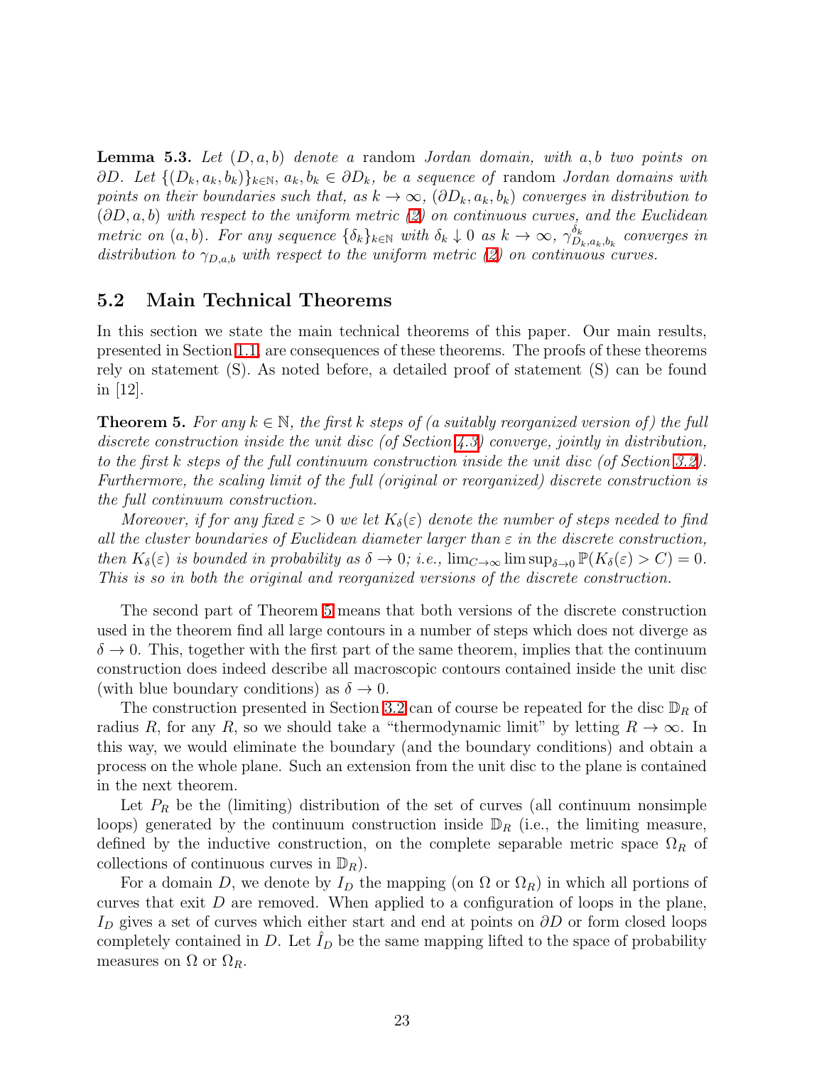**Lemma 5.3.** *Let $(D, a, b)$ denote a* random *Jordan domain, with $a, b$ two points on $\partial D$. Let $\{(D_k, a_k, b_k)\}_{k \in \mathbb{N}}$, $a_k, b_k \in \partial D_k$, be a sequence of* random *Jordan domains with points on their boundaries such that, as $k \to \infty$, $(\partial D_k, a_k, b_k)$ converges in distribution to $(\partial D, a, b)$ with respect to the uniform metric (2) on continuous curves, and the Euclidean metric on $(a, b)$. For any sequence $\{\delta_k\}_{k \in \mathbb{N}}$ with $\delta_k \downarrow 0$ as $k \to \infty$, $\gamma^{\delta_k}_{D_k, a_k, b_k}$ converges in distribution to $\gamma_{D,a,b}$ with respect to the uniform metric (2) on continuous curves.*

## 5.2 Main Technical Theorems

In this section we state the main technical theorems of this paper. Our main results, presented in Section 1.1, are consequences of these theorems. The proofs of these theorems rely on statement (S). As noted before, a detailed proof of statement (S) can be found in [12].

**Theorem 5.** *For any $k \in \mathbb{N}$, the first $k$ steps of (a suitably reorganized version of) the full discrete construction inside the unit disc (of Section 4.3) converge, jointly in distribution, to the first $k$ steps of the full continuum construction inside the unit disc (of Section 3.2). Furthermore, the scaling limit of the full (original or reorganized) discrete construction is the full continuum construction.*

*Moreover, if for any fixed $\varepsilon > 0$ we let $K_\delta(\varepsilon)$ denote the number of steps needed to find all the cluster boundaries of Euclidean diameter larger than $\varepsilon$ in the discrete construction, then $K_\delta(\varepsilon)$ is bounded in probability as $\delta \to 0$; i.e., $\lim_{C \to \infty} \limsup_{\delta \to 0} \mathbb{P}(K_\delta(\varepsilon) > C) = 0$. This is so in both the original and reorganized versions of the discrete construction.*

The second part of Theorem 5 means that both versions of the discrete construction used in the theorem find all large contours in a number of steps which does not diverge as $\delta \to 0$. This, together with the first part of the same theorem, implies that the continuum construction does indeed describe all macroscopic contours contained inside the unit disc (with blue boundary conditions) as $\delta \to 0$.

The construction presented in Section 3.2 can of course be repeated for the disc $\mathbb{D}_R$ of radius $R$, for any $R$, so we should take a "thermodynamic limit" by letting $R \to \infty$. In this way, we would eliminate the boundary (and the boundary conditions) and obtain a process on the whole plane. Such an extension from the unit disc to the plane is contained in the next theorem.

Let $P_R$ be the (limiting) distribution of the set of curves (all continuum nonsimple loops) generated by the continuum construction inside $\mathbb{D}_R$ (i.e., the limiting measure, defined by the inductive construction, on the complete separable metric space $\Omega_R$ of collections of continuous curves in $\mathbb{D}_R$).

For a domain $D$, we denote by $I_D$ the mapping (on $\Omega$ or $\Omega_R$) in which all portions of curves that exit $D$ are removed. When applied to a configuration of loops in the plane, $I_D$ gives a set of curves which either start and end at points on $\partial D$ or form closed loops completely contained in $D$. Let $\hat{I}_D$ be the same mapping lifted to the space of probability measures on $\Omega$ or $\Omega_R$.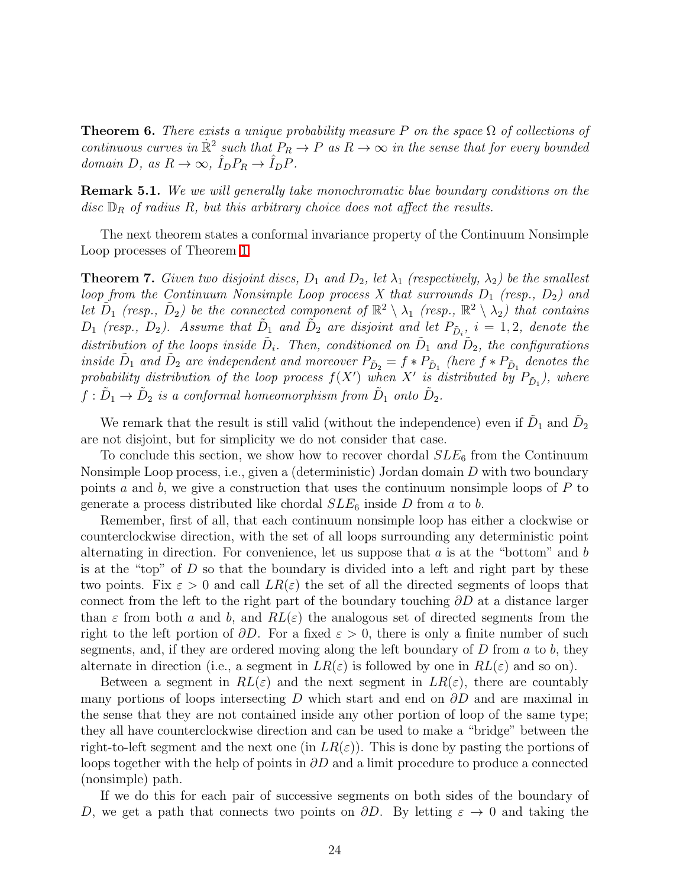**Theorem 6.** *There exists a unique probability measure $P$ on the space $\Omega$ of collections of continuous curves in $\dot{\mathbb{R}}^2$ such that $P_R \to P$ as $R \to \infty$ in the sense that for every bounded domain $D$, as $R \to \infty$, $\hat{I}_D P_R \to \hat{I}_D P$.*

**Remark 5.1.** *We we will generally take monochromatic blue boundary conditions on the disc $\mathbb{D}_R$ of radius $R$, but this arbitrary choice does not affect the results.*

The next theorem states a conformal invariance property of the Continuum Nonsimple Loop processes of Theorem 1.

**Theorem 7.** *Given two disjoint discs, $D_1$ and $D_2$, let $\lambda_1$ (respectively, $\lambda_2$) be the smallest loop from the Continuum Nonsimple Loop process $X$ that surrounds $D_1$ (resp., $D_2$) and let $\tilde{D}_1$ (resp., $\tilde{D}_2$) be the connected component of $\mathbb{R}^2 \setminus \lambda_1$ (resp., $\mathbb{R}^2 \setminus \lambda_2$) that contains $D_1$ (resp., $D_2$). Assume that $\tilde{D}_1$ and $\tilde{D}_2$ are disjoint and let $P_{\tilde{D}_i}$, $i = 1, 2$, denote the distribution of the loops inside $\tilde{D}_i$. Then, conditioned on $\tilde{D}_1$ and $\tilde{D}_2$, the configurations inside $\tilde{D}_1$ and $\tilde{D}_2$ are independent and moreover $P_{\tilde{D}_2} = f * P_{\tilde{D}_1}$ (here $f * P_{\tilde{D}_1}$ denotes the probability distribution of the loop process $f(X')$ when $X'$ is distributed by $P_{\tilde{D}_1}$), where $f : \tilde{D}_1 \to \tilde{D}_2$ is a conformal homeomorphism from $\tilde{D}_1$ onto $\tilde{D}_2$.*

We remark that the result is still valid (without the independence) even if $\tilde{D}_1$ and $\tilde{D}_2$ are not disjoint, but for simplicity we do not consider that case.

To conclude this section, we show how to recover chordal $SLE_6$ from the Continuum Nonsimple Loop process, i.e., given a (deterministic) Jordan domain $D$ with two boundary points $a$ and $b$, we give a construction that uses the continuum nonsimple loops of $P$ to generate a process distributed like chordal $SLE_6$ inside $D$ from $a$ to $b$.

Remember, first of all, that each continuum nonsimple loop has either a clockwise or counterclockwise direction, with the set of all loops surrounding any deterministic point alternating in direction. For convenience, let us suppose that $a$ is at the "bottom" and $b$ is at the "top" of $D$ so that the boundary is divided into a left and right part by these two points. Fix $\varepsilon > 0$ and call $LR(\varepsilon)$ the set of all the directed segments of loops that connect from the left to the right part of the boundary touching $\partial D$ at a distance larger than $\varepsilon$ from both $a$ and $b$, and $RL(\varepsilon)$ the analogous set of directed segments from the right to the left portion of $\partial D$. For a fixed $\varepsilon > 0$, there is only a finite number of such segments, and, if they are ordered moving along the left boundary of $D$ from $a$ to $b$, they alternate in direction (i.e., a segment in $LR(\varepsilon)$ is followed by one in $RL(\varepsilon)$ and so on).

Between a segment in $RL(\varepsilon)$ and the next segment in $LR(\varepsilon)$, there are countably many portions of loops intersecting $D$ which start and end on $\partial D$ and are maximal in the sense that they are not contained inside any other portion of loop of the same type; they all have counterclockwise direction and can be used to make a "bridge" between the right-to-left segment and the next one (in $LR(\varepsilon)$). This is done by pasting the portions of loops together with the help of points in $\partial D$ and a limit procedure to produce a connected (nonsimple) path.

If we do this for each pair of successive segments on both sides of the boundary of $D$, we get a path that connects two points on $\partial D$. By letting $\varepsilon \to 0$ and taking the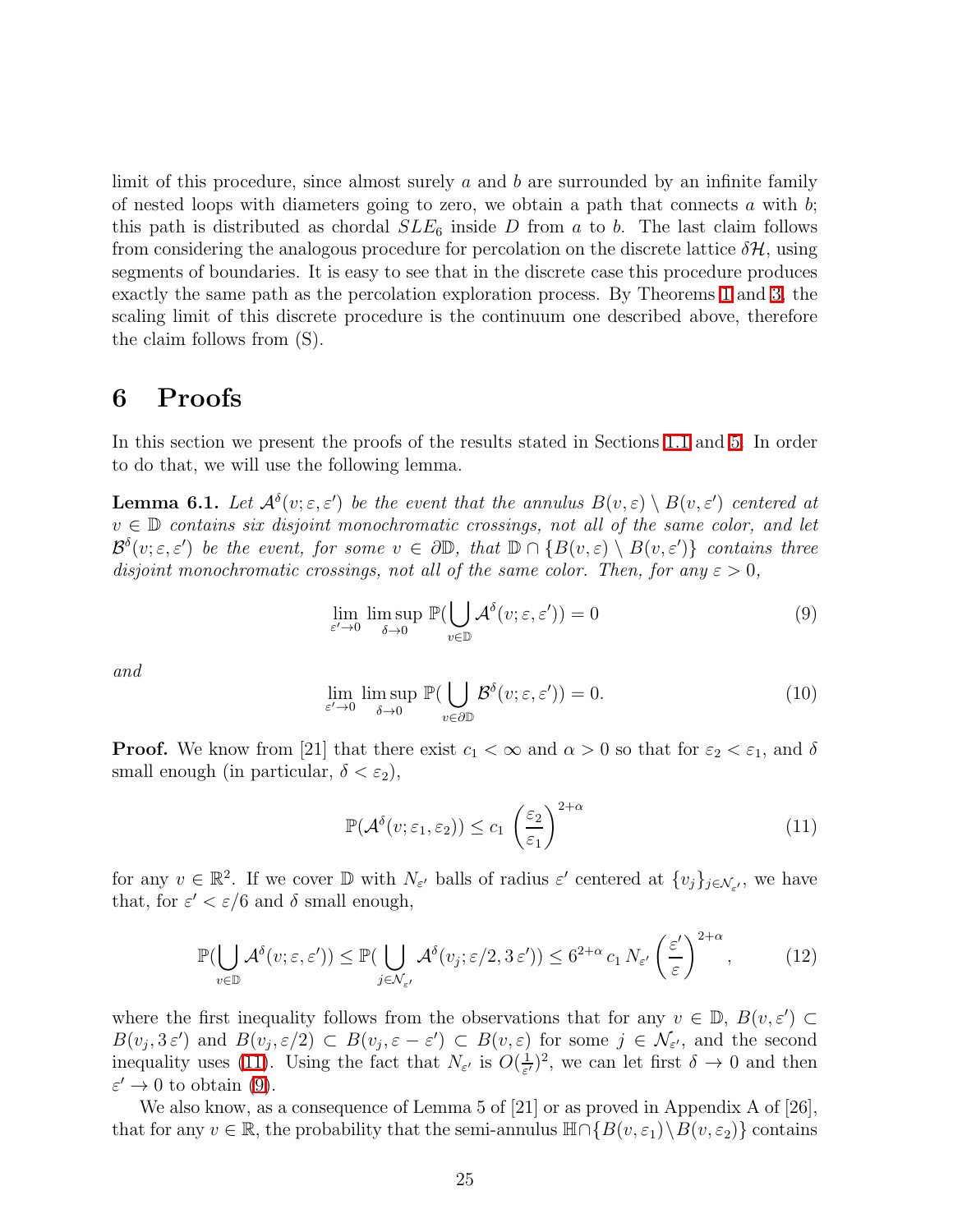limit of this procedure, since almost surely $a$ and $b$ are surrounded by an infinite family of nested loops with diameters going to zero, we obtain a path that connects $a$ with $b$; this path is distributed as chordal $SLE_6$ inside $D$ from $a$ to $b$. The last claim follows from considering the analogous procedure for percolation on the discrete lattice $\delta\mathcal{H}$, using segments of boundaries. It is easy to see that in the discrete case this procedure produces exactly the same path as the percolation exploration process. By Theorems 1 and 3, the scaling limit of this discrete procedure is the continuum one described above, therefore the claim follows from (S).

# 6 Proofs

In this section we present the proofs of the results stated in Sections 1.1 and 5. In order to do that, we will use the following lemma.

**Lemma 6.1.** *Let $\mathcal{A}^\delta(v;\varepsilon,\varepsilon')$ be the event that the annulus $B(v,\varepsilon)\setminus B(v,\varepsilon')$ centered at $v\in\mathbb{D}$ contains six disjoint monochromatic crossings, not all of the same color, and let $\mathcal{B}^\delta(v;\varepsilon,\varepsilon')$ be the event, for some $v\in\partial\mathbb{D}$, that $\mathbb{D}\cap\{B(v,\varepsilon)\setminus B(v,\varepsilon')\}$ contains three disjoint monochromatic crossings, not all of the same color. Then, for any $\varepsilon>0$,*

$$\lim_{\varepsilon'\to 0}\limsup_{\delta\to 0}\mathbb{P}(\bigcup_{v\in\mathbb{D}}\mathcal{A}^\delta(v;\varepsilon,\varepsilon'))=0 \tag{9}$$

*and*

$$\lim_{\varepsilon'\to 0}\limsup_{\delta\to 0}\mathbb{P}(\bigcup_{v\in\partial\mathbb{D}}\mathcal{B}^\delta(v;\varepsilon,\varepsilon'))=0. \tag{10}$$

**Proof.** We know from [21] that there exist $c_1<\infty$ and $\alpha>0$ so that for $\varepsilon_2<\varepsilon_1$, and $\delta$ small enough (in particular, $\delta<\varepsilon_2$),

$$\mathbb{P}(\mathcal{A}^\delta(v;\varepsilon_1,\varepsilon_2))\le c_1\left(\frac{\varepsilon_2}{\varepsilon_1}\right)^{2+\alpha} \tag{11}$$

for any $v\in\mathbb{R}^2$. If we cover $\mathbb{D}$ with $N_{\varepsilon'}$ balls of radius $\varepsilon'$ centered at $\{v_j\}_{j\in\mathcal{N}_{\varepsilon'}}$, we have that, for $\varepsilon'<\varepsilon/6$ and $\delta$ small enough,

$$\mathbb{P}(\bigcup_{v\in\mathbb{D}}\mathcal{A}^\delta(v;\varepsilon,\varepsilon'))\le\mathbb{P}(\bigcup_{j\in\mathcal{N}_{\varepsilon'}}\mathcal{A}^\delta(v_j;\varepsilon/2,3\,\varepsilon'))\le 6^{2+\alpha}\,c_1\,N_{\varepsilon'}\left(\frac{\varepsilon'}{\varepsilon}\right)^{2+\alpha}, \tag{12}$$

where the first inequality follows from the observations that for any $v\in\mathbb{D}$, $B(v,\varepsilon')\subset B(v_j,3\,\varepsilon')$ and $B(v_j,\varepsilon/2)\subset B(v_j,\varepsilon-\varepsilon')\subset B(v,\varepsilon)$ for some $j\in\mathcal{N}_{\varepsilon'}$, and the second inequality uses (11). Using the fact that $N_{\varepsilon'}$ is $O(\frac{1}{\varepsilon'})^2$, we can let first $\delta\to 0$ and then $\varepsilon'\to 0$ to obtain (9).

We also know, as a consequence of Lemma 5 of [21] or as proved in Appendix A of [26], that for any $v\in\mathbb{R}$, the probability that the semi-annulus $\mathbb{H}\cap\{B(v,\varepsilon_1)\setminus B(v,\varepsilon_2)\}$ contains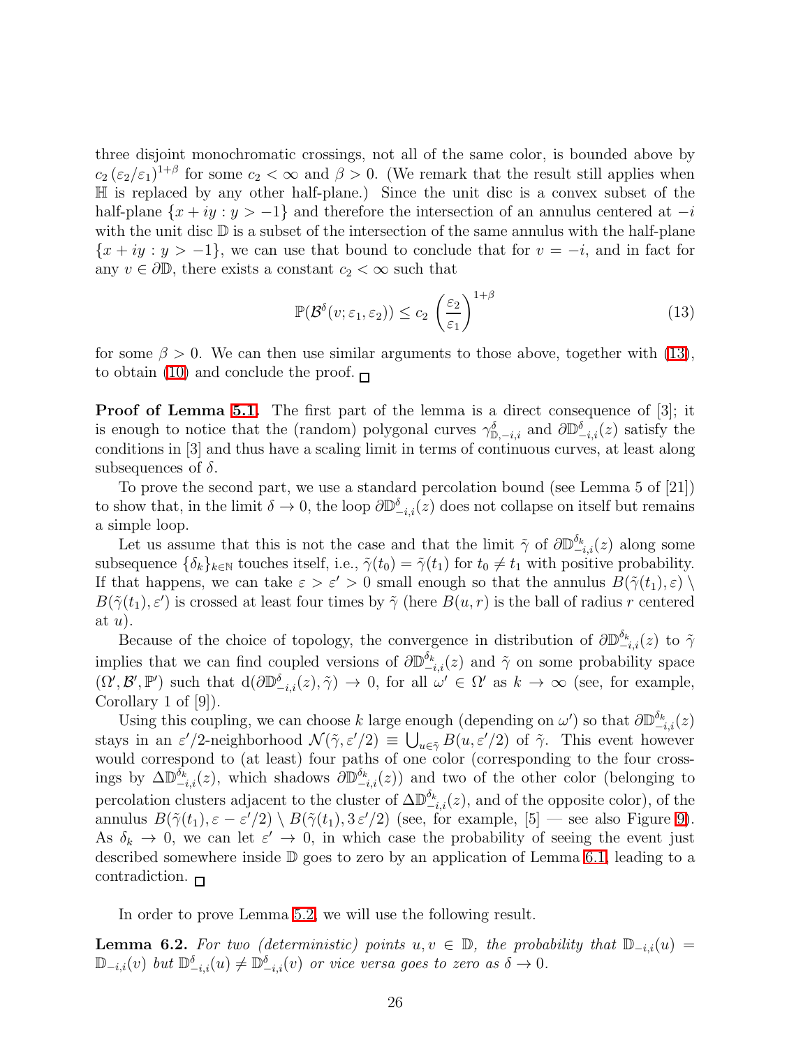three disjoint monochromatic crossings, not all of the same color, is bounded above by $c_2\,(\varepsilon_2/\varepsilon_1)^{1+\beta}$ for some $c_2 < \infty$ and $\beta > 0$. (We remark that the result still applies when $\mathbb{H}$ is replaced by any other half-plane.) Since the unit disc is a convex subset of the half-plane $\{x + iy : y > -1\}$ and therefore the intersection of an annulus centered at $-i$ with the unit disc $\mathbb{D}$ is a subset of the intersection of the same annulus with the half-plane $\{x + iy : y > -1\}$, we can use that bound to conclude that for $v = -i$, and in fact for any $v \in \partial\mathbb{D}$, there exists a constant $c_2 < \infty$ such that

$$\mathbb{P}(\mathcal{B}^{\delta}(v; \varepsilon_1, \varepsilon_2)) \leq c_2 \left(\frac{\varepsilon_2}{\varepsilon_1}\right)^{1+\beta} \tag{13}$$

for some $\beta > 0$. We can then use similar arguments to those above, together with (13), to obtain (10) and conclude the proof. □

**Proof of Lemma 5.1.** The first part of the lemma is a direct consequence of [3]; it is enough to notice that the (random) polygonal curves $\gamma^{\delta}_{\mathbb{D},-i,i}$ and $\partial\mathbb{D}^{\delta}_{-i,i}(z)$ satisfy the conditions in [3] and thus have a scaling limit in terms of continuous curves, at least along subsequences of $\delta$.

To prove the second part, we use a standard percolation bound (see Lemma 5 of [21]) to show that, in the limit $\delta \to 0$, the loop $\partial\mathbb{D}^{\delta}_{-i,i}(z)$ does not collapse on itself but remains a simple loop.

Let us assume that this is not the case and that the limit $\tilde{\gamma}$ of $\partial\mathbb{D}^{\delta_k}_{-i,i}(z)$ along some subsequence $\{\delta_k\}_{k\in\mathbb{N}}$ touches itself, i.e., $\tilde{\gamma}(t_0) = \tilde{\gamma}(t_1)$ for $t_0 \neq t_1$ with positive probability. If that happens, we can take $\varepsilon > \varepsilon' > 0$ small enough so that the annulus $B(\tilde{\gamma}(t_1), \varepsilon) \setminus B(\tilde{\gamma}(t_1), \varepsilon')$ is crossed at least four times by $\tilde{\gamma}$ (here $B(u, r)$ is the ball of radius $r$ centered at $u$).

Because of the choice of topology, the convergence in distribution of $\partial\mathbb{D}^{\delta_k}_{-i,i}(z)$ to $\tilde{\gamma}$ implies that we can find coupled versions of $\partial\mathbb{D}^{\delta_k}_{-i,i}(z)$ and $\tilde{\gamma}$ on some probability space $(\Omega', \mathcal{B}', \mathbb{P}')$ such that $\mathrm{d}(\partial\mathbb{D}^{\delta}_{-i,i}(z), \tilde{\gamma}) \to 0$, for all $\omega' \in \Omega'$ as $k \to \infty$ (see, for example, Corollary 1 of [9]).

Using this coupling, we can choose $k$ large enough (depending on $\omega'$) so that $\partial\mathbb{D}^{\delta_k}_{-i,i}(z)$ stays in an $\varepsilon'/2$-neighborhood $\mathcal{N}(\tilde{\gamma}, \varepsilon'/2) \equiv \bigcup_{u\in\tilde{\gamma}} B(u, \varepsilon'/2)$ of $\tilde{\gamma}$. This event however would correspond to (at least) four paths of one color (corresponding to the four crossings by $\Delta\mathbb{D}^{\delta_k}_{-i,i}(z)$, which shadows $\partial\mathbb{D}^{\delta_k}_{-i,i}(z)$) and two of the other color (belonging to percolation clusters adjacent to the cluster of $\Delta\mathbb{D}^{\delta_k}_{-i,i}(z)$, and of the opposite color), of the annulus $B(\tilde{\gamma}(t_1), \varepsilon - \varepsilon'/2) \setminus B(\tilde{\gamma}(t_1), 3\,\varepsilon'/2)$ (see, for example, [5] — see also Figure 9). As $\delta_k \to 0$, we can let $\varepsilon' \to 0$, in which case the probability of seeing the event just described somewhere inside $\mathbb{D}$ goes to zero by an application of Lemma 6.1, leading to a contradiction. □

In order to prove Lemma 5.2, we will use the following result.

**Lemma 6.2.** *For two (deterministic) points $u, v \in \mathbb{D}$, the probability that $\mathbb{D}_{-i,i}(u) = \mathbb{D}_{-i,i}(v)$ but $\mathbb{D}^{\delta}_{-i,i}(u) \neq \mathbb{D}^{\delta}_{-i,i}(v)$ or vice versa goes to zero as $\delta \to 0$.*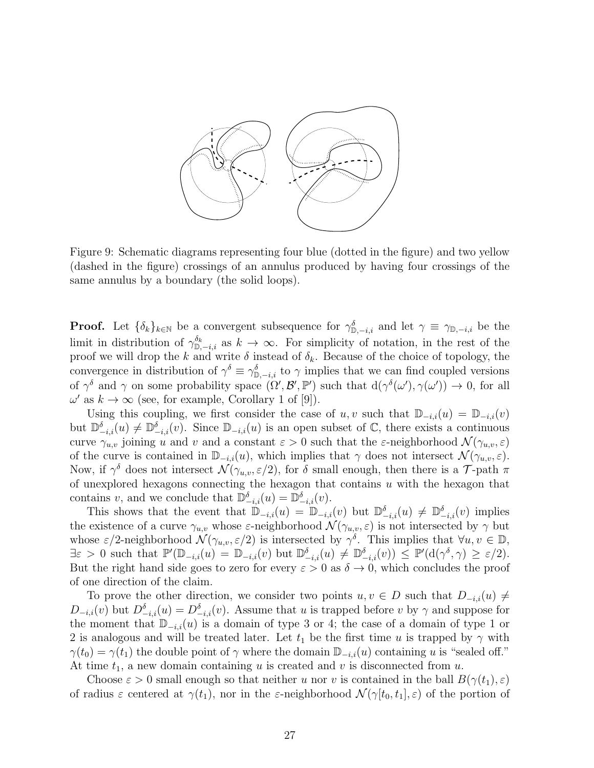Figure 9: Schematic diagrams representing four blue (dotted in the figure) and two yellow (dashed in the figure) crossings of an annulus produced by having four crossings of the same annulus by a boundary (the solid loops).

**Proof.** Let $\{\delta_k\}_{k \in \mathbb{N}}$ be a convergent subsequence for $\gamma^{\delta}_{\mathbb{D},-i,i}$ and let $\gamma \equiv \gamma_{\mathbb{D},-i,i}$ be the limit in distribution of $\gamma^{\delta_k}_{\mathbb{D},-i,i}$ as $k \to \infty$. For simplicity of notation, in the rest of the proof we will drop the $k$ and write $\delta$ instead of $\delta_k$. Because of the choice of topology, the convergence in distribution of $\gamma^{\delta} \equiv \gamma^{\delta}_{\mathbb{D},-i,i}$ to $\gamma$ implies that we can find coupled versions of $\gamma^{\delta}$ and $\gamma$ on some probability space $(\Omega', \mathcal{B}', \mathbb{P}')$ such that $\mathrm{d}(\gamma^{\delta}(\omega'), \gamma(\omega')) \to 0$, for all $\omega'$ as $k \to \infty$ (see, for example, Corollary 1 of [9]).

Using this coupling, we first consider the case of $u, v$ such that $\mathbb{D}_{-i,i}(u) = \mathbb{D}_{-i,i}(v)$ but $\mathbb{D}^{\delta}_{-i,i}(u) \neq \mathbb{D}^{\delta}_{-i,i}(v)$. Since $\mathbb{D}_{-i,i}(u)$ is an open subset of $\mathbb{C}$, there exists a continuous curve $\gamma_{u,v}$ joining $u$ and $v$ and a constant $\varepsilon > 0$ such that the $\varepsilon$-neighborhood $\mathcal{N}(\gamma_{u,v}, \varepsilon)$ of the curve is contained in $\mathbb{D}_{-i,i}(u)$, which implies that $\gamma$ does not intersect $\mathcal{N}(\gamma_{u,v}, \varepsilon)$. Now, if $\gamma^{\delta}$ does not intersect $\mathcal{N}(\gamma_{u,v}, \varepsilon/2)$, for $\delta$ small enough, then there is a $\mathcal{T}$-path $\pi$ of unexplored hexagons connecting the hexagon that contains $u$ with the hexagon that contains $v$, and we conclude that $\mathbb{D}^{\delta}_{-i,i}(u) = \mathbb{D}^{\delta}_{-i,i}(v)$.

This shows that the event that $\mathbb{D}_{-i,i}(u) = \mathbb{D}_{-i,i}(v)$ but $\mathbb{D}^{\delta}_{-i,i}(u) \neq \mathbb{D}^{\delta}_{-i,i}(v)$ implies the existence of a curve $\gamma_{u,v}$ whose $\varepsilon$-neighborhood $\mathcal{N}(\gamma_{u,v}, \varepsilon)$ is not intersected by $\gamma$ but whose $\varepsilon/2$-neighborhood $\mathcal{N}(\gamma_{u,v}, \varepsilon/2)$ is intersected by $\gamma^{\delta}$. This implies that $\forall u, v \in \mathbb{D}$, $\exists \varepsilon > 0$ such that $\mathbb{P}'(\mathbb{D}_{-i,i}(u) = \mathbb{D}_{-i,i}(v)$ but $\mathbb{D}^{\delta}_{-i,i}(u) \neq \mathbb{D}^{\delta}_{-i,i}(v)) \leq \mathbb{P}'(\mathrm{d}(\gamma^{\delta}, \gamma) \geq \varepsilon/2)$. But the right hand side goes to zero for every $\varepsilon > 0$ as $\delta \to 0$, which concludes the proof of one direction of the claim.

To prove the other direction, we consider two points $u, v \in D$ such that $D_{-i,i}(u) \neq D_{-i,i}(v)$ but $D^{\delta}_{-i,i}(u) = D^{\delta}_{-i,i}(v)$. Assume that $u$ is trapped before $v$ by $\gamma$ and suppose for the moment that $\mathbb{D}_{-i,i}(u)$ is a domain of type 3 or 4; the case of a domain of type 1 or 2 is analogous and will be treated later. Let $t_1$ be the first time $u$ is trapped by $\gamma$ with $\gamma(t_0) = \gamma(t_1)$ the double point of $\gamma$ where the domain $\mathbb{D}_{-i,i}(u)$ containing $u$ is "sealed off." At time $t_1$, a new domain containing $u$ is created and $v$ is disconnected from $u$.

Choose $\varepsilon > 0$ small enough so that neither $u$ nor $v$ is contained in the ball $B(\gamma(t_1), \varepsilon)$ of radius $\varepsilon$ centered at $\gamma(t_1)$, nor in the $\varepsilon$-neighborhood $\mathcal{N}(\gamma[t_0, t_1], \varepsilon)$ of the portion of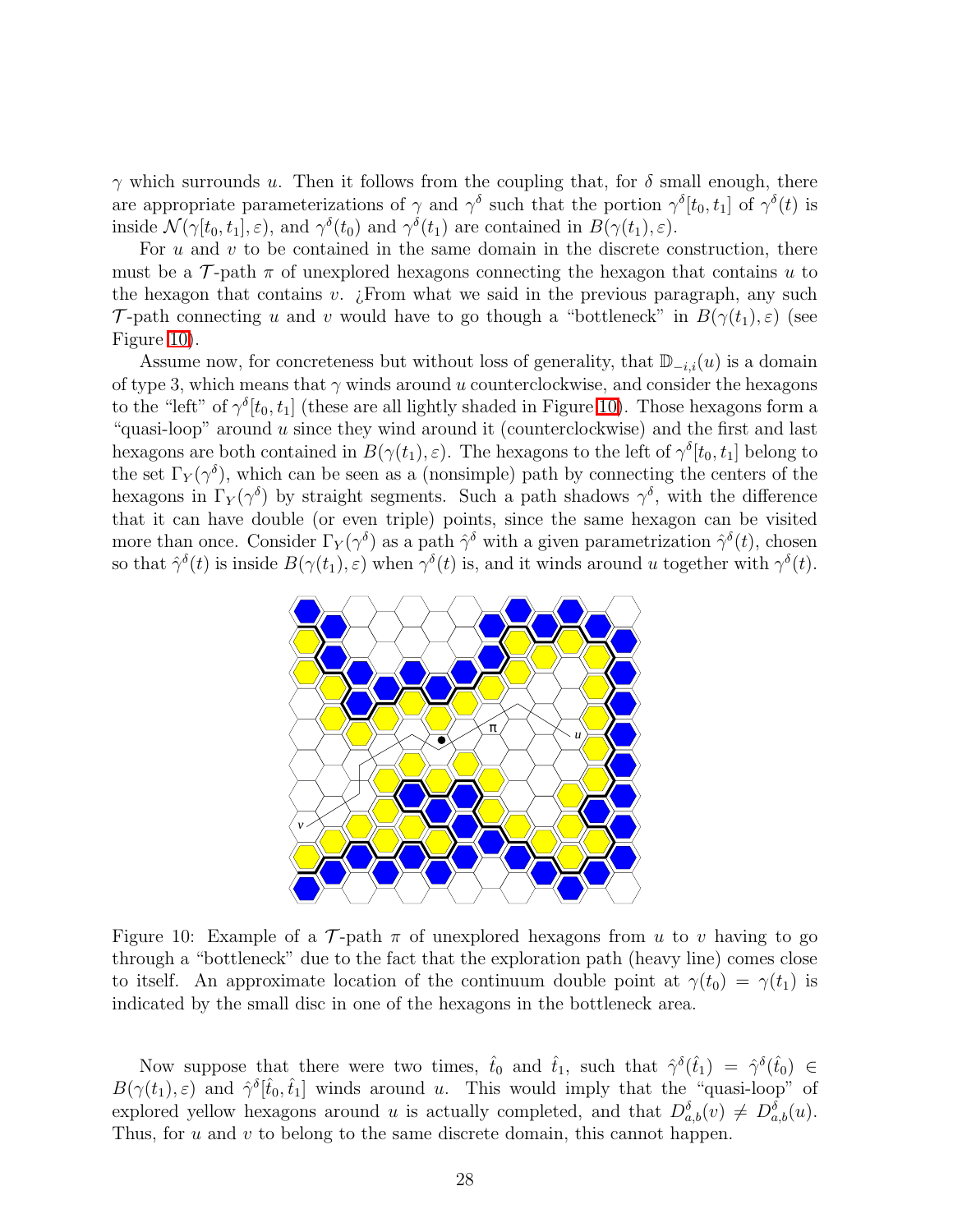$\gamma$ which surrounds $u$. Then it follows from the coupling that, for $\delta$ small enough, there are appropriate parameterizations of $\gamma$ and $\gamma^\delta$ such that the portion $\gamma^\delta[t_0, t_1]$ of $\gamma^\delta(t)$ is inside $\mathcal{N}(\gamma[t_0, t_1], \varepsilon)$, and $\gamma^\delta(t_0)$ and $\gamma^\delta(t_1)$ are contained in $B(\gamma(t_1), \varepsilon)$.

For $u$ and $v$ to be contained in the same domain in the discrete construction, there must be a $\mathcal{T}$-path $\pi$ of unexplored hexagons connecting the hexagon that contains $u$ to the hexagon that contains $v$. ¿From what we said in the previous paragraph, any such $\mathcal{T}$-path connecting $u$ and $v$ would have to go though a "bottleneck" in $B(\gamma(t_1), \varepsilon)$ (see Figure 10).

Assume now, for concreteness but without loss of generality, that $\mathbb{D}_{-i,i}(u)$ is a domain of type 3, which means that $\gamma$ winds around $u$ counterclockwise, and consider the hexagons to the "left" of $\gamma^\delta[t_0, t_1]$ (these are all lightly shaded in Figure 10). Those hexagons form a "quasi-loop" around $u$ since they wind around it (counterclockwise) and the first and last hexagons are both contained in $B(\gamma(t_1), \varepsilon)$. The hexagons to the left of $\gamma^\delta[t_0, t_1]$ belong to the set $\Gamma_Y(\gamma^\delta)$, which can be seen as a (nonsimple) path by connecting the centers of the hexagons in $\Gamma_Y(\gamma^\delta)$ by straight segments. Such a path shadows $\gamma^\delta$, with the difference that it can have double (or even triple) points, since the same hexagon can be visited more than once. Consider $\Gamma_Y(\gamma^\delta)$ as a path $\hat{\gamma}^\delta$ with a given parametrization $\hat{\gamma}^\delta(t)$, chosen so that $\hat{\gamma}^\delta(t)$ is inside $B(\gamma(t_1), \varepsilon)$ when $\gamma^\delta(t)$ is, and it winds around $u$ together with $\gamma^\delta(t)$.

Figure 10: Example of a $\mathcal{T}$-path $\pi$ of unexplored hexagons from $u$ to $v$ having to go through a "bottleneck" due to the fact that the exploration path (heavy line) comes close to itself. An approximate location of the continuum double point at $\gamma(t_0) = \gamma(t_1)$ is indicated by the small disc in one of the hexagons in the bottleneck area.

Now suppose that there were two times, $\hat{t}_0$ and $\hat{t}_1$, such that $\hat{\gamma}^\delta(\hat{t}_1) = \hat{\gamma}^\delta(\hat{t}_0) \in B(\gamma(t_1), \varepsilon)$ and $\hat{\gamma}^\delta[\hat{t}_0, \hat{t}_1]$ winds around $u$. This would imply that the "quasi-loop" of explored yellow hexagons around $u$ is actually completed, and that $D^\delta_{a,b}(v) \neq D^\delta_{a,b}(u)$. Thus, for $u$ and $v$ to belong to the same discrete domain, this cannot happen.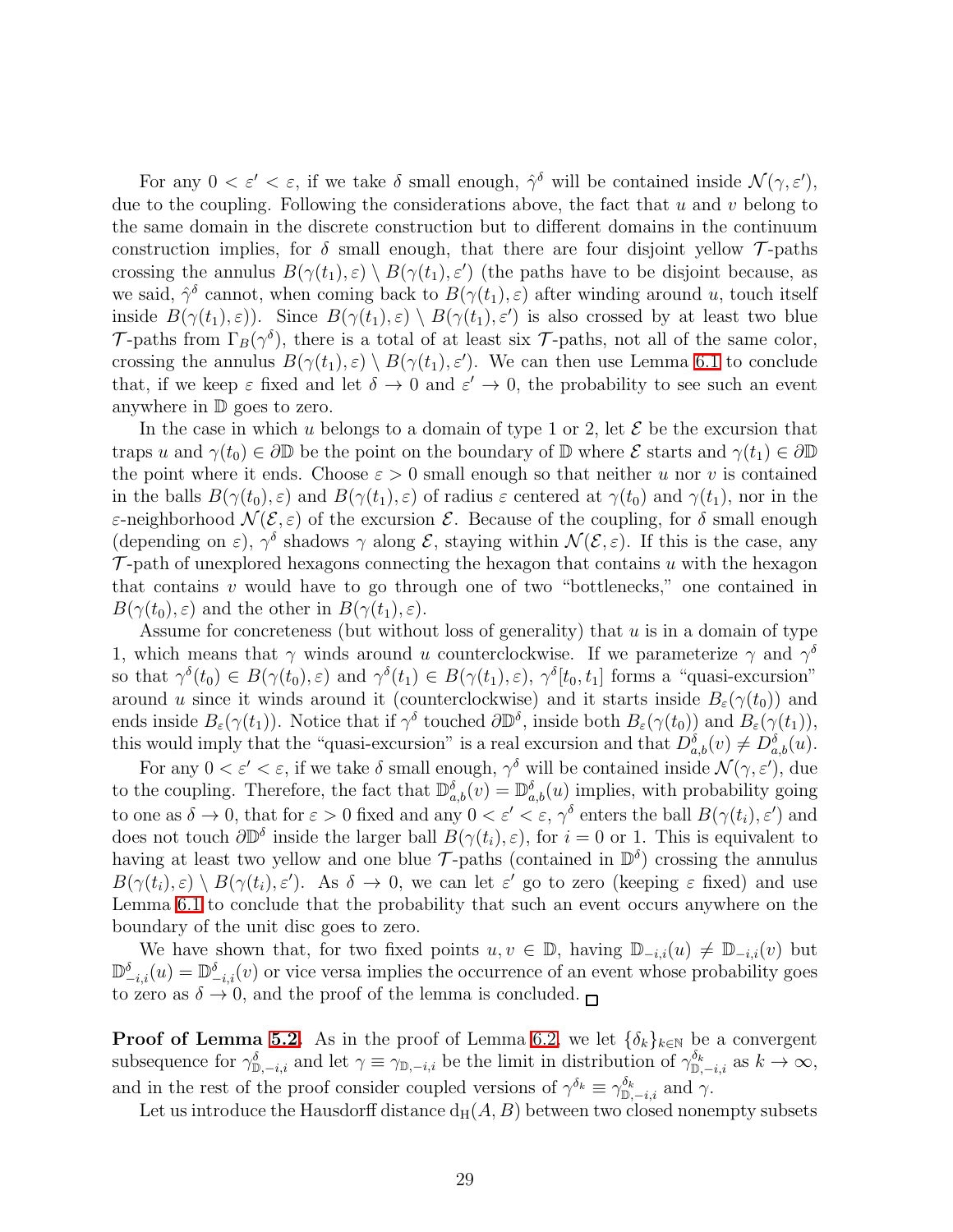For any $0 < \varepsilon' < \varepsilon$, if we take $\delta$ small enough, $\hat{\gamma}^\delta$ will be contained inside $\mathcal{N}(\gamma, \varepsilon')$, due to the coupling. Following the considerations above, the fact that $u$ and $v$ belong to the same domain in the discrete construction but to different domains in the continuum construction implies, for $\delta$ small enough, that there are four disjoint yellow $\mathcal{T}$-paths crossing the annulus $B(\gamma(t_1), \varepsilon) \setminus B(\gamma(t_1), \varepsilon')$ (the paths have to be disjoint because, as we said, $\hat{\gamma}^\delta$ cannot, when coming back to $B(\gamma(t_1), \varepsilon)$ after winding around $u$, touch itself inside $B(\gamma(t_1), \varepsilon)$). Since $B(\gamma(t_1), \varepsilon) \setminus B(\gamma(t_1), \varepsilon')$ is also crossed by at least two blue $\mathcal{T}$-paths from $\Gamma_B(\gamma^\delta)$, there is a total of at least six $\mathcal{T}$-paths, not all of the same color, crossing the annulus $B(\gamma(t_1), \varepsilon) \setminus B(\gamma(t_1), \varepsilon')$. We can then use Lemma 6.1 to conclude that, if we keep $\varepsilon$ fixed and let $\delta \to 0$ and $\varepsilon' \to 0$, the probability to see such an event anywhere in $\mathbb{D}$ goes to zero.

In the case in which $u$ belongs to a domain of type 1 or 2, let $\mathcal{E}$ be the excursion that traps $u$ and $\gamma(t_0) \in \partial\mathbb{D}$ be the point on the boundary of $\mathbb{D}$ where $\mathcal{E}$ starts and $\gamma(t_1) \in \partial\mathbb{D}$ the point where it ends. Choose $\varepsilon > 0$ small enough so that neither $u$ nor $v$ is contained in the balls $B(\gamma(t_0), \varepsilon)$ and $B(\gamma(t_1), \varepsilon)$ of radius $\varepsilon$ centered at $\gamma(t_0)$ and $\gamma(t_1)$, nor in the $\varepsilon$-neighborhood $\mathcal{N}(\mathcal{E}, \varepsilon)$ of the excursion $\mathcal{E}$. Because of the coupling, for $\delta$ small enough (depending on $\varepsilon$), $\gamma^\delta$ shadows $\gamma$ along $\mathcal{E}$, staying within $\mathcal{N}(\mathcal{E}, \varepsilon)$. If this is the case, any $\mathcal{T}$-path of unexplored hexagons connecting the hexagon that contains $u$ with the hexagon that contains $v$ would have to go through one of two "bottlenecks," one contained in $B(\gamma(t_0), \varepsilon)$ and the other in $B(\gamma(t_1), \varepsilon)$.

Assume for concreteness (but without loss of generality) that $u$ is in a domain of type 1, which means that $\gamma$ winds around $u$ counterclockwise. If we parameterize $\gamma$ and $\gamma^\delta$ so that $\gamma^\delta(t_0) \in B(\gamma(t_0), \varepsilon)$ and $\gamma^\delta(t_1) \in B(\gamma(t_1), \varepsilon)$, $\gamma^\delta[t_0, t_1]$ forms a "quasi-excursion" around $u$ since it winds around it (counterclockwise) and it starts inside $B_\varepsilon(\gamma(t_0))$ and ends inside $B_\varepsilon(\gamma(t_1))$. Notice that if $\gamma^\delta$ touched $\partial\mathbb{D}^\delta$, inside both $B_\varepsilon(\gamma(t_0))$ and $B_\varepsilon(\gamma(t_1))$, this would imply that the "quasi-excursion" is a real excursion and that $D^\delta_{a,b}(v) \neq D^\delta_{a,b}(u)$.

For any $0 < \varepsilon' < \varepsilon$, if we take $\delta$ small enough, $\gamma^\delta$ will be contained inside $\mathcal{N}(\gamma, \varepsilon')$, due to the coupling. Therefore, the fact that $\mathbb{D}^\delta_{a,b}(v) = \mathbb{D}^\delta_{a,b}(u)$ implies, with probability going to one as $\delta \to 0$, that for $\varepsilon > 0$ fixed and any $0 < \varepsilon' < \varepsilon$, $\gamma^\delta$ enters the ball $B(\gamma(t_i), \varepsilon')$ and does not touch $\partial\mathbb{D}^\delta$ inside the larger ball $B(\gamma(t_i), \varepsilon)$, for $i = 0$ or 1. This is equivalent to having at least two yellow and one blue $\mathcal{T}$-paths (contained in $\mathbb{D}^\delta$) crossing the annulus $B(\gamma(t_i), \varepsilon) \setminus B(\gamma(t_i), \varepsilon')$. As $\delta \to 0$, we can let $\varepsilon'$ go to zero (keeping $\varepsilon$ fixed) and use Lemma 6.1 to conclude that the probability that such an event occurs anywhere on the boundary of the unit disc goes to zero.

We have shown that, for two fixed points $u, v \in \mathbb{D}$, having $\mathbb{D}_{-i,i}(u) \neq \mathbb{D}_{-i,i}(v)$ but $\mathbb{D}^\delta_{-i,i}(u) = \mathbb{D}^\delta_{-i,i}(v)$ or vice versa implies the occurrence of an event whose probability goes to zero as $\delta \to 0$, and the proof of the lemma is concluded. $\square$

**Proof of Lemma 5.2.** As in the proof of Lemma 6.2, we let $\{\delta_k\}_{k\in\mathbb{N}}$ be a convergent subsequence for $\gamma^\delta_{\mathbb{D},-i,i}$ and let $\gamma \equiv \gamma_{\mathbb{D},-i,i}$ be the limit in distribution of $\gamma^{\delta_k}_{\mathbb{D},-i,i}$ as $k \to \infty$, and in the rest of the proof consider coupled versions of $\gamma^{\delta_k} \equiv \gamma^{\delta_k}_{\mathbb{D},-i,i}$ and $\gamma$.

Let us introduce the Hausdorff distance $\mathrm{d_H}(A, B)$ between two closed nonempty subsets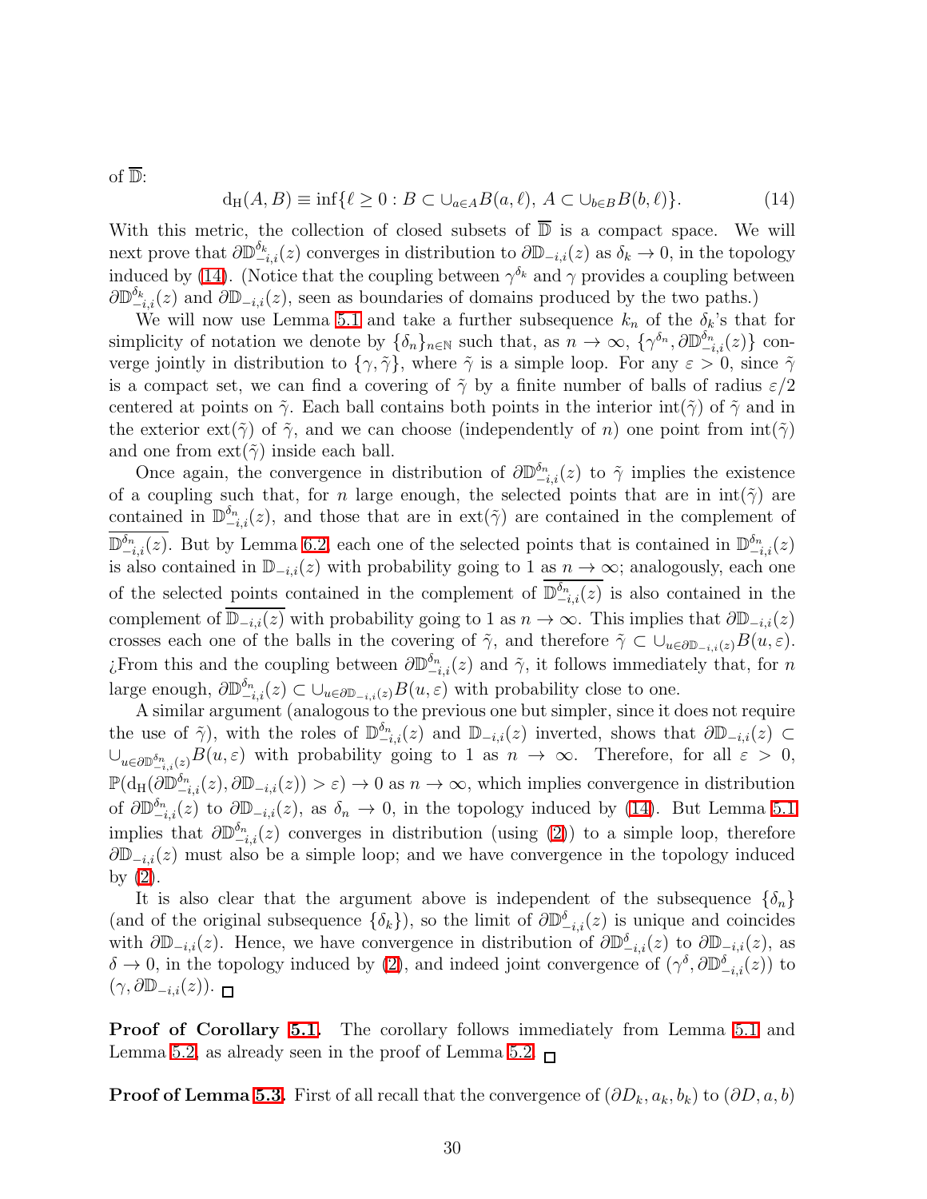of $\overline{\mathbb{D}}$:

$$\mathrm{d_H}(A,B) \equiv \inf\{\ell \geq 0 : B \subset \cup_{a\in A} B(a,\ell),\ A \subset \cup_{b \in B} B(b,\ell)\}. \tag{14}$$

With this metric, the collection of closed subsets of $\overline{\mathbb{D}}$ is a compact space. We will next prove that $\partial\mathbb{D}^{\delta_k}_{-i,i}(z)$ converges in distribution to $\partial\mathbb{D}_{-i,i}(z)$ as $\delta_k \to 0$, in the topology induced by (14). (Notice that the coupling between $\gamma^{\delta_k}$ and $\gamma$ provides a coupling between $\partial\mathbb{D}^{\delta_k}_{-i,i}(z)$ and $\partial\mathbb{D}_{-i,i}(z)$, seen as boundaries of domains produced by the two paths.)

We will now use Lemma 5.1 and take a further subsequence $k_n$ of the $\delta_k$'s that for simplicity of notation we denote by $\{\delta_n\}_{n\in\mathbb{N}}$ such that, as $n \to \infty$, $\{\gamma^{\delta_n}, \partial\mathbb{D}^{\delta_n}_{-i,i}(z)\}$ converge jointly in distribution to $\{\gamma, \tilde{\gamma}\}$, where $\tilde{\gamma}$ is a simple loop. For any $\varepsilon > 0$, since $\tilde{\gamma}$ is a compact set, we can find a covering of $\tilde{\gamma}$ by a finite number of balls of radius $\varepsilon/2$ centered at points on $\tilde{\gamma}$. Each ball contains both points in the interior $\mathrm{int}(\tilde{\gamma})$ of $\tilde{\gamma}$ and in the exterior $\mathrm{ext}(\tilde{\gamma})$ of $\tilde{\gamma}$, and we can choose (independently of $n$) one point from $\mathrm{int}(\tilde{\gamma})$ and one from $\mathrm{ext}(\tilde{\gamma})$ inside each ball.

Once again, the convergence in distribution of $\partial\mathbb{D}^{\delta_n}_{-i,i}(z)$ to $\tilde{\gamma}$ implies the existence of a coupling such that, for $n$ large enough, the selected points that are in $\mathrm{int}(\tilde{\gamma})$ are contained in $\mathbb{D}^{\delta_n}_{-i,i}(z)$, and those that are in $\mathrm{ext}(\tilde{\gamma})$ are contained in the complement of $\overline{\mathbb{D}^{\delta_n}_{-i,i}(z)}$. But by Lemma 6.2, each one of the selected points that is contained in $\mathbb{D}^{\delta_n}_{-i,i}(z)$ is also contained in $\mathbb{D}_{-i,i}(z)$ with probability going to 1 as $n \to \infty$; analogously, each one of the selected points contained in the complement of $\overline{\mathbb{D}^{\delta_n}_{-i,i}(z)}$ is also contained in the complement of $\overline{\mathbb{D}_{-i,i}(z)}$ with probability going to 1 as $n \to \infty$. This implies that $\partial\mathbb{D}_{-i,i}(z)$ crosses each one of the balls in the covering of $\tilde{\gamma}$, and therefore $\tilde{\gamma} \subset \cup_{u\in\partial\mathbb{D}_{-i,i}(z)} B(u,\varepsilon)$. ¿From this and the coupling between $\partial\mathbb{D}^{\delta_n}_{-i,i}(z)$ and $\tilde{\gamma}$, it follows immediately that, for $n$ large enough, $\partial\mathbb{D}^{\delta_n}_{-i,i}(z) \subset \cup_{u\in\partial\mathbb{D}_{-i,i}(z)} B(u,\varepsilon)$ with probability close to one.

A similar argument (analogous to the previous one but simpler, since it does not require the use of $\tilde{\gamma}$), with the roles of $\mathbb{D}^{\delta_n}_{-i,i}(z)$ and $\mathbb{D}_{-i,i}(z)$ inverted, shows that $\partial\mathbb{D}_{-i,i}(z) \subset \cup_{u\in\partial\mathbb{D}^{\delta_n}_{-i,i}(z)} B(u,\varepsilon)$ with probability going to 1 as $n \to \infty$. Therefore, for all $\varepsilon > 0$, $\mathbb{P}(\mathrm{d_H}(\partial\mathbb{D}^{\delta_n}_{-i,i}(z), \partial\mathbb{D}_{-i,i}(z)) > \varepsilon) \to 0$ as $n \to \infty$, which implies convergence in distribution of $\partial\mathbb{D}^{\delta_n}_{-i,i}(z)$ to $\partial\mathbb{D}_{-i,i}(z)$, as $\delta_n \to 0$, in the topology induced by (14). But Lemma 5.1 implies that $\partial\mathbb{D}^{\delta_n}_{-i,i}(z)$ converges in distribution (using (2)) to a simple loop, therefore $\partial\mathbb{D}_{-i,i}(z)$ must also be a simple loop; and we have convergence in the topology induced by (2).

It is also clear that the argument above is independent of the subsequence $\{\delta_n\}$ (and of the original subsequence $\{\delta_k\}$), so the limit of $\partial\mathbb{D}^{\delta}_{-i,i}(z)$ is unique and coincides with $\partial\mathbb{D}_{-i,i}(z)$. Hence, we have convergence in distribution of $\partial\mathbb{D}^{\delta}_{-i,i}(z)$ to $\partial\mathbb{D}_{-i,i}(z)$, as $\delta \to 0$, in the topology induced by (2), and indeed joint convergence of $(\gamma^\delta, \partial\mathbb{D}^{\delta}_{-i,i}(z))$ to $(\gamma, \partial\mathbb{D}_{-i,i}(z))$. □

**Proof of Corollary 5.1.** The corollary follows immediately from Lemma 5.1 and Lemma 5.2, as already seen in the proof of Lemma 5.2. □

**Proof of Lemma 5.3.** First of all recall that the convergence of $(\partial D_k, a_k, b_k)$ to $(\partial D, a, b)$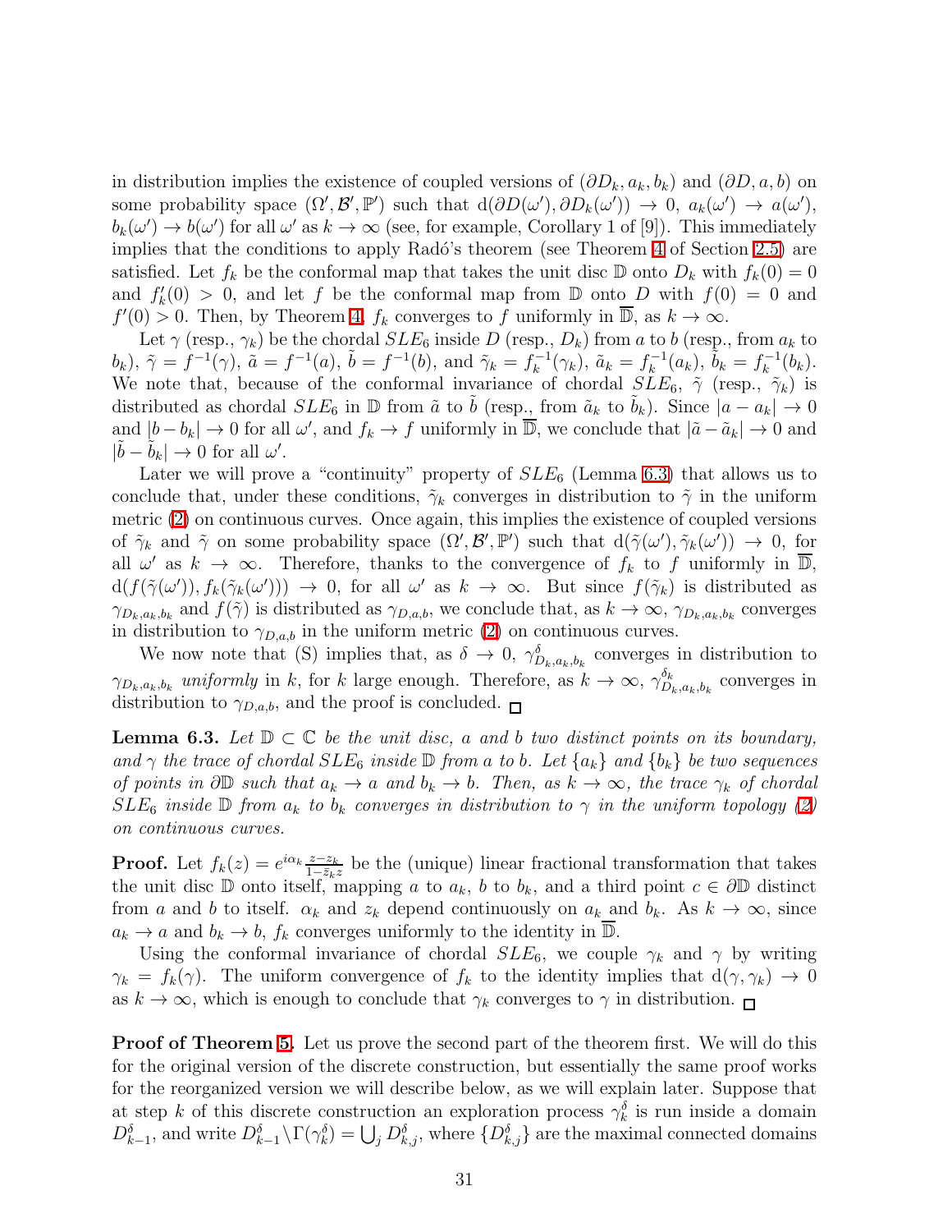in distribution implies the existence of coupled versions of $(\partial D_k, a_k, b_k)$ and $(\partial D, a, b)$ on some probability space $(\Omega', \mathcal{B}', \mathbb{P}')$ such that $\mathrm{d}(\partial D(\omega'), \partial D_k(\omega')) \to 0$, $a_k(\omega') \to a(\omega')$, $b_k(\omega') \to b(\omega')$ for all $\omega'$ as $k \to \infty$ (see, for example, Corollary 1 of [9]). This immediately implies that the conditions to apply Radó's theorem (see Theorem 4 of Section 2.5) are satisfied. Let $f_k$ be the conformal map that takes the unit disc $\mathbb{D}$ onto $D_k$ with $f_k(0) = 0$ and $f'_k(0) > 0$, and let $f$ be the conformal map from $\mathbb{D}$ onto $D$ with $f(0) = 0$ and $f'(0) > 0$. Then, by Theorem 4, $f_k$ converges to $f$ uniformly in $\overline{\mathbb{D}}$, as $k \to \infty$.

Let $\gamma$ (resp., $\gamma_k$) be the chordal $SLE_6$ inside $D$ (resp., $D_k$) from $a$ to $b$ (resp., from $a_k$ to $b_k$), $\tilde{\gamma} = f^{-1}(\gamma)$, $\tilde{a} = f^{-1}(a)$, $\tilde{b} = f^{-1}(b)$, and $\tilde{\gamma}_k = f_k^{-1}(\gamma_k)$, $\tilde{a}_k = f_k^{-1}(a_k)$, $\tilde{b}_k = f_k^{-1}(b_k)$. We note that, because of the conformal invariance of chordal $SLE_6$, $\tilde{\gamma}$ (resp., $\tilde{\gamma}_k$) is distributed as chordal $SLE_6$ in $\mathbb{D}$ from $\tilde{a}$ to $\tilde{b}$ (resp., from $\tilde{a}_k$ to $\tilde{b}_k$). Since $|a - a_k| \to 0$ and $|b - b_k| \to 0$ for all $\omega'$, and $f_k \to f$ uniformly in $\overline{\mathbb{D}}$, we conclude that $|\tilde{a} - \tilde{a}_k| \to 0$ and $|\tilde{b} - \tilde{b}_k| \to 0$ for all $\omega'$.

Later we will prove a "continuity" property of $SLE_6$ (Lemma 6.3) that allows us to conclude that, under these conditions, $\tilde{\gamma}_k$ converges in distribution to $\tilde{\gamma}$ in the uniform metric (2) on continuous curves. Once again, this implies the existence of coupled versions of $\tilde{\gamma}_k$ and $\tilde{\gamma}$ on some probability space $(\Omega', \mathcal{B}', \mathbb{P}')$ such that $\mathrm{d}(\tilde{\gamma}(\omega'), \tilde{\gamma}_k(\omega')) \to 0$, for all $\omega'$ as $k \to \infty$. Therefore, thanks to the convergence of $f_k$ to $f$ uniformly in $\overline{\mathbb{D}}$, $\mathrm{d}(f(\tilde{\gamma}(\omega')), f_k(\tilde{\gamma}_k(\omega'))) \to 0$, for all $\omega'$ as $k \to \infty$. But since $f(\tilde{\gamma}_k)$ is distributed as $\gamma_{D_k,a_k,b_k}$ and $f(\tilde{\gamma})$ is distributed as $\gamma_{D,a,b}$, we conclude that, as $k \to \infty$, $\gamma_{D_k,a_k,b_k}$ converges in distribution to $\gamma_{D,a,b}$ in the uniform metric (2) on continuous curves.

We now note that (S) implies that, as $\delta \to 0$, $\gamma^{\delta}_{D_k,a_k,b_k}$ converges in distribution to $\gamma_{D_k,a_k,b_k}$ *uniformly* in $k$, for $k$ large enough. Therefore, as $k \to \infty$, $\gamma^{\delta_k}_{D_k,a_k,b_k}$ converges in distribution to $\gamma_{D,a,b}$, and the proof is concluded. □

**Lemma 6.3.** *Let $\mathbb{D} \subset \mathbb{C}$ be the unit disc, $a$ and $b$ two distinct points on its boundary, and $\gamma$ the trace of chordal $SLE_6$ inside $\mathbb{D}$ from $a$ to $b$. Let $\{a_k\}$ and $\{b_k\}$ be two sequences of points in $\partial\mathbb{D}$ such that $a_k \to a$ and $b_k \to b$. Then, as $k \to \infty$, the trace $\gamma_k$ of chordal $SLE_6$ inside $\mathbb{D}$ from $a_k$ to $b_k$ converges in distribution to $\gamma$ in the uniform topology (2) on continuous curves.*

**Proof.** Let $f_k(z) = e^{i\alpha_k} \frac{z - z_k}{1 - \bar{z}_k z}$ be the (unique) linear fractional transformation that takes the unit disc $\mathbb{D}$ onto itself, mapping $a$ to $a_k$, $b$ to $b_k$, and a third point $c \in \partial\mathbb{D}$ distinct from $a$ and $b$ to itself. $\alpha_k$ and $z_k$ depend continuously on $a_k$ and $b_k$. As $k \to \infty$, since $a_k \to a$ and $b_k \to b$, $f_k$ converges uniformly to the identity in $\overline{\mathbb{D}}$.

Using the conformal invariance of chordal $SLE_6$, we couple $\gamma_k$ and $\gamma$ by writing $\gamma_k = f_k(\gamma)$. The uniform convergence of $f_k$ to the identity implies that $\mathrm{d}(\gamma, \gamma_k) \to 0$ as $k \to \infty$, which is enough to conclude that $\gamma_k$ converges to $\gamma$ in distribution. □

**Proof of Theorem 5.** Let us prove the second part of the theorem first. We will do this for the original version of the discrete construction, but essentially the same proof works for the reorganized version we will describe below, as we will explain later. Suppose that at step $k$ of this discrete construction an exploration process $\gamma^{\delta}_k$ is run inside a domain $D^{\delta}_{k-1}$, and write $D^{\delta}_{k-1} \setminus \Gamma(\gamma^{\delta}_k) = \bigcup_j D^{\delta}_{k,j}$, where $\{D^{\delta}_{k,j}\}$ are the maximal connected domains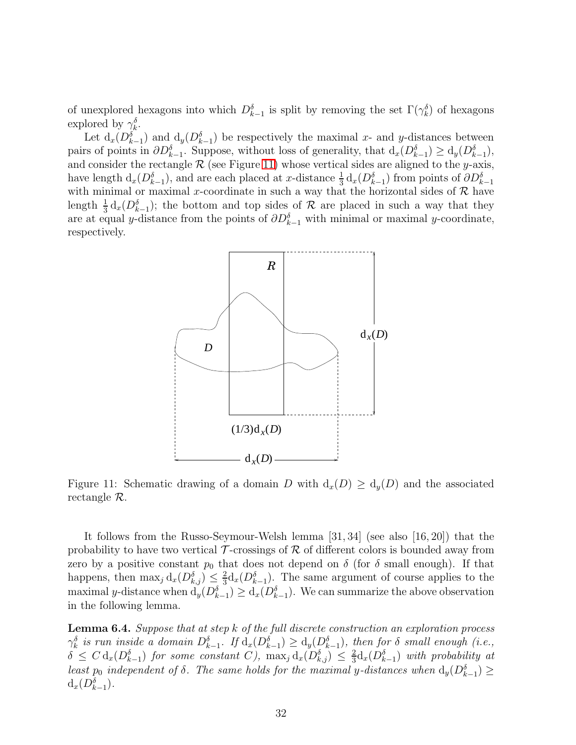of unexplored hexagons into which $D^\delta_{k-1}$ is split by removing the set $\Gamma(\gamma^\delta_k)$ of hexagons explored by $\gamma^\delta_k$.

Let $\mathrm{d}_x(D^\delta_{k-1})$ and $\mathrm{d}_y(D^\delta_{k-1})$ be respectively the maximal $x$- and $y$-distances between pairs of points in $\partial D^\delta_{k-1}$. Suppose, without loss of generality, that $\mathrm{d}_x(D^\delta_{k-1}) \geq \mathrm{d}_y(D^\delta_{k-1})$, and consider the rectangle $\mathcal{R}$ (see Figure 11) whose vertical sides are aligned to the $y$-axis, have length $\mathrm{d}_x(D^\delta_{k-1})$, and are each placed at $x$-distance $\frac{1}{3}\,\mathrm{d}_x(D^\delta_{k-1})$ from points of $\partial D^\delta_{k-1}$ with minimal or maximal $x$-coordinate in such a way that the horizontal sides of $\mathcal{R}$ have length $\frac{1}{3}\,\mathrm{d}_x(D^\delta_{k-1})$; the bottom and top sides of $\mathcal{R}$ are placed in such a way that they are at equal $y$-distance from the points of $\partial D^\delta_{k-1}$ with minimal or maximal $y$-coordinate, respectively.

Figure 11: Schematic drawing of a domain $D$ with $\mathrm{d}_x(D) \geq \mathrm{d}_y(D)$ and the associated rectangle $\mathcal{R}$.

It follows from the Russo-Seymour-Welsh lemma [31, 34] (see also [16, 20]) that the probability to have two vertical $\mathcal{T}$-crossings of $\mathcal{R}$ of different colors is bounded away from zero by a positive constant $p_0$ that does not depend on $\delta$ (for $\delta$ small enough). If that happens, then $\max_j \mathrm{d}_x(D^\delta_{k,j}) \leq \frac{2}{3}\mathrm{d}_x(D^\delta_{k-1})$. The same argument of course applies to the maximal $y$-distance when $\mathrm{d}_y(D^\delta_{k-1}) \geq \mathrm{d}_x(D^\delta_{k-1})$. We can summarize the above observation in the following lemma.

**Lemma 6.4.** *Suppose that at step $k$ of the full discrete construction an exploration process $\gamma^\delta_k$ is run inside a domain $D^\delta_{k-1}$. If $\mathrm{d}_x(D^\delta_{k-1}) \geq \mathrm{d}_y(D^\delta_{k-1})$, then for $\delta$ small enough (i.e., $\delta \leq C\,\mathrm{d}_x(D^\delta_{k-1})$ for some constant $C$), $\max_j \mathrm{d}_x(D^\delta_{k,j}) \leq \frac{2}{3}\mathrm{d}_x(D^\delta_{k-1})$ with probability at least $p_0$ independent of $\delta$. The same holds for the maximal $y$-distances when $\mathrm{d}_y(D^\delta_{k-1}) \geq \mathrm{d}_x(D^\delta_{k-1})$.*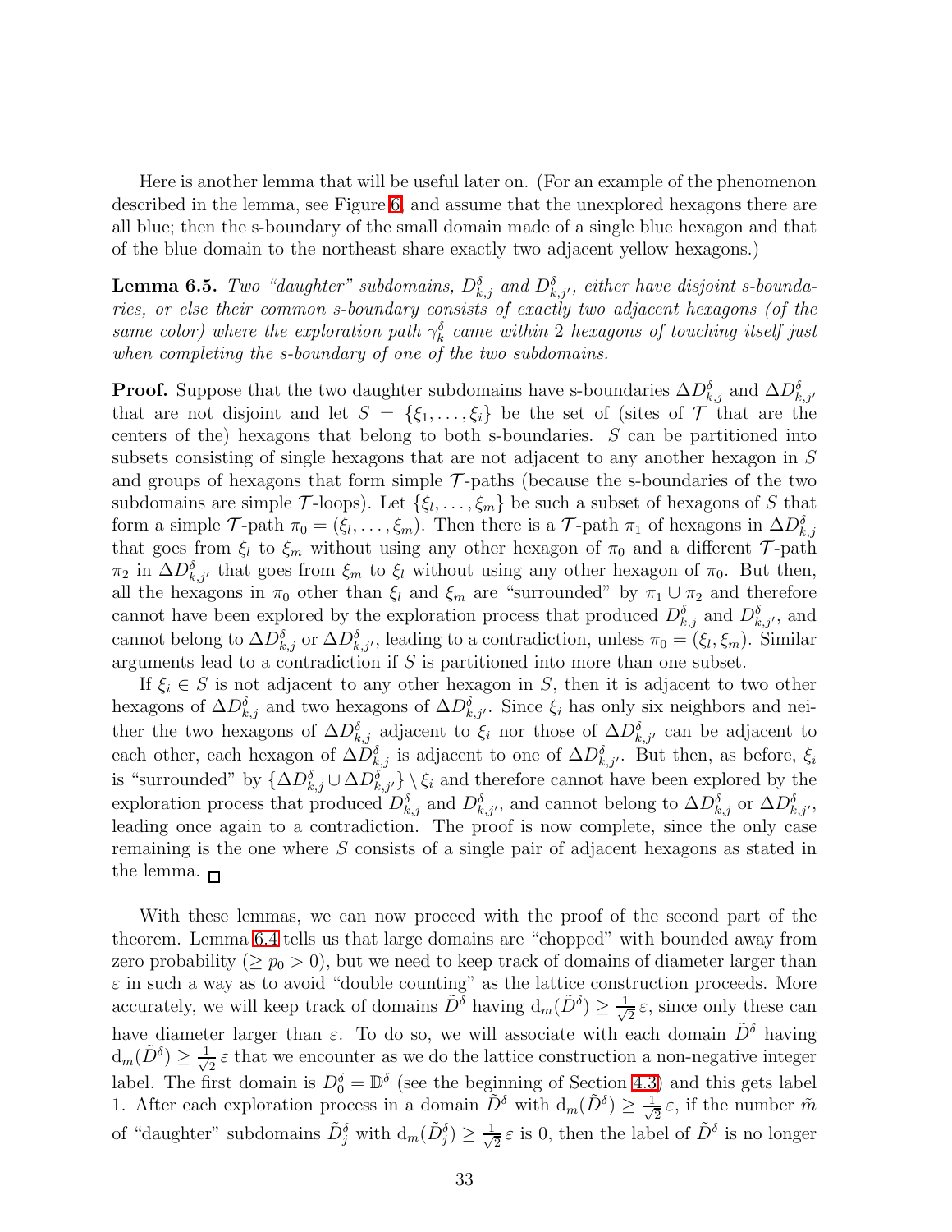Here is another lemma that will be useful later on. (For an example of the phenomenon described in the lemma, see Figure 6, and assume that the unexplored hexagons there are all blue; then the s-boundary of the small domain made of a single blue hexagon and that of the blue domain to the northeast share exactly two adjacent yellow hexagons.)

**Lemma 6.5.** *Two "daughter" subdomains, $D^{\delta}_{k,j}$ and $D^{\delta}_{k,j'}$, either have disjoint s-boundaries, or else their common s-boundary consists of exactly two adjacent hexagons (of the same color) where the exploration path $\gamma^{\delta}_k$ came within 2 hexagons of touching itself just when completing the s-boundary of one of the two subdomains.*

**Proof.** Suppose that the two daughter subdomains have s-boundaries $\Delta D^{\delta}_{k,j}$ and $\Delta D^{\delta}_{k,j'}$ that are not disjoint and let $S = \{\xi_1, \ldots, \xi_i\}$ be the set of (sites of $\mathcal{T}$ that are the centers of the) hexagons that belong to both s-boundaries. $S$ can be partitioned into subsets consisting of single hexagons that are not adjacent to any another hexagon in $S$ and groups of hexagons that form simple $\mathcal{T}$-paths (because the s-boundaries of the two subdomains are simple $\mathcal{T}$-loops). Let $\{\xi_l, \ldots, \xi_m\}$ be such a subset of hexagons of $S$ that form a simple $\mathcal{T}$-path $\pi_0 = (\xi_l, \ldots, \xi_m)$. Then there is a $\mathcal{T}$-path $\pi_1$ of hexagons in $\Delta D^{\delta}_{k,j}$ that goes from $\xi_l$ to $\xi_m$ without using any other hexagon of $\pi_0$ and a different $\mathcal{T}$-path $\pi_2$ in $\Delta D^{\delta}_{k,j'}$ that goes from $\xi_m$ to $\xi_l$ without using any other hexagon of $\pi_0$. But then, all the hexagons in $\pi_0$ other than $\xi_l$ and $\xi_m$ are "surrounded" by $\pi_1 \cup \pi_2$ and therefore cannot have been explored by the exploration process that produced $D^{\delta}_{k,j}$ and $D^{\delta}_{k,j'}$, and cannot belong to $\Delta D^{\delta}_{k,j}$ or $\Delta D^{\delta}_{k,j'}$, leading to a contradiction, unless $\pi_0 = (\xi_l, \xi_m)$. Similar arguments lead to a contradiction if $S$ is partitioned into more than one subset.

If $\xi_i \in S$ is not adjacent to any other hexagon in $S$, then it is adjacent to two other hexagons of $\Delta D^{\delta}_{k,j}$ and two hexagons of $\Delta D^{\delta}_{k,j'}$. Since $\xi_i$ has only six neighbors and neither the two hexagons of $\Delta D^{\delta}_{k,j}$ adjacent to $\xi_i$ nor those of $\Delta D^{\delta}_{k,j'}$ can be adjacent to each other, each hexagon of $\Delta D^{\delta}_{k,j}$ is adjacent to one of $\Delta D^{\delta}_{k,j'}$. But then, as before, $\xi_i$ is "surrounded" by $\{\Delta D^{\delta}_{k,j} \cup \Delta D^{\delta}_{k,j'}\} \setminus \xi_i$ and therefore cannot have been explored by the exploration process that produced $D^{\delta}_{k,j}$ and $D^{\delta}_{k,j'}$, and cannot belong to $\Delta D^{\delta}_{k,j}$ or $\Delta D^{\delta}_{k,j'}$, leading once again to a contradiction. The proof is now complete, since the only case remaining is the one where $S$ consists of a single pair of adjacent hexagons as stated in the lemma. $\square$

With these lemmas, we can now proceed with the proof of the second part of the theorem. Lemma 6.4 tells us that large domains are "chopped" with bounded away from zero probability ($\geq p_0 > 0$), but we need to keep track of domains of diameter larger than $\varepsilon$ in such a way as to avoid "double counting" as the lattice construction proceeds. More accurately, we will keep track of domains $\tilde{D}^{\delta}$ having $\mathrm{d}_m(\tilde{D}^{\delta}) \geq \frac{1}{\sqrt{2}}\,\varepsilon$, since only these can have diameter larger than $\varepsilon$. To do so, we will associate with each domain $\tilde{D}^{\delta}$ having $\mathrm{d}_m(\tilde{D}^{\delta}) \geq \frac{1}{\sqrt{2}}\,\varepsilon$ that we encounter as we do the lattice construction a non-negative integer label. The first domain is $D^{\delta}_0 = \mathbb{D}^{\delta}$ (see the beginning of Section 4.3) and this gets label 1. After each exploration process in a domain $\tilde{D}^{\delta}$ with $\mathrm{d}_m(\tilde{D}^{\delta}) \geq \frac{1}{\sqrt{2}}\,\varepsilon$, if the number $\tilde{m}$ of "daughter" subdomains $\tilde{D}^{\delta}_j$ with $\mathrm{d}_m(\tilde{D}^{\delta}_j) \geq \frac{1}{\sqrt{2}}\,\varepsilon$ is 0, then the label of $\tilde{D}^{\delta}$ is no longer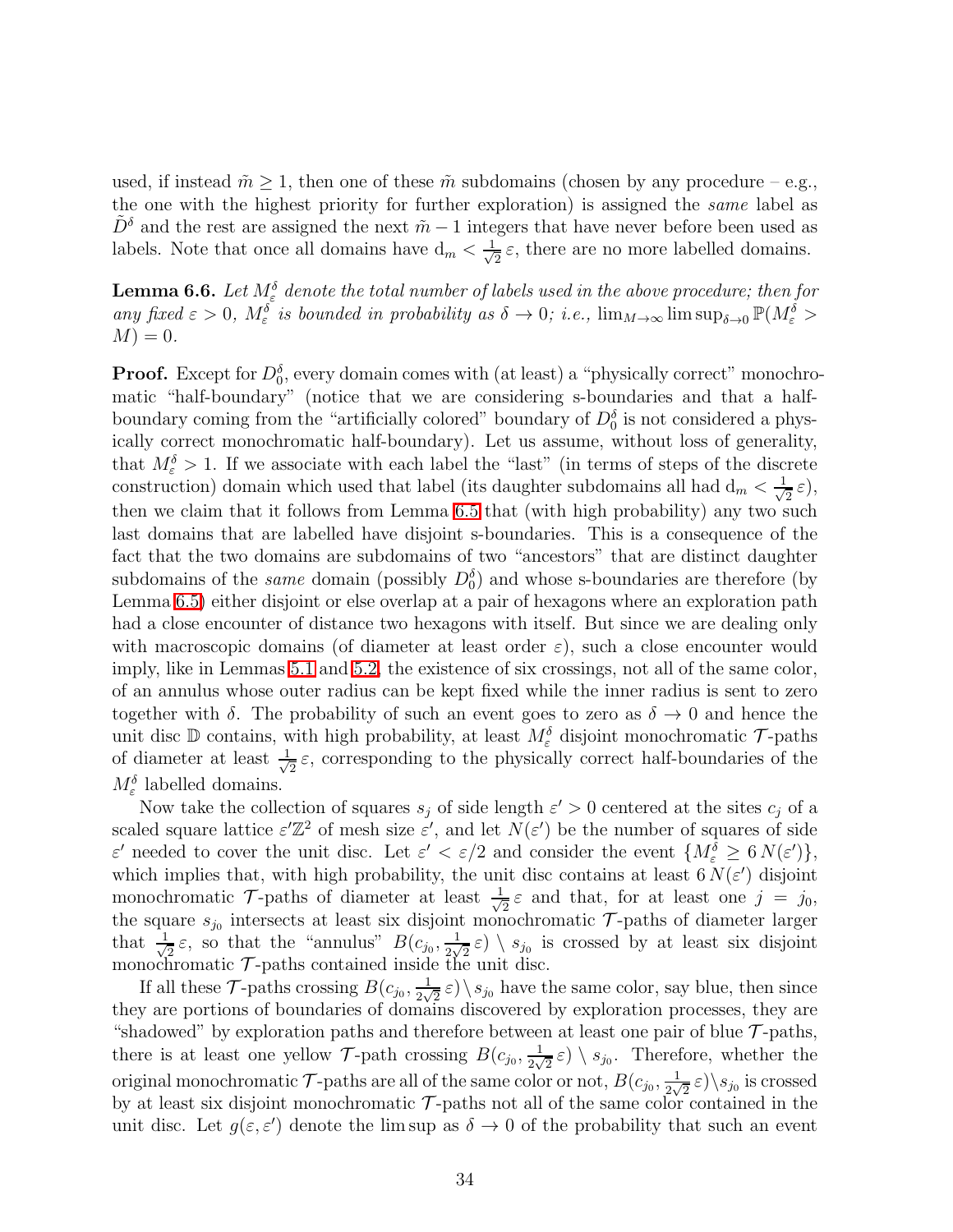used, if instead $\tilde{m} \geq 1$, then one of these $\tilde{m}$ subdomains (chosen by any procedure – e.g., the one with the highest priority for further exploration) is assigned the *same* label as $\tilde{D}^\delta$ and the rest are assigned the next $\tilde{m} - 1$ integers that have never before been used as labels. Note that once all domains have $\mathrm{d}_m < \frac{1}{\sqrt{2}}\,\varepsilon$, there are no more labelled domains.

**Lemma 6.6.** *Let $M^\delta_\varepsilon$ denote the total number of labels used in the above procedure; then for any fixed $\varepsilon > 0$, $M^\delta_\varepsilon$ is bounded in probability as $\delta \to 0$; i.e., $\lim_{M\to\infty} \limsup_{\delta\to 0} \mathbb{P}(M^\delta_\varepsilon > M) = 0$.*

**Proof.** Except for $D^\delta_0$, every domain comes with (at least) a "physically correct" monochromatic "half-boundary" (notice that we are considering s-boundaries and that a half-boundary coming from the "artificially colored" boundary of $D^\delta_0$ is not considered a physically correct monochromatic half-boundary). Let us assume, without loss of generality, that $M^\delta_\varepsilon > 1$. If we associate with each label the "last" (in terms of steps of the discrete construction) domain which used that label (its daughter subdomains all had $\mathrm{d}_m < \frac{1}{\sqrt{2}}\,\varepsilon$), then we claim that it follows from Lemma 6.5 that (with high probability) any two such last domains that are labelled have disjoint s-boundaries. This is a consequence of the fact that the two domains are subdomains of two "ancestors" that are distinct daughter subdomains of the *same* domain (possibly $D^\delta_0$) and whose s-boundaries are therefore (by Lemma 6.5) either disjoint or else overlap at a pair of hexagons where an exploration path had a close encounter of distance two hexagons with itself. But since we are dealing only with macroscopic domains (of diameter at least order $\varepsilon$), such a close encounter would imply, like in Lemmas 5.1 and 5.2, the existence of six crossings, not all of the same color, of an annulus whose outer radius can be kept fixed while the inner radius is sent to zero together with $\delta$. The probability of such an event goes to zero as $\delta \to 0$ and hence the unit disc $\mathbb{D}$ contains, with high probability, at least $M^\delta_\varepsilon$ disjoint monochromatic $\mathcal{T}$-paths of diameter at least $\frac{1}{\sqrt{2}}\,\varepsilon$, corresponding to the physically correct half-boundaries of the $M^\delta_\varepsilon$ labelled domains.

Now take the collection of squares $s_j$ of side length $\varepsilon' > 0$ centered at the sites $c_j$ of a scaled square lattice $\varepsilon'\mathbb{Z}^2$ of mesh size $\varepsilon'$, and let $N(\varepsilon')$ be the number of squares of side $\varepsilon'$ needed to cover the unit disc. Let $\varepsilon' < \varepsilon/2$ and consider the event $\{M^\delta_\varepsilon \geq 6\,N(\varepsilon')\}$, which implies that, with high probability, the unit disc contains at least $6\,N(\varepsilon')$ disjoint monochromatic $\mathcal{T}$-paths of diameter at least $\frac{1}{\sqrt{2}}\,\varepsilon$ and that, for at least one $j = j_0$, the square $s_{j_0}$ intersects at least six disjoint monochromatic $\mathcal{T}$-paths of diameter larger that $\frac{1}{\sqrt{2}}\,\varepsilon$, so that the "annulus" $B(c_{j_0}, \frac{1}{2\sqrt{2}}\,\varepsilon) \setminus s_{j_0}$ is crossed by at least six disjoint monochromatic $\mathcal{T}$-paths contained inside the unit disc.

If all these $\mathcal{T}$-paths crossing $B(c_{j_0}, \frac{1}{2\sqrt{2}}\,\varepsilon) \setminus s_{j_0}$ have the same color, say blue, then since they are portions of boundaries of domains discovered by exploration processes, they are "shadowed" by exploration paths and therefore between at least one pair of blue $\mathcal{T}$-paths, there is at least one yellow $\mathcal{T}$-path crossing $B(c_{j_0}, \frac{1}{2\sqrt{2}}\,\varepsilon) \setminus s_{j_0}$. Therefore, whether the original monochromatic $\mathcal{T}$-paths are all of the same color or not, $B(c_{j_0}, \frac{1}{2\sqrt{2}}\,\varepsilon) \setminus s_{j_0}$ is crossed by at least six disjoint monochromatic $\mathcal{T}$-paths not all of the same color contained in the unit disc. Let $g(\varepsilon, \varepsilon')$ denote the lim sup as $\delta \to 0$ of the probability that such an event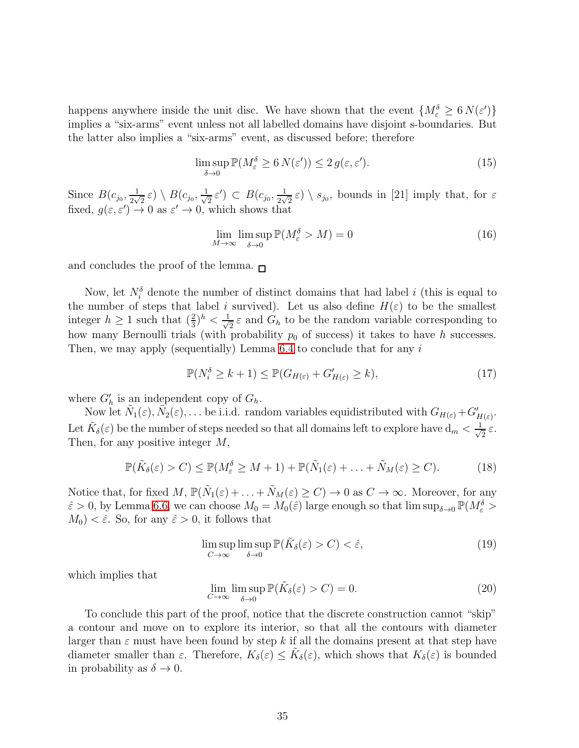happens anywhere inside the unit disc. We have shown that the event $\{M^\delta_\varepsilon \geq 6\, N(\varepsilon')\}$ implies a "six-arms" event unless not all labelled domains have disjoint s-boundaries. But the latter also implies a "six-arms" event, as discussed before; therefore

$$\limsup_{\delta \to 0} \mathbb{P}(M^\delta_\varepsilon \geq 6\, N(\varepsilon')) \leq 2\, g(\varepsilon, \varepsilon'). \tag{15}$$

Since $B(c_{j_0}, \frac{1}{2\sqrt{2}}\varepsilon) \setminus B(c_{j_0}, \frac{1}{\sqrt{2}}\varepsilon') \subset B(c_{j_0}, \frac{1}{2\sqrt{2}}\varepsilon) \setminus s_{j_0}$, bounds in [21] imply that, for $\varepsilon$ fixed, $g(\varepsilon, \varepsilon') \to 0$ as $\varepsilon' \to 0$, which shows that

$$\lim_{M \to \infty} \limsup_{\delta \to 0} \mathbb{P}(M^\delta_\varepsilon > M) = 0 \tag{16}$$

and concludes the proof of the lemma. □

Now, let $N^\delta_i$ denote the number of distinct domains that had label $i$ (this is equal to the number of steps that label $i$ survived). Let us also define $H(\varepsilon)$ to be the smallest integer $h \geq 1$ such that $(\frac{2}{3})^h < \frac{1}{\sqrt{2}}\varepsilon$ and $G_h$ to be the random variable corresponding to how many Bernoulli trials (with probability $p_0$ of success) it takes to have $h$ successes. Then, we may apply (sequentially) Lemma 6.4 to conclude that for any $i$

$$\mathbb{P}(N^\delta_i \geq k+1) \leq \mathbb{P}(G_{H(\varepsilon)} + G'_{H(\varepsilon)} \geq k), \tag{17}$$

where $G'_h$ is an independent copy of $G_h$.

Now let $\tilde{N}_1(\varepsilon), \tilde{N}_2(\varepsilon), \ldots$ be i.i.d. random variables equidistributed with $G_{H(\varepsilon)} + G'_{H(\varepsilon)}$. Let $\tilde{K}_\delta(\varepsilon)$ be the number of steps needed so that all domains left to explore have $\mathrm{d}_m < \frac{1}{\sqrt{2}}\varepsilon$. Then, for any positive integer $M$,

$$\mathbb{P}(\tilde{K}_\delta(\varepsilon) > C) \leq \mathbb{P}(M^\delta_\varepsilon \geq M+1) + \mathbb{P}(\tilde{N}_1(\varepsilon) + \ldots + \tilde{N}_M(\varepsilon) \geq C). \tag{18}$$

Notice that, for fixed $M$, $\mathbb{P}(\tilde{N}_1(\varepsilon) + \ldots + \tilde{N}_M(\varepsilon) \geq C) \to 0$ as $C \to \infty$. Moreover, for any $\hat{\varepsilon} > 0$, by Lemma 6.6, we can choose $M_0 = M_0(\hat{\varepsilon})$ large enough so that $\limsup_{\delta \to 0} \mathbb{P}(M^\delta_\varepsilon > M_0) < \hat{\varepsilon}$. So, for any $\hat{\varepsilon} > 0$, it follows that

$$\limsup_{C \to \infty} \limsup_{\delta \to 0} \mathbb{P}(\tilde{K}_\delta(\varepsilon) > C) < \hat{\varepsilon}, \tag{19}$$

which implies that

$$\lim_{C \to \infty} \limsup_{\delta \to 0} \mathbb{P}(\tilde{K}_\delta(\varepsilon) > C) = 0. \tag{20}$$

To conclude this part of the proof, notice that the discrete construction cannot "skip" a contour and move on to explore its interior, so that all the contours with diameter larger than $\varepsilon$ must have been found by step $k$ if all the domains present at that step have diameter smaller than $\varepsilon$. Therefore, $K_\delta(\varepsilon) \leq \tilde{K}_\delta(\varepsilon)$, which shows that $K_\delta(\varepsilon)$ is bounded in probability as $\delta \to 0$.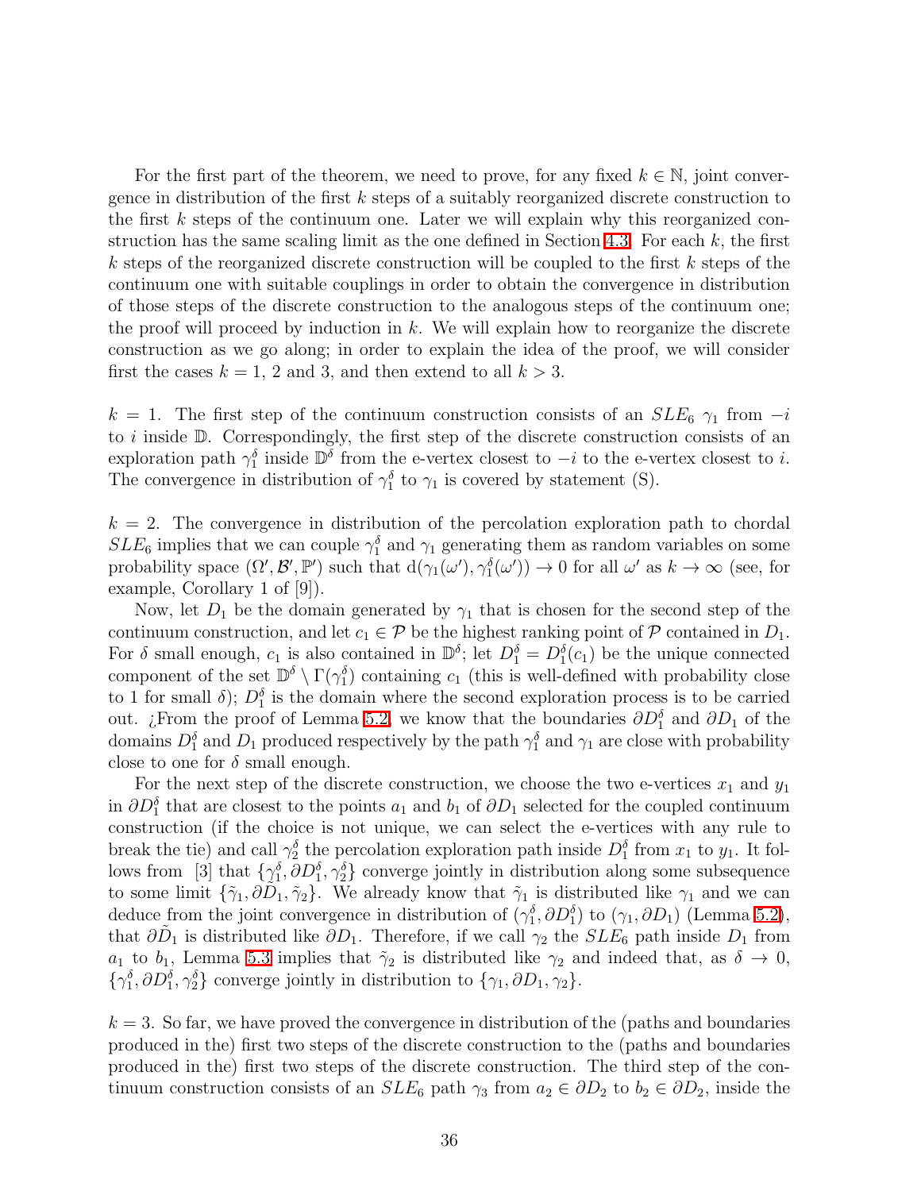For the first part of the theorem, we need to prove, for any fixed $k \in \mathbb{N}$, joint convergence in distribution of the first $k$ steps of a suitably reorganized discrete construction to the first $k$ steps of the continuum one. Later we will explain why this reorganized construction has the same scaling limit as the one defined in Section 4.3. For each $k$, the first $k$ steps of the reorganized discrete construction will be coupled to the first $k$ steps of the continuum one with suitable couplings in order to obtain the convergence in distribution of those steps of the discrete construction to the analogous steps of the continuum one; the proof will proceed by induction in $k$. We will explain how to reorganize the discrete construction as we go along; in order to explain the idea of the proof, we will consider first the cases $k = 1$, 2 and 3, and then extend to all $k > 3$.

$k = 1$. The first step of the continuum construction consists of an $SLE_6$ $\gamma_1$ from $-i$ to $i$ inside $\mathbb{D}$. Correspondingly, the first step of the discrete construction consists of an exploration path $\gamma_1^\delta$ inside $\mathbb{D}^\delta$ from the e-vertex closest to $-i$ to the e-vertex closest to $i$. The convergence in distribution of $\gamma_1^\delta$ to $\gamma_1$ is covered by statement (S).

$k = 2$. The convergence in distribution of the percolation exploration path to chordal $SLE_6$ implies that we can couple $\gamma_1^\delta$ and $\gamma_1$ generating them as random variables on some probability space $(\Omega', \mathcal{B}', \mathbb{P}')$ such that $\mathrm{d}(\gamma_1(\omega'), \gamma_1^\delta(\omega')) \to 0$ for all $\omega'$ as $k \to \infty$ (see, for example, Corollary 1 of [9]).

Now, let $D_1$ be the domain generated by $\gamma_1$ that is chosen for the second step of the continuum construction, and let $c_1 \in \mathcal{P}$ be the highest ranking point of $\mathcal{P}$ contained in $D_1$. For $\delta$ small enough, $c_1$ is also contained in $\mathbb{D}^\delta$; let $D_1^\delta = D_1^\delta(c_1)$ be the unique connected component of the set $\mathbb{D}^\delta \setminus \Gamma(\gamma_1^\delta)$ containing $c_1$ (this is well-defined with probability close to 1 for small $\delta$); $D_1^\delta$ is the domain where the second exploration process is to be carried out. ¿From the proof of Lemma 5.2, we know that the boundaries $\partial D_1^\delta$ and $\partial D_1$ of the domains $D_1^\delta$ and $D_1$ produced respectively by the path $\gamma_1^\delta$ and $\gamma_1$ are close with probability close to one for $\delta$ small enough.

For the next step of the discrete construction, we choose the two e-vertices $x_1$ and $y_1$ in $\partial D_1^\delta$ that are closest to the points $a_1$ and $b_1$ of $\partial D_1$ selected for the coupled continuum construction (if the choice is not unique, we can select the e-vertices with any rule to break the tie) and call $\gamma_2^\delta$ the percolation exploration path inside $D_1^\delta$ from $x_1$ to $y_1$. It follows from [3] that $\{\gamma_1^\delta, \partial D_1^\delta, \gamma_2^\delta\}$ converge jointly in distribution along some subsequence to some limit $\{\tilde{\gamma}_1, \partial \tilde{D}_1, \tilde{\gamma}_2\}$. We already know that $\tilde{\gamma}_1$ is distributed like $\gamma_1$ and we can deduce from the joint convergence in distribution of $(\gamma_1^\delta, \partial D_1^\delta)$ to $(\gamma_1, \partial D_1)$ (Lemma 5.2), that $\partial \tilde{D}_1$ is distributed like $\partial D_1$. Therefore, if we call $\gamma_2$ the $SLE_6$ path inside $D_1$ from $a_1$ to $b_1$, Lemma 5.3 implies that $\tilde{\gamma}_2$ is distributed like $\gamma_2$ and indeed that, as $\delta \to 0$, $\{\gamma_1^\delta, \partial D_1^\delta, \gamma_2^\delta\}$ converge jointly in distribution to $\{\gamma_1, \partial D_1, \gamma_2\}$.

$k = 3$. So far, we have proved the convergence in distribution of the (paths and boundaries produced in the) first two steps of the discrete construction to the (paths and boundaries produced in the) first two steps of the discrete construction. The third step of the continuum construction consists of an $SLE_6$ path $\gamma_3$ from $a_2 \in \partial D_2$ to $b_2 \in \partial D_2$, inside the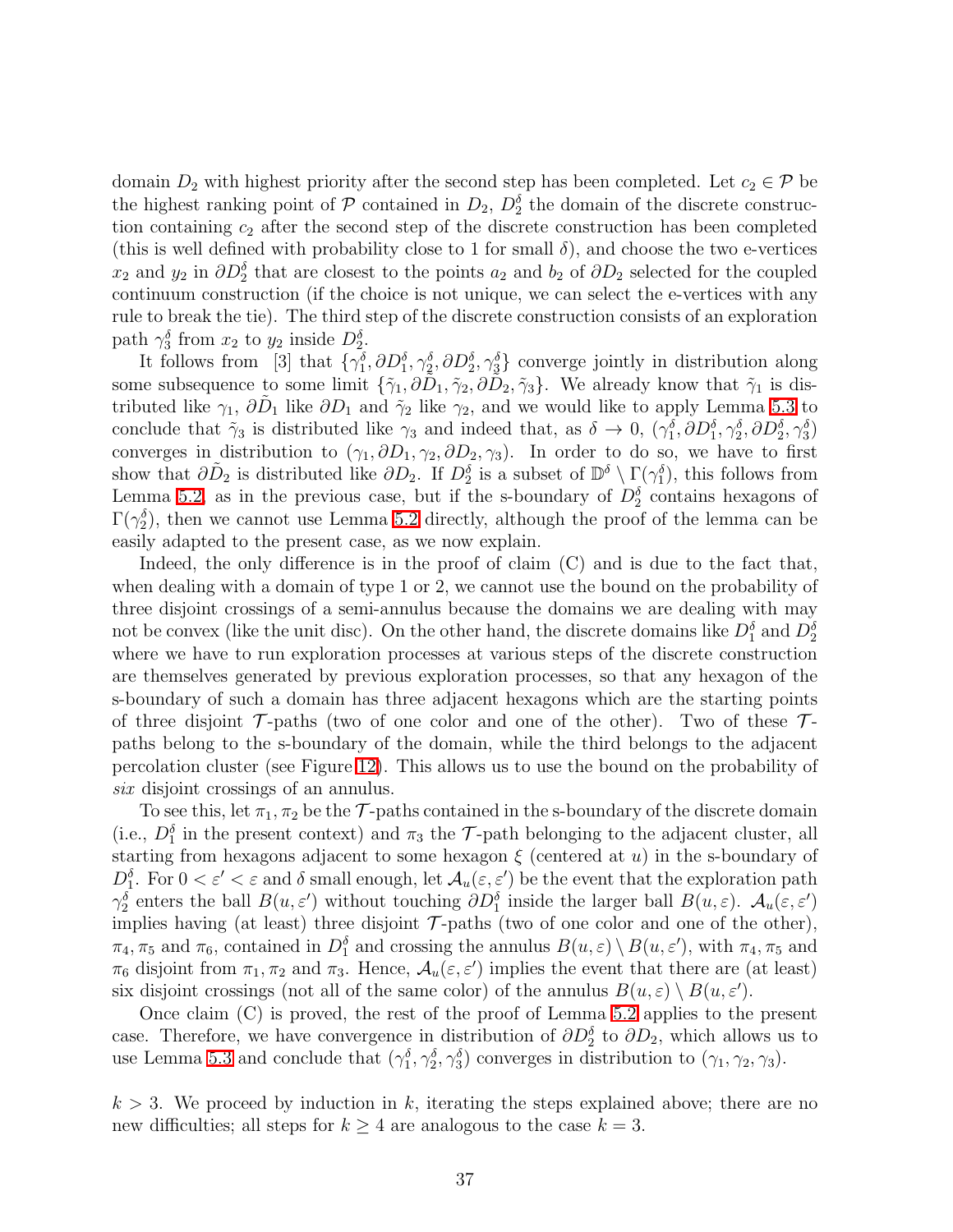domain $D_2$ with highest priority after the second step has been completed. Let $c_2 \in \mathcal{P}$ be the highest ranking point of $\mathcal{P}$ contained in $D_2$, $D_2^\delta$ the domain of the discrete construction containing $c_2$ after the second step of the discrete construction has been completed (this is well defined with probability close to 1 for small $\delta$), and choose the two e-vertices $x_2$ and $y_2$ in $\partial D_2^\delta$ that are closest to the points $a_2$ and $b_2$ of $\partial D_2$ selected for the coupled continuum construction (if the choice is not unique, we can select the e-vertices with any rule to break the tie). The third step of the discrete construction consists of an exploration path $\gamma_3^\delta$ from $x_2$ to $y_2$ inside $D_2^\delta$.

It follows from [3] that $\{\gamma_1^\delta, \partial D_1^\delta, \gamma_2^\delta, \partial D_2^\delta, \gamma_3^\delta\}$ converge jointly in distribution along some subsequence to some limit $\{\tilde{\gamma}_1, \partial\tilde{D}_1, \tilde{\gamma}_2, \partial\tilde{D}_2, \tilde{\gamma}_3\}$. We already know that $\tilde{\gamma}_1$ is distributed like $\gamma_1$, $\partial\tilde{D}_1$ like $\partial D_1$ and $\tilde{\gamma}_2$ like $\gamma_2$, and we would like to apply Lemma 5.3 to conclude that $\tilde{\gamma}_3$ is distributed like $\gamma_3$ and indeed that, as $\delta \to 0$, $(\gamma_1^\delta, \partial D_1^\delta, \gamma_2^\delta, \partial D_2^\delta, \gamma_3^\delta)$ converges in distribution to $(\gamma_1, \partial D_1, \gamma_2, \partial D_2, \gamma_3)$. In order to do so, we have to first show that $\partial\tilde{D}_2$ is distributed like $\partial D_2$. If $D_2^\delta$ is a subset of $\mathbb{D}^\delta \setminus \Gamma(\gamma_1^\delta)$, this follows from Lemma 5.2, as in the previous case, but if the s-boundary of $D_2^\delta$ contains hexagons of $\Gamma(\gamma_2^\delta)$, then we cannot use Lemma 5.2 directly, although the proof of the lemma can be easily adapted to the present case, as we now explain.

Indeed, the only difference is in the proof of claim (C) and is due to the fact that, when dealing with a domain of type 1 or 2, we cannot use the bound on the probability of three disjoint crossings of a semi-annulus because the domains we are dealing with may not be convex (like the unit disc). On the other hand, the discrete domains like $D_1^\delta$ and $D_2^\delta$ where we have to run exploration processes at various steps of the discrete construction are themselves generated by previous exploration processes, so that any hexagon of the s-boundary of such a domain has three adjacent hexagons which are the starting points of three disjoint $\mathcal{T}$-paths (two of one color and one of the other). Two of these $\mathcal{T}$-paths belong to the s-boundary of the domain, while the third belongs to the adjacent percolation cluster (see Figure 12). This allows us to use the bound on the probability of *six* disjoint crossings of an annulus.

To see this, let $\pi_1, \pi_2$ be the $\mathcal{T}$-paths contained in the s-boundary of the discrete domain (i.e., $D_1^\delta$ in the present context) and $\pi_3$ the $\mathcal{T}$-path belonging to the adjacent cluster, all starting from hexagons adjacent to some hexagon $\xi$ (centered at $u$) in the s-boundary of $D_1^\delta$. For $0 < \varepsilon' < \varepsilon$ and $\delta$ small enough, let $\mathcal{A}_u(\varepsilon, \varepsilon')$ be the event that the exploration path $\gamma_2^\delta$ enters the ball $B(u, \varepsilon')$ without touching $\partial D_1^\delta$ inside the larger ball $B(u, \varepsilon)$. $\mathcal{A}_u(\varepsilon, \varepsilon')$ implies having (at least) three disjoint $\mathcal{T}$-paths (two of one color and one of the other), $\pi_4, \pi_5$ and $\pi_6$, contained in $D_1^\delta$ and crossing the annulus $B(u, \varepsilon) \setminus B(u, \varepsilon')$, with $\pi_4, \pi_5$ and $\pi_6$ disjoint from $\pi_1, \pi_2$ and $\pi_3$. Hence, $\mathcal{A}_u(\varepsilon, \varepsilon')$ implies the event that there are (at least) six disjoint crossings (not all of the same color) of the annulus $B(u, \varepsilon) \setminus B(u, \varepsilon')$.

Once claim (C) is proved, the rest of the proof of Lemma 5.2 applies to the present case. Therefore, we have convergence in distribution of $\partial D_2^\delta$ to $\partial D_2$, which allows us to use Lemma 5.3 and conclude that $(\gamma_1^\delta, \gamma_2^\delta, \gamma_3^\delta)$ converges in distribution to $(\gamma_1, \gamma_2, \gamma_3)$.

$k > 3$. We proceed by induction in $k$, iterating the steps explained above; there are no new difficulties; all steps for $k \geq 4$ are analogous to the case $k = 3$.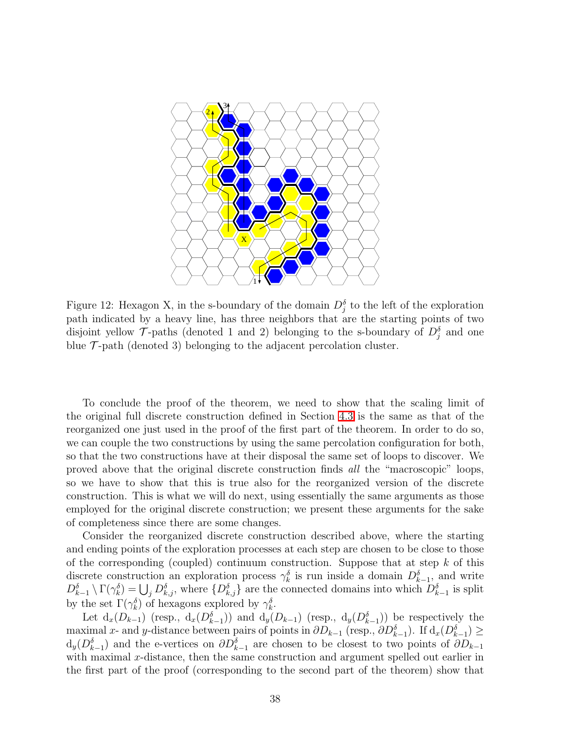Figure 12: Hexagon X, in the s-boundary of the domain $D^{\delta}_j$ to the left of the exploration path indicated by a heavy line, has three neighbors that are the starting points of two disjoint yellow $\mathcal{T}$-paths (denoted 1 and 2) belonging to the s-boundary of $D^{\delta}_j$ and one blue $\mathcal{T}$-path (denoted 3) belonging to the adjacent percolation cluster.

To conclude the proof of the theorem, we need to show that the scaling limit of the original full discrete construction defined in Section 4.3 is the same as that of the reorganized one just used in the proof of the first part of the theorem. In order to do so, we can couple the two constructions by using the same percolation configuration for both, so that the two constructions have at their disposal the same set of loops to discover. We proved above that the original discrete construction finds *all* the "macroscopic" loops, so we have to show that this is true also for the reorganized version of the discrete construction. This is what we will do next, using essentially the same arguments as those employed for the original discrete construction; we present these arguments for the sake of completeness since there are some changes.

Consider the reorganized discrete construction described above, where the starting and ending points of the exploration processes at each step are chosen to be close to those of the corresponding (coupled) continuum construction. Suppose that at step $k$ of this discrete construction an exploration process $\gamma^{\delta}_k$ is run inside a domain $D^{\delta}_{k-1}$, and write $D^{\delta}_{k-1} \setminus \Gamma(\gamma^{\delta}_k) = \bigcup_j D^{\delta}_{k,j}$, where $\{D^{\delta}_{k,j}\}$ are the connected domains into which $D^{\delta}_{k-1}$ is split by the set $\Gamma(\gamma^{\delta}_k)$ of hexagons explored by $\gamma^{\delta}_k$.

Let $\mathrm{d}_x(D_{k-1})$ (resp., $\mathrm{d}_x(D^{\delta}_{k-1})$) and $\mathrm{d}_y(D_{k-1})$ (resp., $\mathrm{d}_y(D^{\delta}_{k-1})$) be respectively the maximal $x$- and $y$-distance between pairs of points in $\partial D_{k-1}$ (resp., $\partial D^{\delta}_{k-1}$). If $\mathrm{d}_x(D^{\delta}_{k-1}) \geq \mathrm{d}_y(D^{\delta}_{k-1})$ and the e-vertices on $\partial D^{\delta}_{k-1}$ are chosen to be closest to two points of $\partial D_{k-1}$ with maximal $x$-distance, then the same construction and argument spelled out earlier in the first part of the proof (corresponding to the second part of the theorem) show that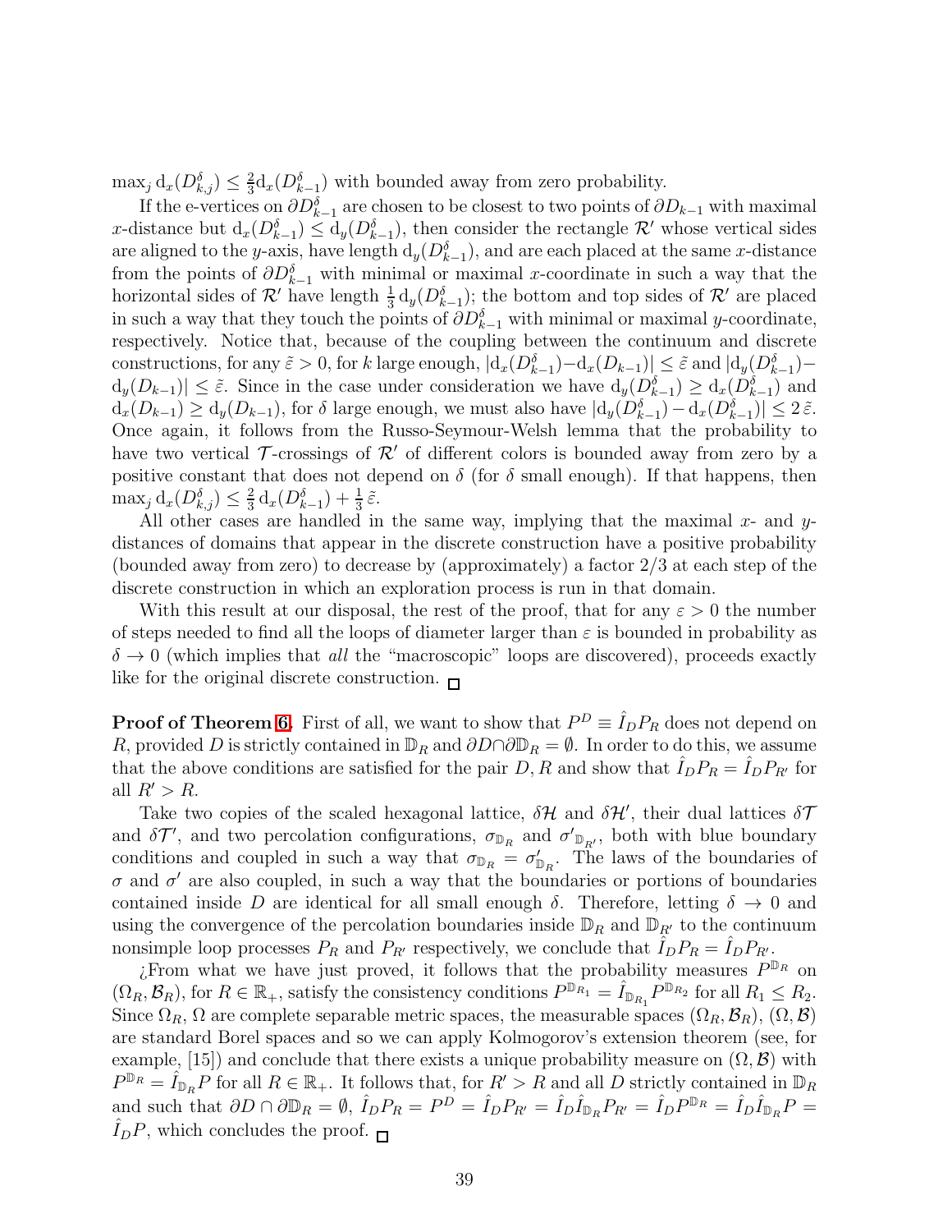$\max_j \mathrm{d}_x(D^{\delta}_{k,j}) \leq \frac{2}{3}\mathrm{d}_x(D^{\delta}_{k-1})$ with bounded away from zero probability.

If the e-vertices on $\partial D^{\delta}_{k-1}$ are chosen to be closest to two points of $\partial D_{k-1}$ with maximal $x$-distance but $\mathrm{d}_x(D^{\delta}_{k-1}) \leq \mathrm{d}_y(D^{\delta}_{k-1})$, then consider the rectangle $\mathcal{R}'$ whose vertical sides are aligned to the $y$-axis, have length $\mathrm{d}_y(D^{\delta}_{k-1})$, and are each placed at the same $x$-distance from the points of $\partial D^{\delta}_{k-1}$ with minimal or maximal $x$-coordinate in such a way that the horizontal sides of $\mathcal{R}'$ have length $\frac{1}{3}\,\mathrm{d}_y(D^{\delta}_{k-1})$; the bottom and top sides of $\mathcal{R}'$ are placed in such a way that they touch the points of $\partial D^{\delta}_{k-1}$ with minimal or maximal $y$-coordinate, respectively. Notice that, because of the coupling between the continuum and discrete constructions, for any $\tilde{\varepsilon} > 0$, for $k$ large enough, $|\mathrm{d}_x(D^{\delta}_{k-1}) - \mathrm{d}_x(D_{k-1})| \leq \tilde{\varepsilon}$ and $|\mathrm{d}_y(D^{\delta}_{k-1}) - \mathrm{d}_y(D_{k-1})| \leq \tilde{\varepsilon}$. Since in the case under consideration we have $\mathrm{d}_y(D^{\delta}_{k-1}) \geq \mathrm{d}_x(D^{\delta}_{k-1})$ and $\mathrm{d}_x(D_{k-1}) \geq \mathrm{d}_y(D_{k-1})$, for $\delta$ large enough, we must also have $|\mathrm{d}_y(D^{\delta}_{k-1}) - \mathrm{d}_x(D^{\delta}_{k-1})| \leq 2\,\tilde{\varepsilon}$. Once again, it follows from the Russo-Seymour-Welsh lemma that the probability to have two vertical $\mathcal{T}$-crossings of $\mathcal{R}'$ of different colors is bounded away from zero by a positive constant that does not depend on $\delta$ (for $\delta$ small enough). If that happens, then $\max_j \mathrm{d}_x(D^{\delta}_{k,j}) \leq \frac{2}{3}\,\mathrm{d}_x(D^{\delta}_{k-1}) + \frac{1}{3}\,\tilde{\varepsilon}$.

All other cases are handled in the same way, implying that the maximal $x$- and $y$-distances of domains that appear in the discrete construction have a positive probability (bounded away from zero) to decrease by (approximately) a factor $2/3$ at each step of the discrete construction in which an exploration process is run in that domain.

With this result at our disposal, the rest of the proof, that for any $\varepsilon > 0$ the number of steps needed to find all the loops of diameter larger than $\varepsilon$ is bounded in probability as $\delta \to 0$ (which implies that *all* the "macroscopic" loops are discovered), proceeds exactly like for the original discrete construction. $\square$

**Proof of Theorem 6.** First of all, we want to show that $P^D \equiv \hat{I}_D P_R$ does not depend on $R$, provided $D$ is strictly contained in $\mathbb{D}_R$ and $\partial D \cap \partial \mathbb{D}_R = \emptyset$. In order to do this, we assume that the above conditions are satisfied for the pair $D, R$ and show that $\hat{I}_D P_R = \hat{I}_D P_{R'}$ for all $R' > R$.

Take two copies of the scaled hexagonal lattice, $\delta\mathcal{H}$ and $\delta\mathcal{H}'$, their dual lattices $\delta\mathcal{T}$ and $\delta\mathcal{T}'$, and two percolation configurations, $\sigma_{\mathbb{D}_R}$ and $\sigma'_{\mathbb{D}_{R'}}$, both with blue boundary conditions and coupled in such a way that $\sigma_{\mathbb{D}_R} = \sigma'_{\mathbb{D}_R}$. The laws of the boundaries of $\sigma$ and $\sigma'$ are also coupled, in such a way that the boundaries or portions of boundaries contained inside $D$ are identical for all small enough $\delta$. Therefore, letting $\delta \to 0$ and using the convergence of the percolation boundaries inside $\mathbb{D}_R$ and $\mathbb{D}_{R'}$ to the continuum nonsimple loop processes $P_R$ and $P_{R'}$ respectively, we conclude that $\hat{I}_D P_R = \hat{I}_D P_{R'}$.

¿From what we have just proved, it follows that the probability measures $P^{\mathbb{D}_R}$ on $(\Omega_R, \mathcal{B}_R)$, for $R \in \mathbb{R}_+$, satisfy the consistency conditions $P^{\mathbb{D}_{R_1}} = \hat{I}_{\mathbb{D}_{R_1}} P^{\mathbb{D}_{R_2}}$ for all $R_1 \leq R_2$. Since $\Omega_R$, $\Omega$ are complete separable metric spaces, the measurable spaces $(\Omega_R, \mathcal{B}_R)$, $(\Omega, \mathcal{B})$ are standard Borel spaces and so we can apply Kolmogorov's extension theorem (see, for example, [15]) and conclude that there exists a unique probability measure on $(\Omega, \mathcal{B})$ with $P^{\mathbb{D}_R} = \hat{I}_{\mathbb{D}_R} P$ for all $R \in \mathbb{R}_+$. It follows that, for $R' > R$ and all $D$ strictly contained in $\mathbb{D}_R$ and such that $\partial D \cap \partial \mathbb{D}_R = \emptyset$, $\hat{I}_D P_R = P^D = \hat{I}_D P_{R'} = \hat{I}_D \hat{I}_{\mathbb{D}_R} P_{R'} = \hat{I}_D P^{\mathbb{D}_R} = \hat{I}_D \hat{I}_{\mathbb{D}_R} P = \hat{I}_D P$, which concludes the proof. $\square$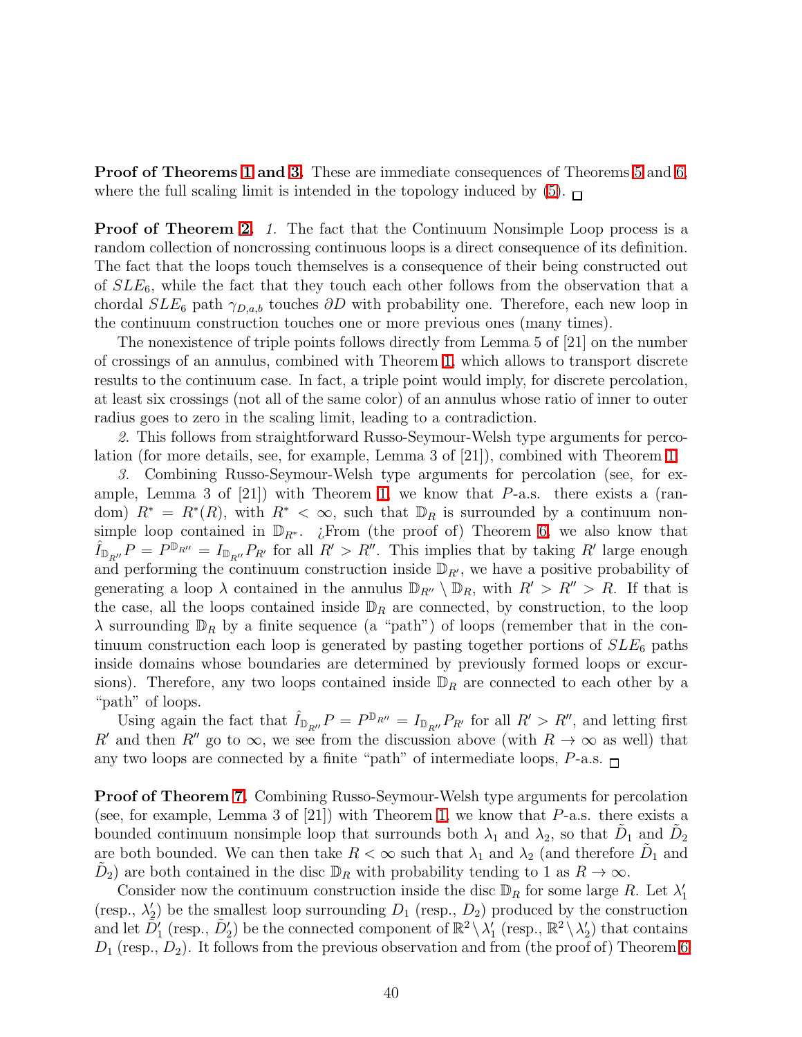**Proof of Theorems 1 and 3.** These are immediate consequences of Theorems 5 and 6, where the full scaling limit is intended in the topology induced by (5). □

**Proof of Theorem 2.** *1.* The fact that the Continuum Nonsimple Loop process is a random collection of noncrossing continuous loops is a direct consequence of its definition. The fact that the loops touch themselves is a consequence of their being constructed out of $SLE_6$, while the fact that they touch each other follows from the observation that a chordal $SLE_6$ path $\gamma_{D,a,b}$ touches $\partial D$ with probability one. Therefore, each new loop in the continuum construction touches one or more previous ones (many times).

The nonexistence of triple points follows directly from Lemma 5 of [21] on the number of crossings of an annulus, combined with Theorem 1, which allows to transport discrete results to the continuum case. In fact, a triple point would imply, for discrete percolation, at least six crossings (not all of the same color) of an annulus whose ratio of inner to outer radius goes to zero in the scaling limit, leading to a contradiction.

*2.* This follows from straightforward Russo-Seymour-Welsh type arguments for percolation (for more details, see, for example, Lemma 3 of [21]), combined with Theorem 1.

*3.* Combining Russo-Seymour-Welsh type arguments for percolation (see, for example, Lemma 3 of [21]) with Theorem 1, we know that $P$-a.s. there exists a (random) $R^* = R^*(R)$, with $R^* < \infty$, such that $\mathbb{D}_R$ is surrounded by a continuum nonsimple loop contained in $\mathbb{D}_{R^*}$. ¿From (the proof of) Theorem 6, we also know that $\hat{I}_{\mathbb{D}_{R''}} P = P^{\mathbb{D}_{R''}} = I_{\mathbb{D}_{R''}} P_{R'}$ for all $R' > R''$. This implies that by taking $R'$ large enough and performing the continuum construction inside $\mathbb{D}_{R'}$, we have a positive probability of generating a loop $\lambda$ contained in the annulus $\mathbb{D}_{R''} \setminus \mathbb{D}_R$, with $R' > R'' > R$. If that is the case, all the loops contained inside $\mathbb{D}_R$ are connected, by construction, to the loop $\lambda$ surrounding $\mathbb{D}_R$ by a finite sequence (a "path") of loops (remember that in the continuum construction each loop is generated by pasting together portions of $SLE_6$ paths inside domains whose boundaries are determined by previously formed loops or excursions). Therefore, any two loops contained inside $\mathbb{D}_R$ are connected to each other by a "path" of loops.

Using again the fact that $\hat{I}_{\mathbb{D}_{R''}} P = P^{\mathbb{D}_{R''}} = I_{\mathbb{D}_{R''}} P_{R'}$ for all $R' > R''$, and letting first $R'$ and then $R''$ go to $\infty$, we see from the discussion above (with $R \to \infty$ as well) that any two loops are connected by a finite "path" of intermediate loops, $P$-a.s. □

**Proof of Theorem 7.** Combining Russo-Seymour-Welsh type arguments for percolation (see, for example, Lemma 3 of [21]) with Theorem 1, we know that $P$-a.s. there exists a bounded continuum nonsimple loop that surrounds both $\lambda_1$ and $\lambda_2$, so that $\tilde{D}_1$ and $\tilde{D}_2$ are both bounded. We can then take $R < \infty$ such that $\lambda_1$ and $\lambda_2$ (and therefore $\tilde{D}_1$ and $\tilde{D}_2$) are both contained in the disc $\mathbb{D}_R$ with probability tending to 1 as $R \to \infty$.

Consider now the continuum construction inside the disc $\mathbb{D}_R$ for some large $R$. Let $\lambda'_1$ (resp., $\lambda'_2$) be the smallest loop surrounding $D_1$ (resp., $D_2$) produced by the construction and let $\tilde{D}'_1$ (resp., $\tilde{D}'_2$) be the connected component of $\mathbb{R}^2 \setminus \lambda'_1$ (resp., $\mathbb{R}^2 \setminus \lambda'_2$) that contains $D_1$ (resp., $D_2$). It follows from the previous observation and from (the proof of) Theorem 6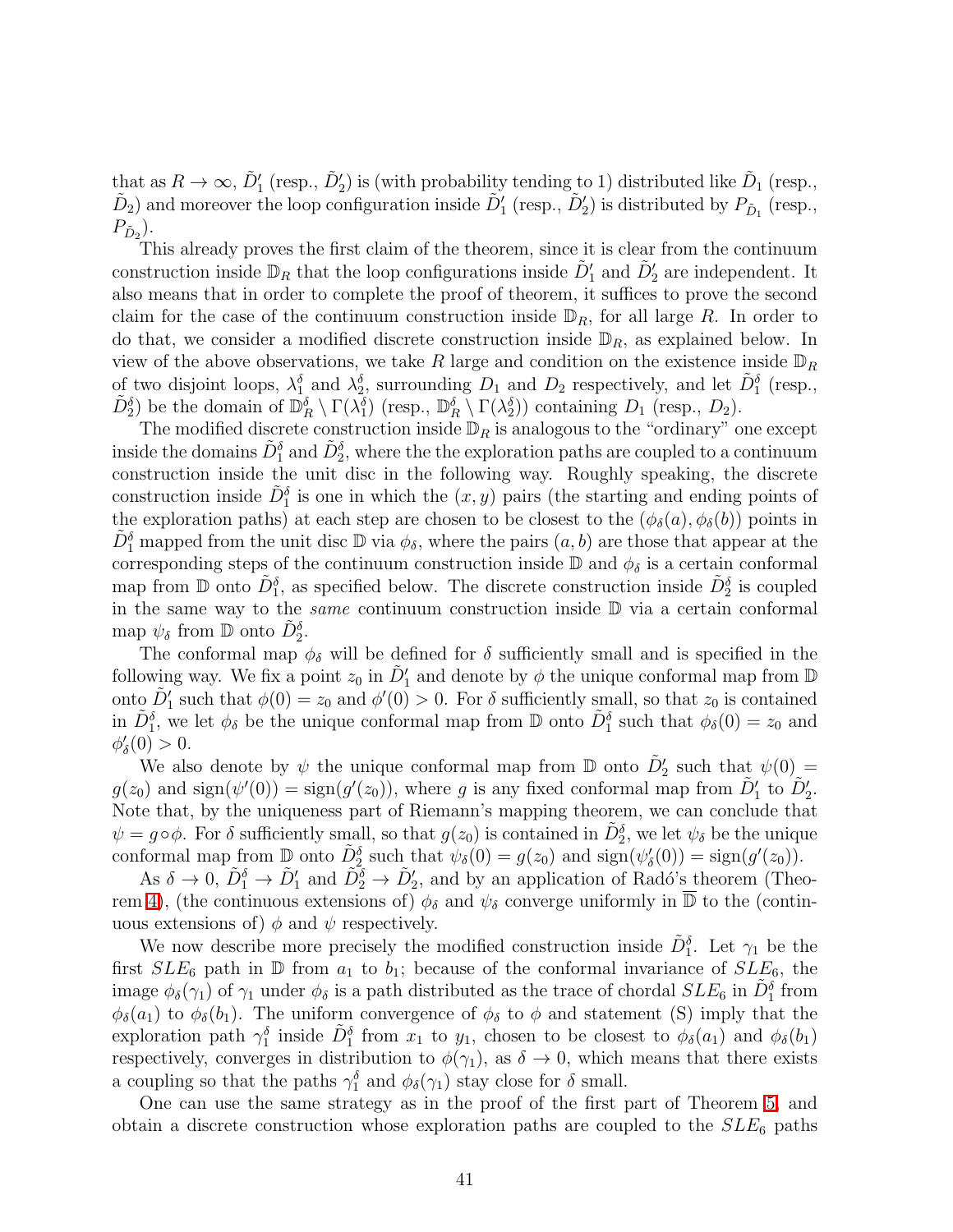that as $R \to \infty$, $\tilde{D}'_1$ (resp., $\tilde{D}'_2$) is (with probability tending to 1) distributed like $\tilde{D}_1$ (resp., $\tilde{D}_2$) and moreover the loop configuration inside $\tilde{D}'_1$ (resp., $\tilde{D}'_2$) is distributed by $P_{\tilde{D}_1}$ (resp., $P_{\tilde{D}_2}$).

This already proves the first claim of the theorem, since it is clear from the continuum construction inside $\mathbb{D}_R$ that the loop configurations inside $\tilde{D}'_1$ and $\tilde{D}'_2$ are independent. It also means that in order to complete the proof of theorem, it suffices to prove the second claim for the case of the continuum construction inside $\mathbb{D}_R$, for all large $R$. In order to do that, we consider a modified discrete construction inside $\mathbb{D}_R$, as explained below. In view of the above observations, we take $R$ large and condition on the existence inside $\mathbb{D}_R$ of two disjoint loops, $\lambda^\delta_1$ and $\lambda^\delta_2$, surrounding $D_1$ and $D_2$ respectively, and let $\tilde{D}^\delta_1$ (resp., $\tilde{D}^\delta_2$) be the domain of $\mathbb{D}^\delta_R \setminus \Gamma(\lambda^\delta_1)$ (resp., $\mathbb{D}^\delta_R \setminus \Gamma(\lambda^\delta_2)$) containing $D_1$ (resp., $D_2$).

The modified discrete construction inside $\mathbb{D}_R$ is analogous to the "ordinary" one except inside the domains $\tilde{D}^\delta_1$ and $\tilde{D}^\delta_2$, where the the exploration paths are coupled to a continuum construction inside the unit disc in the following way. Roughly speaking, the discrete construction inside $\tilde{D}^\delta_1$ is one in which the $(x, y)$ pairs (the starting and ending points of the exploration paths) at each step are chosen to be closest to the $(\phi_\delta(a), \phi_\delta(b))$ points in $\tilde{D}^\delta_1$ mapped from the unit disc $\mathbb{D}$ via $\phi_\delta$, where the pairs $(a, b)$ are those that appear at the corresponding steps of the continuum construction inside $\mathbb{D}$ and $\phi_\delta$ is a certain conformal map from $\mathbb{D}$ onto $\tilde{D}^\delta_1$, as specified below. The discrete construction inside $\tilde{D}^\delta_2$ is coupled in the same way to the *same* continuum construction inside $\mathbb{D}$ via a certain conformal map $\psi_\delta$ from $\mathbb{D}$ onto $\tilde{D}^\delta_2$.

The conformal map $\phi_\delta$ will be defined for $\delta$ sufficiently small and is specified in the following way. We fix a point $z_0$ in $\tilde{D}'_1$ and denote by $\phi$ the unique conformal map from $\mathbb{D}$ onto $\tilde{D}'_1$ such that $\phi(0) = z_0$ and $\phi'(0) > 0$. For $\delta$ sufficiently small, so that $z_0$ is contained in $\tilde{D}^\delta_1$, we let $\phi_\delta$ be the unique conformal map from $\mathbb{D}$ onto $\tilde{D}^\delta_1$ such that $\phi_\delta(0) = z_0$ and $\phi'_\delta(0) > 0$.

We also denote by $\psi$ the unique conformal map from $\mathbb{D}$ onto $\tilde{D}'_2$ such that $\psi(0) = g(z_0)$ and $\text{sign}(\psi'(0)) = \text{sign}(g'(z_0))$, where $g$ is any fixed conformal map from $\tilde{D}'_1$ to $\tilde{D}'_2$. Note that, by the uniqueness part of Riemann's mapping theorem, we can conclude that $\psi = g \circ \phi$. For $\delta$ sufficiently small, so that $g(z_0)$ is contained in $\tilde{D}^\delta_2$, we let $\psi_\delta$ be the unique conformal map from $\mathbb{D}$ onto $\tilde{D}^\delta_2$ such that $\psi_\delta(0) = g(z_0)$ and $\text{sign}(\psi'_\delta(0)) = \text{sign}(g'(z_0))$.

As $\delta \to 0$, $\tilde{D}^\delta_1 \to \tilde{D}'_1$ and $\tilde{D}^\delta_2 \to \tilde{D}'_2$, and by an application of Radó's theorem (Theorem 4), (the continuous extensions of) $\phi_\delta$ and $\psi_\delta$ converge uniformly in $\overline{\mathbb{D}}$ to the (continuous extensions of) $\phi$ and $\psi$ respectively.

We now describe more precisely the modified construction inside $\tilde{D}^\delta_1$. Let $\gamma_1$ be the first $SLE_6$ path in $\mathbb{D}$ from $a_1$ to $b_1$; because of the conformal invariance of $SLE_6$, the image $\phi_\delta(\gamma_1)$ of $\gamma_1$ under $\phi_\delta$ is a path distributed as the trace of chordal $SLE_6$ in $\tilde{D}^\delta_1$ from $\phi_\delta(a_1)$ to $\phi_\delta(b_1)$. The uniform convergence of $\phi_\delta$ to $\phi$ and statement (S) imply that the exploration path $\gamma^\delta_1$ inside $\tilde{D}^\delta_1$ from $x_1$ to $y_1$, chosen to be closest to $\phi_\delta(a_1)$ and $\phi_\delta(b_1)$ respectively, converges in distribution to $\phi(\gamma_1)$, as $\delta \to 0$, which means that there exists a coupling so that the paths $\gamma^\delta_1$ and $\phi_\delta(\gamma_1)$ stay close for $\delta$ small.

One can use the same strategy as in the proof of the first part of Theorem 5, and obtain a discrete construction whose exploration paths are coupled to the $SLE_6$ paths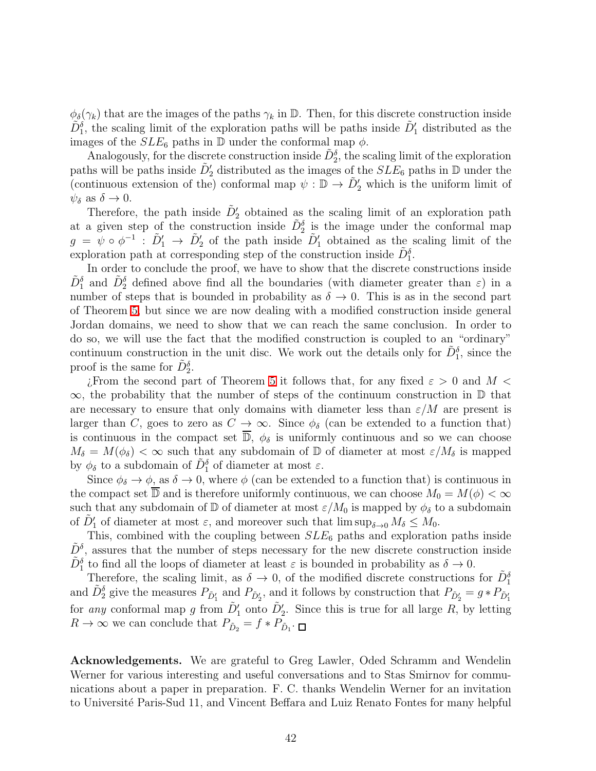$\phi_\delta(\gamma_k)$ that are the images of the paths $\gamma_k$ in $\mathbb{D}$. Then, for this discrete construction inside $\tilde{D}_1^\delta$, the scaling limit of the exploration paths will be paths inside $\tilde{D}'_1$ distributed as the images of the $SLE_6$ paths in $\mathbb{D}$ under the conformal map $\phi$.

Analogously, for the discrete construction inside $\tilde{D}_2^\delta$, the scaling limit of the exploration paths will be paths inside $\tilde{D}'_2$ distributed as the images of the $SLE_6$ paths in $\mathbb{D}$ under the (continuous extension of the) conformal map $\psi : \mathbb{D} \to \tilde{D}'_2$ which is the uniform limit of $\psi_\delta$ as $\delta \to 0$.

Therefore, the path inside $\tilde{D}'_2$ obtained as the scaling limit of an exploration path at a given step of the construction inside $\tilde{D}_2^\delta$ is the image under the conformal map $g = \psi \circ \phi^{-1} : \tilde{D}'_1 \to \tilde{D}'_2$ of the path inside $\tilde{D}'_1$ obtained as the scaling limit of the exploration path at corresponding step of the construction inside $\tilde{D}_1^\delta$.

In order to conclude the proof, we have to show that the discrete constructions inside $\tilde{D}_1^\delta$ and $\tilde{D}_2^\delta$ defined above find all the boundaries (with diameter greater than $\varepsilon$) in a number of steps that is bounded in probability as $\delta \to 0$. This is as in the second part of Theorem 5, but since we are now dealing with a modified construction inside general Jordan domains, we need to show that we can reach the same conclusion. In order to do so, we will use the fact that the modified construction is coupled to an "ordinary" continuum construction in the unit disc. We work out the details only for $\tilde{D}_1^\delta$, since the proof is the same for $\tilde{D}_2^\delta$.

¿From the second part of Theorem 5 it follows that, for any fixed $\varepsilon > 0$ and $M < \infty$, the probability that the number of steps of the continuum construction in $\mathbb{D}$ that are necessary to ensure that only domains with diameter less than $\varepsilon/M$ are present is larger than $C$, goes to zero as $C \to \infty$. Since $\phi_\delta$ (can be extended to a function that) is continuous in the compact set $\overline{\mathbb{D}}$, $\phi_\delta$ is uniformly continuous and so we can choose $M_\delta = M(\phi_\delta) < \infty$ such that any subdomain of $\mathbb{D}$ of diameter at most $\varepsilon/M_\delta$ is mapped by $\phi_\delta$ to a subdomain of $\tilde{D}_1^\delta$ of diameter at most $\varepsilon$.

Since $\phi_\delta \to \phi$, as $\delta \to 0$, where $\phi$ (can be extended to a function that) is continuous in the compact set $\overline{\mathbb{D}}$ and is therefore uniformly continuous, we can choose $M_0 = M(\phi) < \infty$ such that any subdomain of $\mathbb{D}$ of diameter at most $\varepsilon/M_0$ is mapped by $\phi_\delta$ to a subdomain of $\tilde{D}'_1$ of diameter at most $\varepsilon$, and moreover such that $\limsup_{\delta \to 0} M_\delta \leq M_0$.

This, combined with the coupling between $SLE_6$ paths and exploration paths inside $\tilde{D}^\delta$, assures that the number of steps necessary for the new discrete construction inside $\tilde{D}_1^\delta$ to find all the loops of diameter at least $\varepsilon$ is bounded in probability as $\delta \to 0$.

Therefore, the scaling limit, as $\delta \to 0$, of the modified discrete constructions for $\tilde{D}_1^\delta$ and $\tilde{D}_2^\delta$ give the measures $P_{\tilde{D}'_1}$ and $P_{\tilde{D}'_2}$, and it follows by construction that $P_{\tilde{D}'_2} = g * P_{\tilde{D}'_1}$ for *any* conformal map $g$ from $\tilde{D}'_1$ onto $\tilde{D}'_2$. Since this is true for all large $R$, by letting $R \to \infty$ we can conclude that $P_{\tilde{D}_2} = f * P_{\tilde{D}_1}$. □

**Acknowledgements.** We are grateful to Greg Lawler, Oded Schramm and Wendelin Werner for various interesting and useful conversations and to Stas Smirnov for communications about a paper in preparation. F. C. thanks Wendelin Werner for an invitation to Université Paris-Sud 11, and Vincent Beffara and Luiz Renato Fontes for many helpful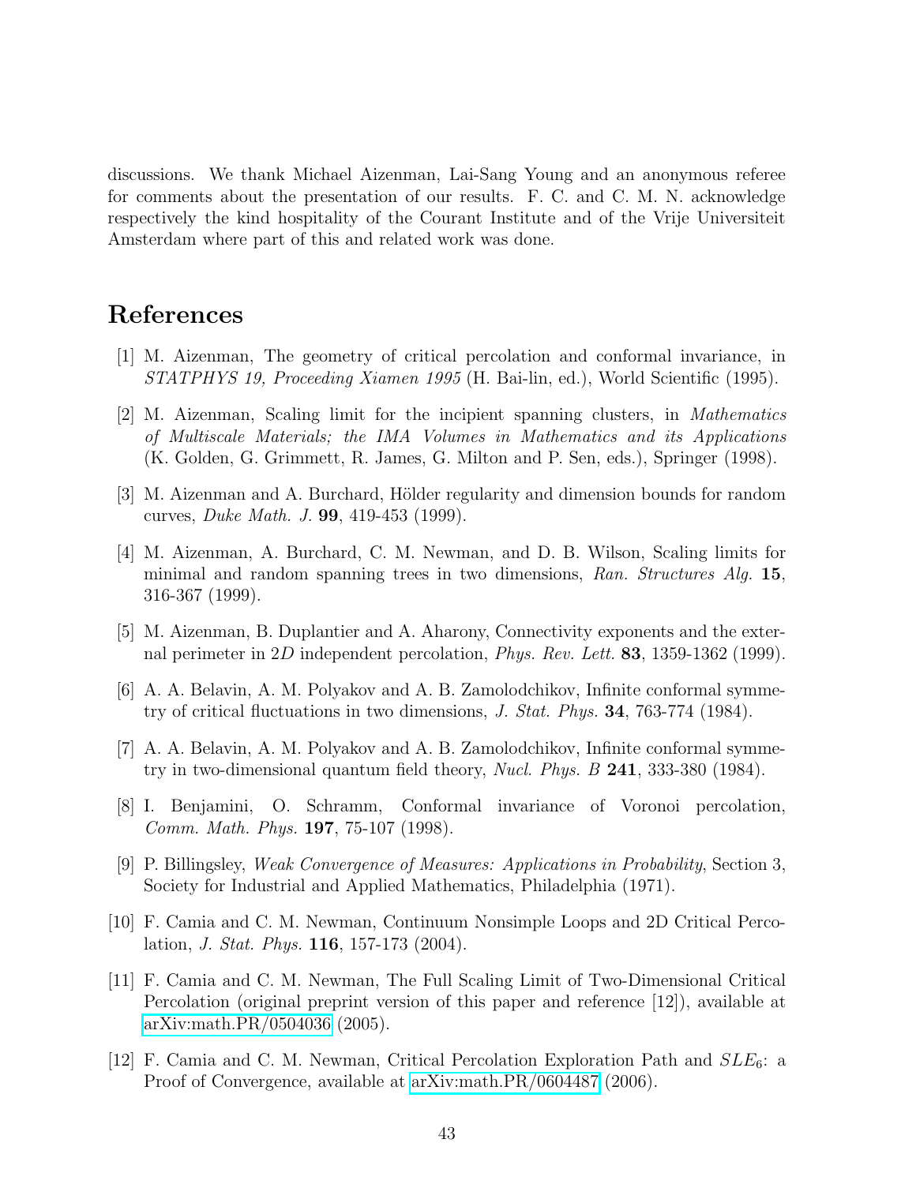discussions. We thank Michael Aizenman, Lai-Sang Young and an anonymous referee for comments about the presentation of our results. F. C. and C. M. N. acknowledge respectively the kind hospitality of the Courant Institute and of the Vrije Universiteit Amsterdam where part of this and related work was done.

# References

[1] M. Aizenman, The geometry of critical percolation and conformal invariance, in *STATPHYS 19, Proceeding Xiamen 1995* (H. Bai-lin, ed.), World Scientific (1995).

[2] M. Aizenman, Scaling limit for the incipient spanning clusters, in *Mathematics of Multiscale Materials; the IMA Volumes in Mathematics and its Applications* (K. Golden, G. Grimmett, R. James, G. Milton and P. Sen, eds.), Springer (1998).

[3] M. Aizenman and A. Burchard, Hölder regularity and dimension bounds for random curves, *Duke Math. J.* **99**, 419-453 (1999).

[4] M. Aizenman, A. Burchard, C. M. Newman, and D. B. Wilson, Scaling limits for minimal and random spanning trees in two dimensions, *Ran. Structures Alg.* **15**, 316-367 (1999).

[5] M. Aizenman, B. Duplantier and A. Aharony, Connectivity exponents and the external perimeter in $2D$ independent percolation, *Phys. Rev. Lett.* **83**, 1359-1362 (1999).

[6] A. A. Belavin, A. M. Polyakov and A. B. Zamolodchikov, Infinite conformal symmetry of critical fluctuations in two dimensions, *J. Stat. Phys.* **34**, 763-774 (1984).

[7] A. A. Belavin, A. M. Polyakov and A. B. Zamolodchikov, Infinite conformal symmetry in two-dimensional quantum field theory, *Nucl. Phys. B* **241**, 333-380 (1984).

[8] I. Benjamini, O. Schramm, Conformal invariance of Voronoi percolation, *Comm. Math. Phys.* **197**, 75-107 (1998).

[9] P. Billingsley, *Weak Convergence of Measures: Applications in Probability*, Section 3, Society for Industrial and Applied Mathematics, Philadelphia (1971).

[10] F. Camia and C. M. Newman, Continuum Nonsimple Loops and 2D Critical Percolation, *J. Stat. Phys.* **116**, 157-173 (2004).

[11] F. Camia and C. M. Newman, The Full Scaling Limit of Two-Dimensional Critical Percolation (original preprint version of this paper and reference [12]), available at arXiv:math.PR/0504036 (2005).

[12] F. Camia and C. M. Newman, Critical Percolation Exploration Path and $SLE_6$: a Proof of Convergence, available at arXiv:math.PR/0604487 (2006).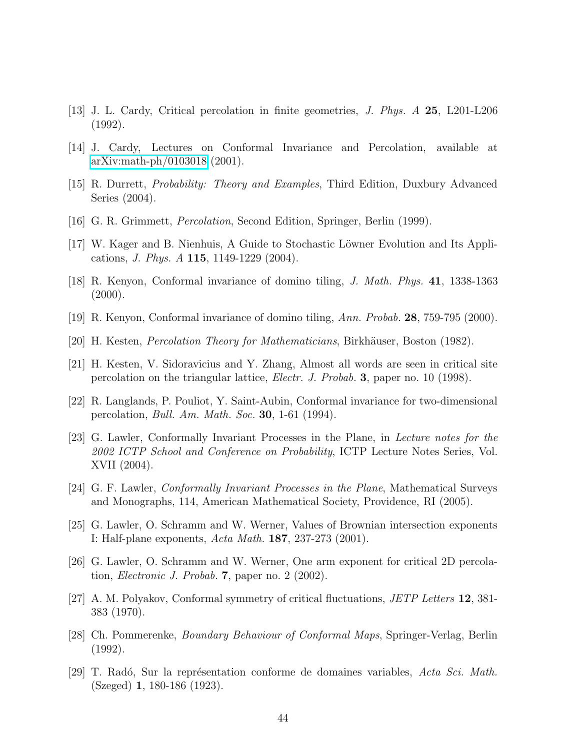[13] J. L. Cardy, Critical percolation in finite geometries, *J. Phys. A* **25**, L201-L206 (1992).

[14] J. Cardy, Lectures on Conformal Invariance and Percolation, available at arXiv:math-ph/0103018 (2001).

[15] R. Durrett, *Probability: Theory and Examples*, Third Edition, Duxbury Advanced Series (2004).

[16] G. R. Grimmett, *Percolation*, Second Edition, Springer, Berlin (1999).

[17] W. Kager and B. Nienhuis, A Guide to Stochastic Löwner Evolution and Its Applications, *J. Phys. A* **115**, 1149-1229 (2004).

[18] R. Kenyon, Conformal invariance of domino tiling, *J. Math. Phys.* **41**, 1338-1363 (2000).

[19] R. Kenyon, Conformal invariance of domino tiling, *Ann. Probab.* **28**, 759-795 (2000).

[20] H. Kesten, *Percolation Theory for Mathematicians*, Birkhäuser, Boston (1982).

[21] H. Kesten, V. Sidoravicius and Y. Zhang, Almost all words are seen in critical site percolation on the triangular lattice, *Electr. J. Probab.* **3**, paper no. 10 (1998).

[22] R. Langlands, P. Pouliot, Y. Saint-Aubin, Conformal invariance for two-dimensional percolation, *Bull. Am. Math. Soc.* **30**, 1-61 (1994).

[23] G. Lawler, Conformally Invariant Processes in the Plane, in *Lecture notes for the 2002 ICTP School and Conference on Probability*, ICTP Lecture Notes Series, Vol. XVII (2004).

[24] G. F. Lawler, *Conformally Invariant Processes in the Plane*, Mathematical Surveys and Monographs, 114, American Mathematical Society, Providence, RI (2005).

[25] G. Lawler, O. Schramm and W. Werner, Values of Brownian intersection exponents I: Half-plane exponents, *Acta Math.* **187**, 237-273 (2001).

[26] G. Lawler, O. Schramm and W. Werner, One arm exponent for critical 2D percolation, *Electronic J. Probab.* **7**, paper no. 2 (2002).

[27] A. M. Polyakov, Conformal symmetry of critical fluctuations, *JETP Letters* **12**, 381-383 (1970).

[28] Ch. Pommerenke, *Boundary Behaviour of Conformal Maps*, Springer-Verlag, Berlin (1992).

[29] T. Radó, Sur la représentation conforme de domaines variables, *Acta Sci. Math.* (Szeged) **1**, 180-186 (1923).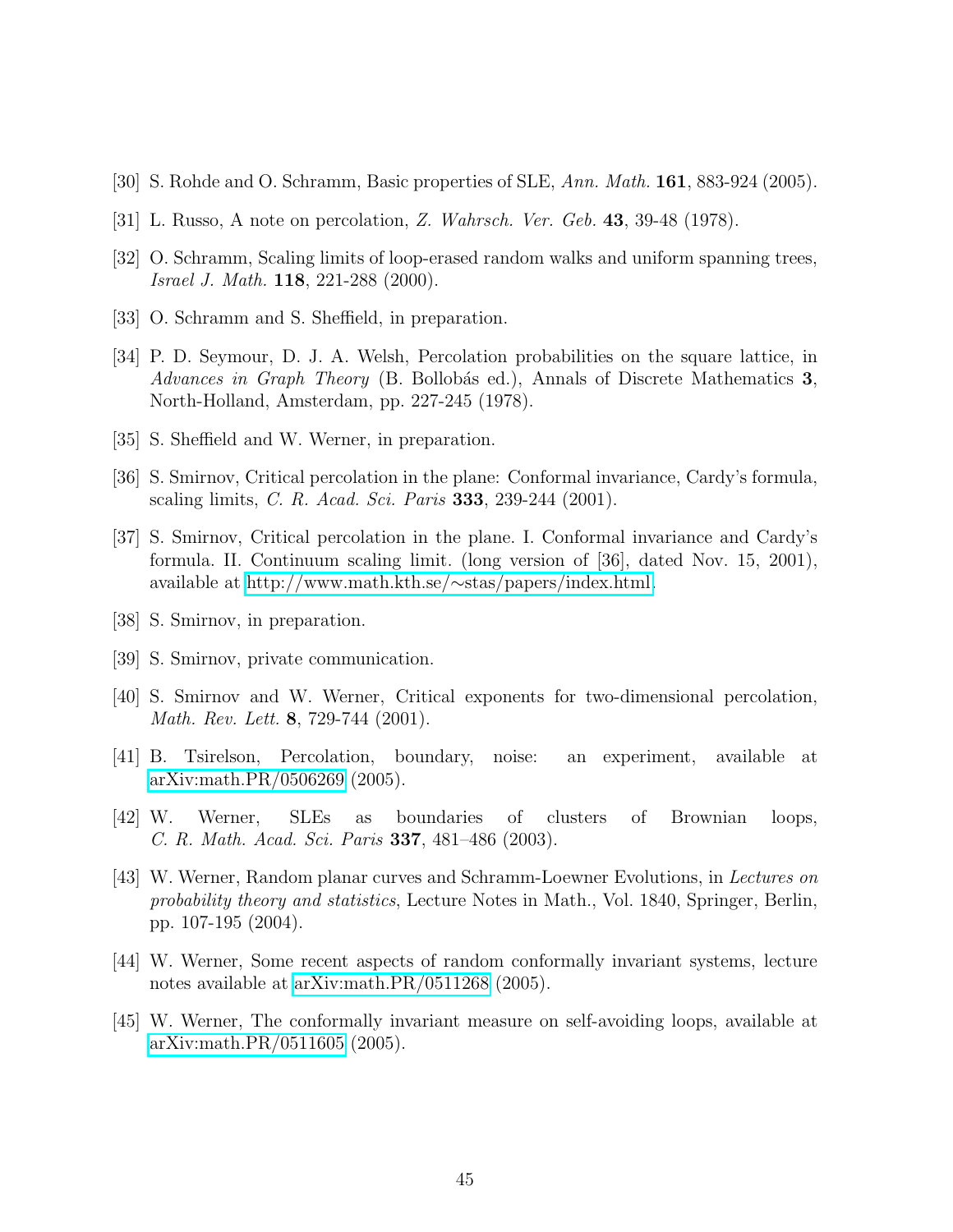[30] S. Rohde and O. Schramm, Basic properties of SLE, *Ann. Math.* **161**, 883-924 (2005).

[31] L. Russo, A note on percolation, *Z. Wahrsch. Ver. Geb.* **43**, 39-48 (1978).

[32] O. Schramm, Scaling limits of loop-erased random walks and uniform spanning trees, *Israel J. Math.* **118**, 221-288 (2000).

[33] O. Schramm and S. Sheffield, in preparation.

[34] P. D. Seymour, D. J. A. Welsh, Percolation probabilities on the square lattice, in *Advances in Graph Theory* (B. Bollobás ed.), Annals of Discrete Mathematics **3**, North-Holland, Amsterdam, pp. 227-245 (1978).

[35] S. Sheffield and W. Werner, in preparation.

[36] S. Smirnov, Critical percolation in the plane: Conformal invariance, Cardy's formula, scaling limits, *C. R. Acad. Sci. Paris* **333**, 239-244 (2001).

[37] S. Smirnov, Critical percolation in the plane. I. Conformal invariance and Cardy's formula. II. Continuum scaling limit. (long version of [36], dated Nov. 15, 2001), available at http://www.math.kth.se/∼stas/papers/index.html.

[38] S. Smirnov, in preparation.

[39] S. Smirnov, private communication.

[40] S. Smirnov and W. Werner, Critical exponents for two-dimensional percolation, *Math. Rev. Lett.* **8**, 729-744 (2001).

[41] B. Tsirelson, Percolation, boundary, noise: an experiment, available at arXiv:math.PR/0506269 (2005).

[42] W. Werner, SLEs as boundaries of clusters of Brownian loops, *C. R. Math. Acad. Sci. Paris* **337**, 481–486 (2003).

[43] W. Werner, Random planar curves and Schramm-Loewner Evolutions, in *Lectures on probability theory and statistics*, Lecture Notes in Math., Vol. 1840, Springer, Berlin, pp. 107-195 (2004).

[44] W. Werner, Some recent aspects of random conformally invariant systems, lecture notes available at arXiv:math.PR/0511268 (2005).

[45] W. Werner, The conformally invariant measure on self-avoiding loops, available at arXiv:math.PR/0511605 (2005).